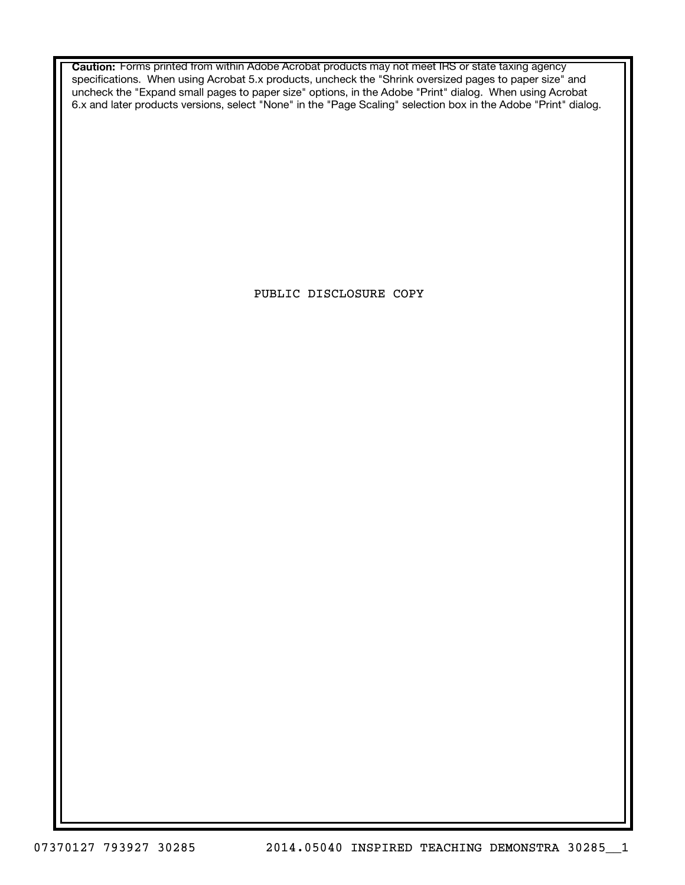**Caution:** Forms printed from within Adobe Acrobat products may not meet IRS or state taxing agency specifications. When using Acrobat 5.x products, uncheck the "Shrink oversized pages to paper size" and uncheck the "Expand small pages to paper size" options, in the Adobe "Print" dialog. When using Acrobat 6.x and later products versions, select "None" in the "Page Scaling" selection box in the Adobe "Print" dialog.

PUBLIC DISCLOSURE COPY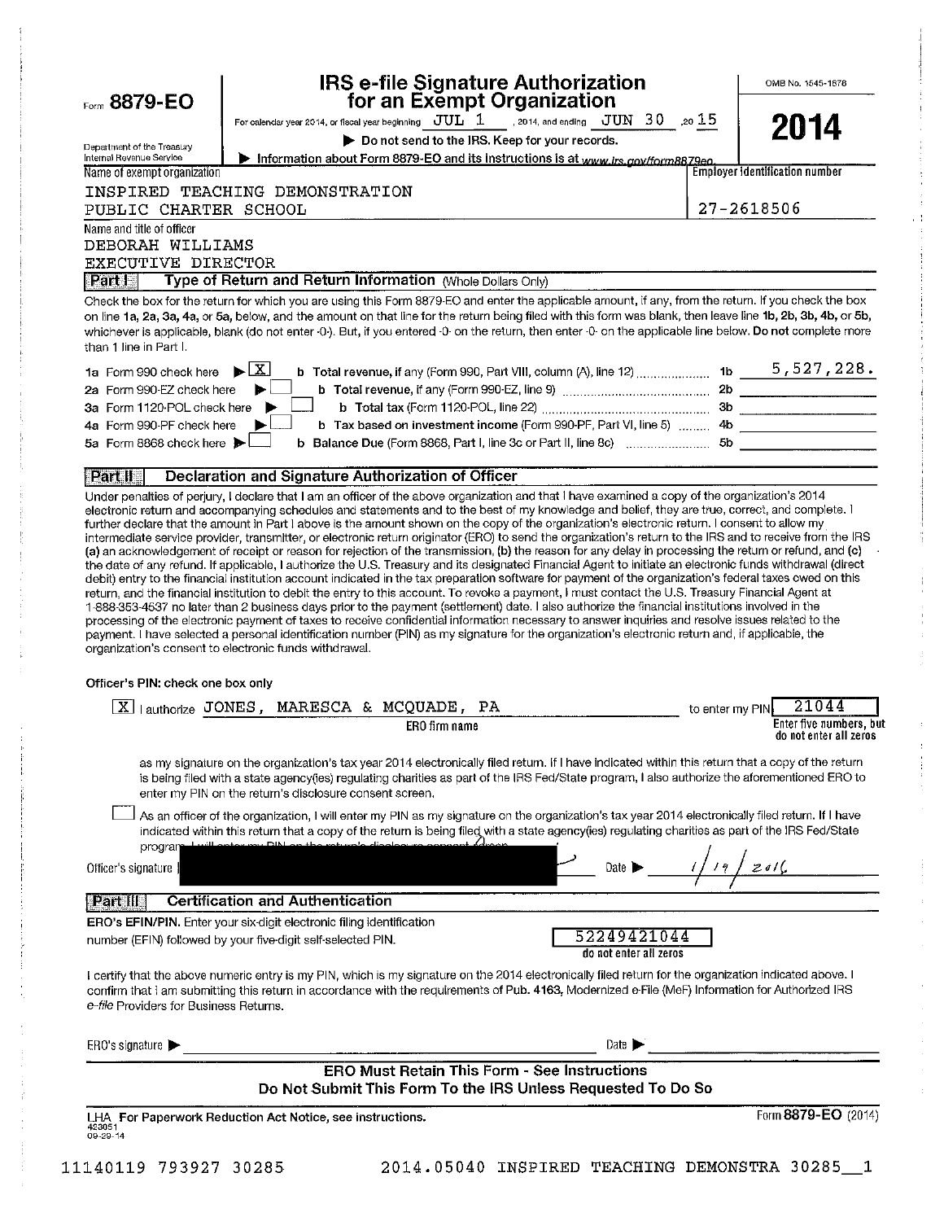Form **8879-EO**

Department of the Treasury
Internal Revenue Service

# IRS e-file Signature Authorization for an Exempt Organization

For calendar year 2014, or fiscal year beginning JUL 1, 2014, and ending JUN 30, 20 15

▶ Do not send to the IRS. Keep for your records.

▶ Information about Form 8879-EO and its instructions is at www.irs.gov/form8879eo.

OMB No. 1545-1878

**2014**

Name of exempt organization: INSPIRED TEACHING DEMONSTRATION PUBLIC CHARTER SCHOOL

Employer identification number: 27-2618506

Name and title of officer: DEBORAH WILLIAMS, EXECUTIVE DIRECTOR

## Part I — Type of Return and Return Information (Whole Dollars Only)

Check the box for the return for which you are using this Form 8879-EO and enter the applicable amount, if any, from the return. If you check the box on line 1a, 2a, 3a, 4a, or 5a, below, and the amount on that line for the return being filed with this form was blank, then leave line 1b, 2b, 3b, 4b, or 5b, whichever is applicable, blank (do not enter -0-). But, if you entered -0- on the return, then enter -0- on the applicable line below. **Do not** complete more than 1 line in Part I.

| | | | |
|---|---|---|---|
| 1a Form 990 check here ▶ [X] | b Total revenue, if any (Form 990, Part VIII, column (A), line 12) | 1b | 5,527,228. |
| 2a Form 990-EZ check here ▶ [ ] | b Total revenue, if any (Form 990-EZ, line 9) | 2b | |
| 3a Form 1120-POL check here ▶ [ ] | b Total tax (Form 1120-POL, line 22) | 3b | |
| 4a Form 990-PF check here ▶ [ ] | b Tax based on investment income (Form 990-PF, Part VI, line 5) | 4b | |
| 5a Form 8868 check here ▶ [ ] | b Balance Due (Form 8868, Part I, line 3c or Part II, line 8c) | 5b | |

## Part II — Declaration and Signature Authorization of Officer

Under penalties of perjury, I declare that I am an officer of the above organization and that I have examined a copy of the organization's 2014 electronic return and accompanying schedules and statements and to the best of my knowledge and belief, they are true, correct, and complete. I further declare that the amount in Part I above is the amount shown on the copy of the organization's electronic return. I consent to allow my intermediate service provider, transmitter, or electronic return originator (ERO) to send the organization's return to the IRS and to receive from the IRS (a) an acknowledgement of receipt or reason for rejection of the transmission, (b) the reason for any delay in processing the return or refund, and (c) the date of any refund. If applicable, I authorize the U.S. Treasury and its designated Financial Agent to initiate an electronic funds withdrawal (direct debit) entry to the financial institution account indicated in the tax preparation software for payment of the organization's federal taxes owed on this return, and the financial institution to debit the entry to this account. To revoke a payment, I must contact the U.S. Treasury Financial Agent at 1-888-353-4537 no later than 2 business days prior to the payment (settlement) date. I also authorize the financial institutions involved in the processing of the electronic payment of taxes to receive confidential information necessary to answer inquiries and resolve issues related to the payment. I have selected a personal identification number (PIN) as my signature for the organization's electronic return and, if applicable, the organization's consent to electronic funds withdrawal.

**Officer's PIN: check one box only**

[X] I authorize JONES, MARESCA & MCQUADE, PA (ERO firm name) to enter my PIN 21044 (Enter five numbers, but do not enter all zeros)

as my signature on the organization's tax year 2014 electronically filed return. If I have indicated within this return that a copy of the return is being filed with a state agency(ies) regulating charities as part of the IRS Fed/State program, I also authorize the aforementioned ERO to enter my PIN on the return's disclosure consent screen.

[ ] As an officer of the organization, I will enter my PIN as my signature on the organization's tax year 2014 electronically filed return. If I have indicated within this return that a copy of the return is being filed with a state agency(ies) regulating charities as part of the IRS Fed/State program, I will enter my PIN on the return's disclosure consent screen.

Officer's signature ▶ [redacted] Date ▶ 1/19/2016

## Part III — Certification and Authentication

**ERO's EFIN/PIN.** Enter your six-digit electronic filing identification number (EFIN) followed by your five-digit self-selected PIN.

52249421044 (do not enter all zeros)

I certify that the above numeric entry is my PIN, which is my signature on the 2014 electronically filed return for the organization indicated above. I confirm that I am submitting this return in accordance with the requirements of Pub. 4163, Modernized e-File (MeF) Information for Authorized IRS *e-file* Providers for Business Returns.

ERO's signature ▶ ________________ Date ▶ ________________

**ERO Must Retain This Form - See Instructions**

**Do Not Submit This Form To the IRS Unless Requested To Do So**

LHA For Paperwork Reduction Act Notice, see instructions.

423051 09-29-14

Form **8879-EO** (2014)

11140119 793927 30285    2014.05040 INSPIRED TEACHING DEMONSTRA 30285__1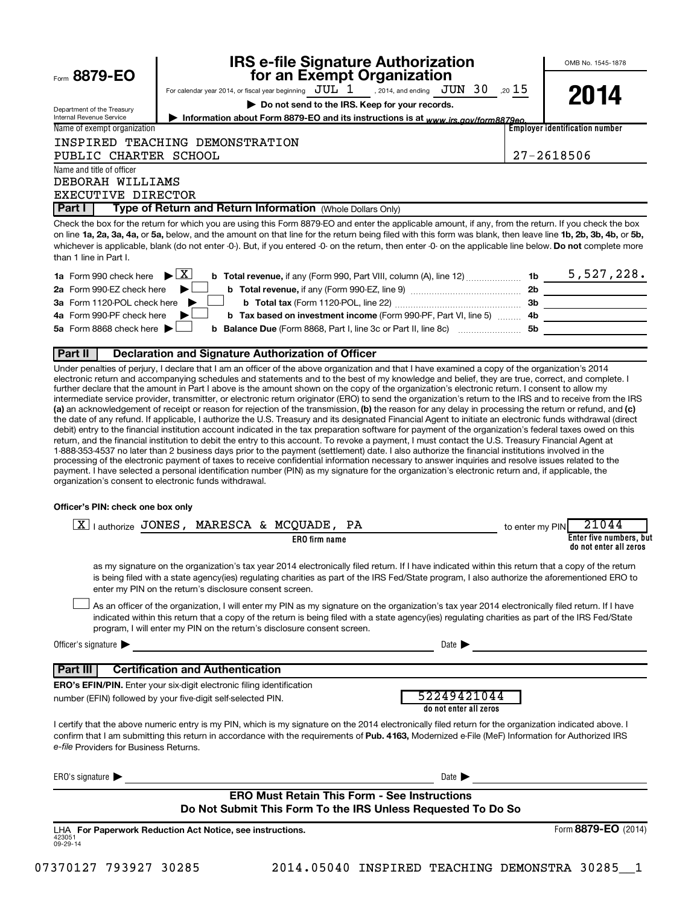Form **8879-EO**

Department of the Treasury
Internal Revenue Service

# IRS e-file Signature Authorization for an Exempt Organization

For calendar year 2014, or fiscal year beginning JUL 1, 2014, and ending JUN 30, 20 15

▶ **Do not send to the IRS. Keep for your records.**

▶ **Information about Form 8879-EO and its instructions is at** *www.irs.gov/form8879eo.*

OMB No. 1545-1878

**2014**

Name of exempt organization: INSPIRED TEACHING DEMONSTRATION PUBLIC CHARTER SCHOOL

Employer identification number: 27-2618506

Name and title of officer: DEBORAH WILLIAMS, EXECUTIVE DIRECTOR

## Part I — Type of Return and Return Information (Whole Dollars Only)

Check the box for the return for which you are using this Form 8879-EO and enter the applicable amount, if any, from the return. If you check the box on line **1a, 2a, 3a, 4a,** or **5a,** below, and the amount on that line for the return being filed with this form was blank, then leave line **1b, 2b, 3b, 4b,** or **5b,** whichever is applicable, blank (do not enter -0-). But, if you entered -0- on the return, then enter -0- on the applicable line below. **Do not** complete more than 1 line in Part I.

| | | | | |
|---|---|---|---|---|
| **1a** Form 990 check here ▶ | X | **b Total revenue,** if any (Form 990, Part VIII, column (A), line 12) | **1b** | 5,527,228. |
| **2a** Form 990-EZ check here ▶ | | **b Total revenue,** if any (Form 990-EZ, line 9) | **2b** | |
| **3a** Form 1120-POL check here ▶ | | **b Total tax** (Form 1120-POL, line 22) | **3b** | |
| **4a** Form 990-PF check here ▶ | | **b Tax based on investment income** (Form 990-PF, Part VI, line 5) | **4b** | |
| **5a** Form 8868 check here ▶ | | **b Balance Due** (Form 8868, Part I, line 3c or Part II, line 8c) | **5b** | |

## Part II — Declaration and Signature Authorization of Officer

Under penalties of perjury, I declare that I am an officer of the above organization and that I have examined a copy of the organization's 2014 electronic return and accompanying schedules and statements and to the best of my knowledge and belief, they are true, correct, and complete. I further declare that the amount in Part I above is the amount shown on the copy of the organization's electronic return. I consent to allow my intermediate service provider, transmitter, or electronic return originator (ERO) to send the organization's return to the IRS and to receive from the IRS **(a)** an acknowledgement of receipt or reason for rejection of the transmission, **(b)** the reason for any delay in processing the return or refund, and **(c)** the date of any refund. If applicable, I authorize the U.S. Treasury and its designated Financial Agent to initiate an electronic funds withdrawal (direct debit) entry to the financial institution account indicated in the tax preparation software for payment of the organization's federal taxes owed on this return, and the financial institution to debit the entry to this account. To revoke a payment, I must contact the U.S. Treasury Financial Agent at 1-888-353-4537 no later than 2 business days prior to the payment (settlement) date. I also authorize the financial institutions involved in the processing of the electronic payment of taxes to receive confidential information necessary to answer inquiries and resolve issues related to the payment. I have selected a personal identification number (PIN) as my signature for the organization's electronic return and, if applicable, the organization's consent to electronic funds withdrawal.

**Officer's PIN: check one box only**

[X] I authorize JONES, MARESCA & MCQUADE, PA (ERO firm name) to enter my PIN 21044 (Enter five numbers, but do not enter all zeros)

as my signature on the organization's tax year 2014 electronically filed return. If I have indicated within this return that a copy of the return is being filed with a state agency(ies) regulating charities as part of the IRS Fed/State program, I also authorize the aforementioned ERO to enter my PIN on the return's disclosure consent screen.

[ ] As an officer of the organization, I will enter my PIN as my signature on the organization's tax year 2014 electronically filed return. If I have indicated within this return that a copy of the return is being filed with a state agency(ies) regulating charities as part of the IRS Fed/State program, I will enter my PIN on the return's disclosure consent screen.

Officer's signature ▶ ______________________ Date ▶ ______________

## Part III — Certification and Authentication

**ERO's EFIN/PIN.** Enter your six-digit electronic filing identification number (EFIN) followed by your five-digit self-selected PIN.

52249421044 (do not enter all zeros)

I certify that the above numeric entry is my PIN, which is my signature on the 2014 electronically filed return for the organization indicated above. I confirm that I am submitting this return in accordance with the requirements of **Pub. 4163,** Modernized e-File (MeF) Information for Authorized IRS *e-file* Providers for Business Returns.

ERO's signature ▶ ______________________ Date ▶ ______________

**ERO Must Retain This Form - See Instructions**

**Do Not Submit This Form To the IRS Unless Requested To Do So**

LHA **For Paperwork Reduction Act Notice, see instructions.**

423051
09-29-14

Form **8879-EO** (2014)

07370127 793927 30285 2014.05040 INSPIRED TEACHING DEMONSTRA 30285__1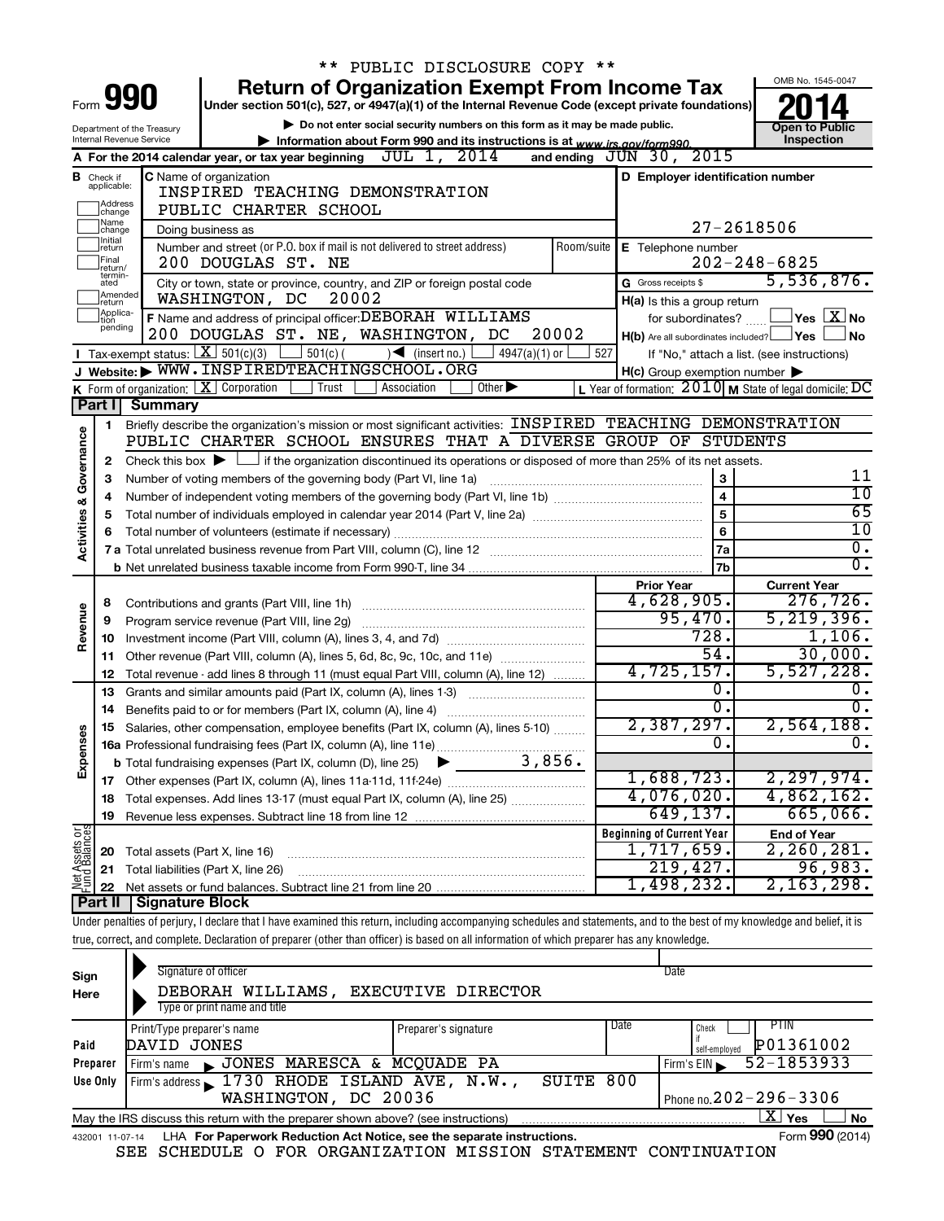\*\* PUBLIC DISCLOSURE COPY \*\*

# Form 990 — Return of Organization Exempt From Income Tax

Under section 501(c), 527, or 4947(a)(1) of the Internal Revenue Code (except private foundations)

▶ Do not enter social security numbers on this form as it may be made public.

▶ Information about Form 990 and its instructions is at www.irs.gov/form990.

Department of the Treasury
Internal Revenue Service

OMB No. 1545-0047

**2014**

**Open to Public Inspection**

**A** For the 2014 calendar year, or tax year beginning JUL 1, 2014 and ending JUN 30, 2015

**B** Check if applicable: Address change; Name change; Initial return; Final return/terminated; Amended return; Application pending

**C** Name of organization: INSPIRED TEACHING DEMONSTRATION PUBLIC CHARTER SCHOOL

Doing business as

Number and street (or P.O. box if mail is not delivered to street address): 200 DOUGLAS ST. NE — Room/suite

City or town, state or province, country, and ZIP or foreign postal code: WASHINGTON, DC 20002

**D** Employer identification number: 27-2618506

**E** Telephone number: 202-248-6825

**G** Gross receipts $ 5,536,876.

**F** Name and address of principal officer: DEBORAH WILLIAMS, 200 DOUGLAS ST. NE, WASHINGTON, DC 20002

**H(a)** Is this a group return for subordinates? ☐ Yes ☒ No

**H(b)** Are all subordinates included? ☐ Yes ☐ No — If "No," attach a list. (see instructions)

**I** Tax-exempt status: ☒ 501(c)(3) ☐ 501(c)( ) ◀ (insert no.) ☐ 4947(a)(1) or ☐ 527

**J** Website: ▶ WWW.INSPIREDTEACHINGSCHOOL.ORG

**H(c)** Group exemption number ▶

**K** Form of organization: ☒ Corporation ☐ Trust ☐ Association ☐ Other ▶

**L** Year of formation: 2010 **M** State of legal domicile: DC

## Part I Summary

**Activities & Governance**

1. Briefly describe the organization's mission or most significant activities: INSPIRED TEACHING DEMONSTRATION PUBLIC CHARTER SCHOOL ENSURES THAT A DIVERSE GROUP OF STUDENTS
2. Check this box ▶ ☐ if the organization discontinued its operations or disposed of more than 25% of its net assets.

| Line | Description | | Value |
|---|---|---|---|
| 3 | Number of voting members of the governing body (Part VI, line 1a) | 3 | 11 |
| 4 | Number of independent voting members of the governing body (Part VI, line 1b) | 4 | 10 |
| 5 | Total number of individuals employed in calendar year 2014 (Part V, line 2a) | 5 | 65 |
| 6 | Total number of volunteers (estimate if necessary) | 6 | 10 |
| 7a | Total unrelated business revenue from Part VIII, column (C), line 12 | 7a | 0. |
| 7b | Net unrelated business taxable income from Form 990-T, line 34 | 7b | 0. |

| Line | Description | Prior Year | Current Year |
|---|---|---|---|
| **Revenue** | | | |
| 8 | Contributions and grants (Part VIII, line 1h) | 4,628,905. | 276,726. |
| 9 | Program service revenue (Part VIII, line 2g) | 95,470. | 5,219,396. |
| 10 | Investment income (Part VIII, column (A), lines 3, 4, and 7d) | 728. | 1,106. |
| 11 | Other revenue (Part VIII, column (A), lines 5, 6d, 8c, 9c, 10c, and 11e) | 54. | 30,000. |
| 12 | Total revenue - add lines 8 through 11 (must equal Part VIII, column (A), line 12) | 4,725,157. | 5,527,228. |
| **Expenses** | | | |
| 13 | Grants and similar amounts paid (Part IX, column (A), lines 1-3) | 0. | 0. |
| 14 | Benefits paid to or for members (Part IX, column (A), line 4) | 0. | 0. |
| 15 | Salaries, other compensation, employee benefits (Part IX, column (A), lines 5-10) | 2,387,297. | 2,564,188. |
| 16a | Professional fundraising fees (Part IX, column (A), line 11e) | 0. | 0. |
| b | Total fundraising expenses (Part IX, column (D), line 25) ▶ 3,856. | | |
| 17 | Other expenses (Part IX, column (A), lines 11a-11d, 11f-24e) | 1,688,723. | 2,297,974. |
| 18 | Total expenses. Add lines 13-17 (must equal Part IX, column (A), line 25) | 4,076,020. | 4,862,162. |
| 19 | Revenue less expenses. Subtract line 18 from line 12 | 649,137. | 665,066. |
| **Net Assets or Fund Balances** | | **Beginning of Current Year** | **End of Year** |
| 20 | Total assets (Part X, line 16) | 1,717,659. | 2,260,281. |
| 21 | Total liabilities (Part X, line 26) | 219,427. | 96,983. |
| 22 | Net assets or fund balances. Subtract line 21 from line 20 | 1,498,232. | 2,163,298. |

## Part II Signature Block

Under penalties of perjury, I declare that I have examined this return, including accompanying schedules and statements, and to the best of my knowledge and belief, it is true, correct, and complete. Declaration of preparer (other than officer) is based on all information of which preparer has any knowledge.

**Sign Here**

Signature of officer — Date

DEBORAH WILLIAMS, EXECUTIVE DIRECTOR

Type or print name and title

**Paid Preparer Use Only**

| Print/Type preparer's name | Preparer's signature | Date | Check ☐ if self-employed | PTIN |
|---|---|---|---|---|
| DAVID JONES | | | | P01361002 |

Firm's name ▶ JONES MARESCA & MCQUADE PA — Firm's EIN ▶ 52-1853933

Firm's address ▶ 1730 RHODE ISLAND AVE, N.W., SUITE 800, WASHINGTON, DC 20036 — Phone no. 202-296-3306

May the IRS discuss this return with the preparer shown above? (see instructions) ☒ Yes ☐ No

432001 11-07-14 LHA For Paperwork Reduction Act Notice, see the separate instructions. Form **990** (2014)

SEE SCHEDULE O FOR ORGANIZATION MISSION STATEMENT CONTINUATION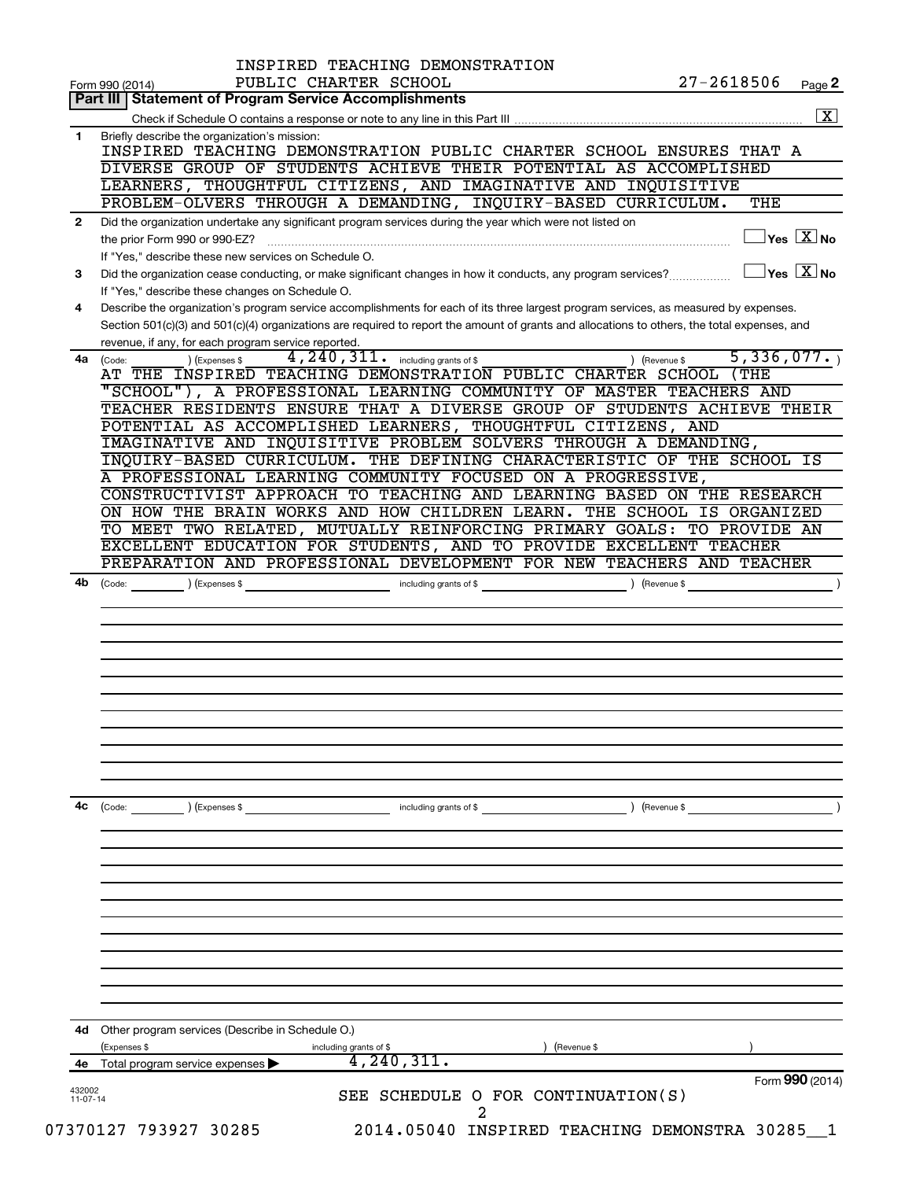INSPIRED TEACHING DEMONSTRATION PUBLIC CHARTER SCHOOL 27-2618506

Form 990 (2014) Page **2**

## Part III | Statement of Program Service Accomplishments

Check if Schedule O contains a response or note to any line in this Part III ..... [X]

**1** Briefly describe the organization's mission:

INSPIRED TEACHING DEMONSTRATION PUBLIC CHARTER SCHOOL ENSURES THAT A DIVERSE GROUP OF STUDENTS ACHIEVE THEIR POTENTIAL AS ACCOMPLISHED LEARNERS, THOUGHTFUL CITIZENS, AND IMAGINATIVE AND INQUISITIVE PROBLEM-OLVERS THROUGH A DEMANDING, INQUIRY-BASED CURRICULUM. THE

**2** Did the organization undertake any significant program services during the year which were not listed on the prior Form 990 or 990-EZ? ..... [ ] Yes [X] No

If "Yes," describe these new services on Schedule O.

**3** Did the organization cease conducting, or make significant changes in how it conducts, any program services? ..... [ ] Yes [X] No

If "Yes," describe these changes on Schedule O.

**4** Describe the organization's program service accomplishments for each of its three largest program services, as measured by expenses. Section 501(c)(3) and 501(c)(4) organizations are required to report the amount of grants and allocations to others, the total expenses, and revenue, if any, for each program service reported.

**4a** (Code: ) (Expenses $ 4,240,311. including grants of $ ) (Revenue $ 5,336,077.)

AT THE INSPIRED TEACHING DEMONSTRATION PUBLIC CHARTER SCHOOL (THE "SCHOOL"), A PROFESSIONAL LEARNING COMMUNITY OF MASTER TEACHERS AND TEACHER RESIDENTS ENSURE THAT A DIVERSE GROUP OF STUDENTS ACHIEVE THEIR POTENTIAL AS ACCOMPLISHED LEARNERS, THOUGHTFUL CITIZENS, AND IMAGINATIVE AND INQUISITIVE PROBLEM SOLVERS THROUGH A DEMANDING, INQUIRY-BASED CURRICULUM. THE DEFINING CHARACTERISTIC OF THE SCHOOL IS A PROFESSIONAL LEARNING COMMUNITY FOCUSED ON A PROGRESSIVE, CONSTRUCTIVIST APPROACH TO TEACHING AND LEARNING BASED ON THE RESEARCH ON HOW THE BRAIN WORKS AND HOW CHILDREN LEARN. THE SCHOOL IS ORGANIZED TO MEET TWO RELATED, MUTUALLY REINFORCING PRIMARY GOALS: TO PROVIDE AN EXCELLENT EDUCATION FOR STUDENTS, AND TO PROVIDE EXCELLENT TEACHER PREPARATION AND PROFESSIONAL DEVELOPMENT FOR NEW TEACHERS AND TEACHER

**4b** (Code: ) (Expenses $ including grants of $ ) (Revenue $ )

**4c** (Code: ) (Expenses $ including grants of $ ) (Revenue $ )

**4d** Other program services (Describe in Schedule O.)

(Expenses $ including grants of $ ) (Revenue $ )

**4e** Total program service expenses ▶ 4,240,311.

Form **990** (2014)

SEE SCHEDULE O FOR CONTINUATION(S)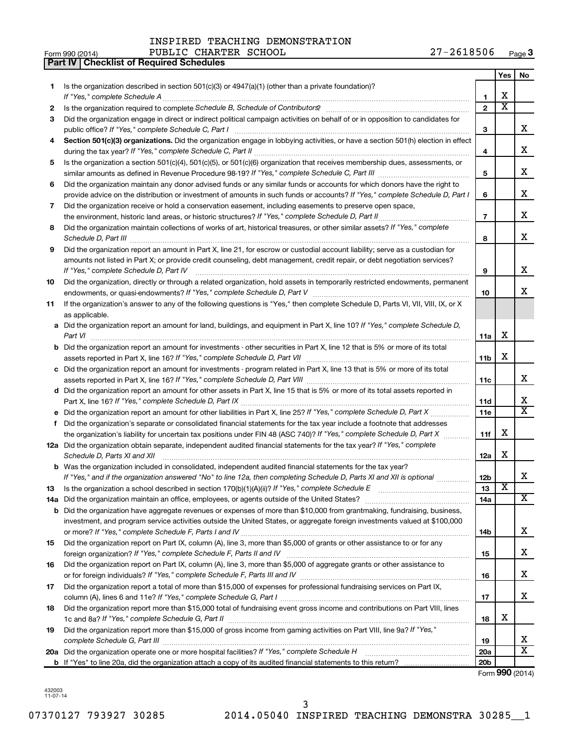INSPIRED TEACHING DEMONSTRATION

Form 990 (2014) PUBLIC CHARTER SCHOOL 27-2618506 Page 3

**Part IV | Checklist of Required Schedules**

| | | | Yes | No |
|---|---|---|---|---|
| 1 | Is the organization described in section 501(c)(3) or 4947(a)(1) (other than a private foundation)? *If "Yes," complete Schedule A* | 1 | X | |
| 2 | Is the organization required to complete *Schedule B, Schedule of Contributors*? | 2 | X | |
| 3 | Did the organization engage in direct or indirect political campaign activities on behalf of or in opposition to candidates for public office? *If "Yes," complete Schedule C, Part I* | 3 | | X |
| 4 | **Section 501(c)(3) organizations.** Did the organization engage in lobbying activities, or have a section 501(h) election in effect during the tax year? *If "Yes," complete Schedule C, Part II* | 4 | | X |
| 5 | Is the organization a section 501(c)(4), 501(c)(5), or 501(c)(6) organization that receives membership dues, assessments, or similar amounts as defined in Revenue Procedure 98-19? *If "Yes," complete Schedule C, Part III* | 5 | | X |
| 6 | Did the organization maintain any donor advised funds or any similar funds or accounts for which donors have the right to provide advice on the distribution or investment of amounts in such funds or accounts? *If "Yes," complete Schedule D, Part I* | 6 | | X |
| 7 | Did the organization receive or hold a conservation easement, including easements to preserve open space, the environment, historic land areas, or historic structures? *If "Yes," complete Schedule D, Part II* | 7 | | X |
| 8 | Did the organization maintain collections of works of art, historical treasures, or other similar assets? *If "Yes," complete Schedule D, Part III* | 8 | | X |
| 9 | Did the organization report an amount in Part X, line 21, for escrow or custodial account liability; serve as a custodian for amounts not listed in Part X; or provide credit counseling, debt management, credit repair, or debt negotiation services? *If "Yes," complete Schedule D, Part IV* | 9 | | X |
| 10 | Did the organization, directly or through a related organization, hold assets in temporarily restricted endowments, permanent endowments, or quasi-endowments? *If "Yes," complete Schedule D, Part V* | 10 | | X |
| 11 | If the organization's answer to any of the following questions is "Yes," then complete Schedule D, Parts VI, VII, VIII, IX, or X as applicable. | | | |
| a | Did the organization report an amount for land, buildings, and equipment in Part X, line 10? *If "Yes," complete Schedule D, Part VI* | 11a | X | |
| b | Did the organization report an amount for investments - other securities in Part X, line 12 that is 5% or more of its total assets reported in Part X, line 16? *If "Yes," complete Schedule D, Part VII* | 11b | X | |
| c | Did the organization report an amount for investments - program related in Part X, line 13 that is 5% or more of its total assets reported in Part X, line 16? *If "Yes," complete Schedule D, Part VIII* | 11c | | X |
| d | Did the organization report an amount for other assets in Part X, line 15 that is 5% or more of its total assets reported in Part X, line 16? *If "Yes," complete Schedule D, Part IX* | 11d | | X |
| e | Did the organization report an amount for other liabilities in Part X, line 25? *If "Yes," complete Schedule D, Part X* | 11e | | X |
| f | Did the organization's separate or consolidated financial statements for the tax year include a footnote that addresses the organization's liability for uncertain tax positions under FIN 48 (ASC 740)? *If "Yes," complete Schedule D, Part X* | 11f | X | |
| 12a | Did the organization obtain separate, independent audited financial statements for the tax year? *If "Yes," complete Schedule D, Parts XI and XII* | 12a | X | |
| b | Was the organization included in consolidated, independent audited financial statements for the tax year? *If "Yes," and if the organization answered "No" to line 12a, then completing Schedule D, Parts XI and XII is optional* | 12b | | X |
| 13 | Is the organization a school described in section 170(b)(1)(A)(ii)? *If "Yes," complete Schedule E* | 13 | X | |
| 14a | Did the organization maintain an office, employees, or agents outside of the United States? | 14a | | X |
| b | Did the organization have aggregate revenues or expenses of more than $10,000 from grantmaking, fundraising, business, investment, and program service activities outside the United States, or aggregate foreign investments valued at $100,000 or more? *If "Yes," complete Schedule F, Parts I and IV* | 14b | | X |
| 15 | Did the organization report on Part IX, column (A), line 3, more than $5,000 of grants or other assistance to or for any foreign organization? *If "Yes," complete Schedule F, Parts II and IV* | 15 | | X |
| 16 | Did the organization report on Part IX, column (A), line 3, more than $5,000 of aggregate grants or other assistance to or for foreign individuals? *If "Yes," complete Schedule F, Parts III and IV* | 16 | | X |
| 17 | Did the organization report a total of more than $15,000 of expenses for professional fundraising services on Part IX, column (A), lines 6 and 11e? *If "Yes," complete Schedule G, Part I* | 17 | | X |
| 18 | Did the organization report more than $15,000 total of fundraising event gross income and contributions on Part VIII, lines 1c and 8a? *If "Yes," complete Schedule G, Part II* | 18 | X | |
| 19 | Did the organization report more than $15,000 of gross income from gaming activities on Part VIII, line 9a? *If "Yes," complete Schedule G, Part III* | 19 | | X |
| 20a | Did the organization operate one or more hospital facilities? *If "Yes," complete Schedule H* | 20a | | X |
| b | If "Yes" to line 20a, did the organization attach a copy of its audited financial statements to this return? | 20b | | |

Form **990** (2014)

432003 11-07-14

07370127 793927 30285 2014.05040 INSPIRED TEACHING DEMONSTRA 30285__1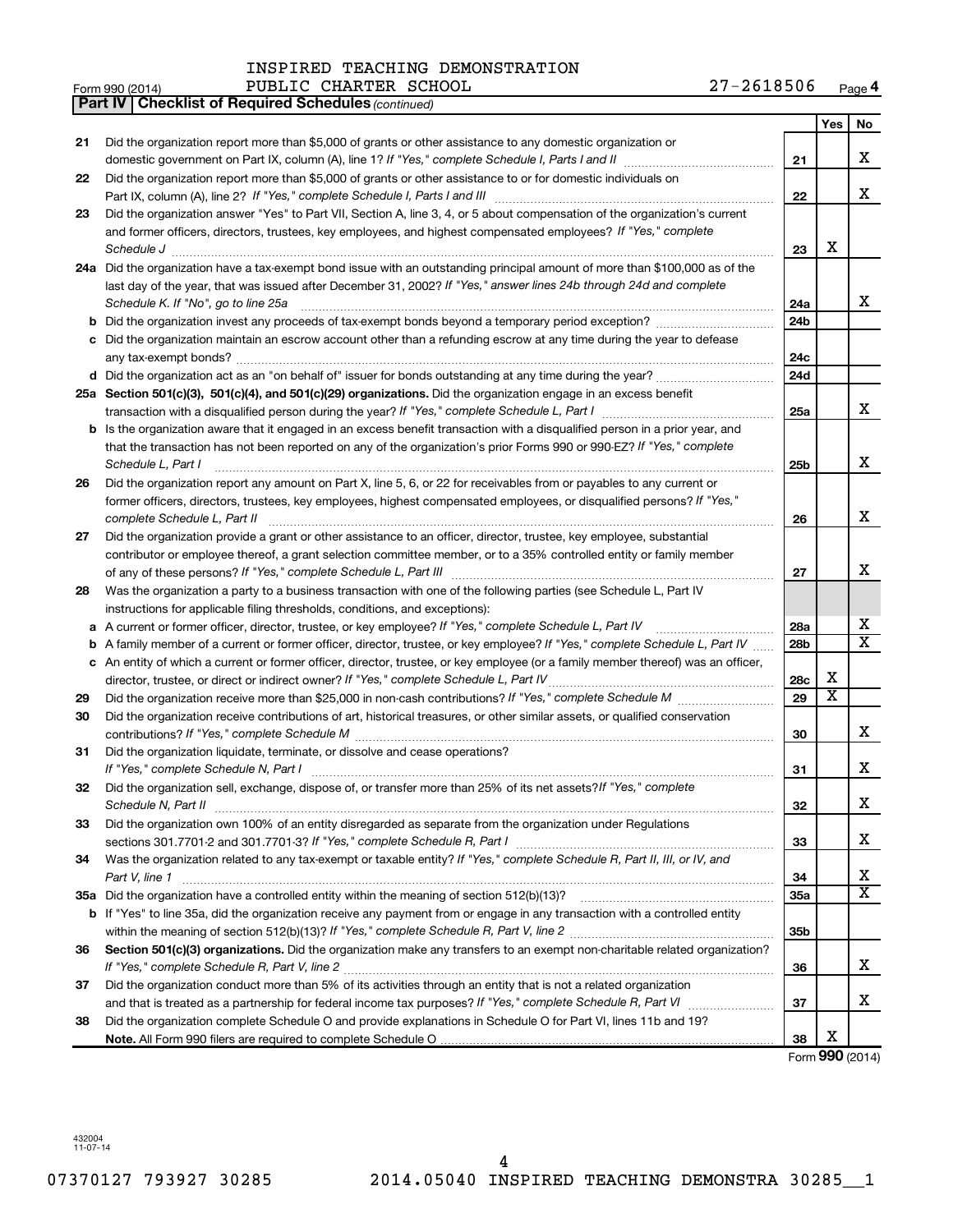INSPIRED TEACHING DEMONSTRATION

Form 990 (2014) PUBLIC CHARTER SCHOOL 27-2618506 Page **4**

**Part IV | Checklist of Required Schedules** *(continued)*

| | | | Yes | No |
|---|---|---|---|---|
| **21** | Did the organization report more than $5,000 of grants or other assistance to any domestic organization or domestic government on Part IX, column (A), line 1? *If "Yes," complete Schedule I, Parts I and II* | **21** | | X |
| **22** | Did the organization report more than $5,000 of grants or other assistance to or for domestic individuals on Part IX, column (A), line 2? *If "Yes," complete Schedule I, Parts I and III* | **22** | | X |
| **23** | Did the organization answer "Yes" to Part VII, Section A, line 3, 4, or 5 about compensation of the organization's current and former officers, directors, trustees, key employees, and highest compensated employees? *If "Yes," complete Schedule J* | **23** | X | |
| **24a** | Did the organization have a tax-exempt bond issue with an outstanding principal amount of more than $100,000 as of the last day of the year, that was issued after December 31, 2002? *If "Yes," answer lines 24b through 24d and complete Schedule K. If "No", go to line 25a* | **24a** | | X |
| **b** | Did the organization invest any proceeds of tax-exempt bonds beyond a temporary period exception? | **24b** | | |
| **c** | Did the organization maintain an escrow account other than a refunding escrow at any time during the year to defease any tax-exempt bonds? | **24c** | | |
| **d** | Did the organization act as an "on behalf of" issuer for bonds outstanding at any time during the year? | **24d** | | |
| **25a** | **Section 501(c)(3), 501(c)(4), and 501(c)(29) organizations.** Did the organization engage in an excess benefit transaction with a disqualified person during the year? *If "Yes," complete Schedule L, Part I* | **25a** | | X |
| **b** | Is the organization aware that it engaged in an excess benefit transaction with a disqualified person in a prior year, and that the transaction has not been reported on any of the organization's prior Forms 990 or 990-EZ? *If "Yes," complete Schedule L, Part I* | **25b** | | X |
| **26** | Did the organization report any amount on Part X, line 5, 6, or 22 for receivables from or payables to any current or former officers, directors, trustees, key employees, highest compensated employees, or disqualified persons? *If "Yes," complete Schedule L, Part II* | **26** | | X |
| **27** | Did the organization provide a grant or other assistance to an officer, director, trustee, key employee, substantial contributor or employee thereof, a grant selection committee member, or to a 35% controlled entity or family member of any of these persons? *If "Yes," complete Schedule L, Part III* | **27** | | X |
| **28** | Was the organization a party to a business transaction with one of the following parties (see Schedule L, Part IV instructions for applicable filing thresholds, conditions, and exceptions): | | | |
| **a** | A current or former officer, director, trustee, or key employee? *If "Yes," complete Schedule L, Part IV* | **28a** | | X |
| **b** | A family member of a current or former officer, director, trustee, or key employee? *If "Yes," complete Schedule L, Part IV* | **28b** | | X |
| **c** | An entity of which a current or former officer, director, trustee, or key employee (or a family member thereof) was an officer, director, trustee, or direct or indirect owner? *If "Yes," complete Schedule L, Part IV* | **28c** | X | |
| **29** | Did the organization receive more than $25,000 in non-cash contributions? *If "Yes," complete Schedule M* | **29** | X | |
| **30** | Did the organization receive contributions of art, historical treasures, or other similar assets, or qualified conservation contributions? *If "Yes," complete Schedule M* | **30** | | X |
| **31** | Did the organization liquidate, terminate, or dissolve and cease operations? *If "Yes," complete Schedule N, Part I* | **31** | | X |
| **32** | Did the organization sell, exchange, dispose of, or transfer more than 25% of its net assets? *If "Yes," complete Schedule N, Part II* | **32** | | X |
| **33** | Did the organization own 100% of an entity disregarded as separate from the organization under Regulations sections 301.7701-2 and 301.7701-3? *If "Yes," complete Schedule R, Part I* | **33** | | X |
| **34** | Was the organization related to any tax-exempt or taxable entity? *If "Yes," complete Schedule R, Part II, III, or IV, and Part V, line 1* | **34** | | X |
| **35a** | Did the organization have a controlled entity within the meaning of section 512(b)(13)? | **35a** | | X |
| **b** | If "Yes" to line 35a, did the organization receive any payment from or engage in any transaction with a controlled entity within the meaning of section 512(b)(13)? *If "Yes," complete Schedule R, Part V, line 2* | **35b** | | |
| **36** | **Section 501(c)(3) organizations.** Did the organization make any transfers to an exempt non-charitable related organization? *If "Yes," complete Schedule R, Part V, line 2* | **36** | | X |
| **37** | Did the organization conduct more than 5% of its activities through an entity that is not a related organization and that is treated as a partnership for federal income tax purposes? *If "Yes," complete Schedule R, Part VI* | **37** | | X |
| **38** | Did the organization complete Schedule O and provide explanations in Schedule O for Part VI, lines 11b and 19? **Note.** All Form 990 filers are required to complete Schedule O | **38** | X | |

Form **990** (2014)

432004
11-07-14

07370127 793927 30285 2014.05040 INSPIRED TEACHING DEMONSTRA 30285__1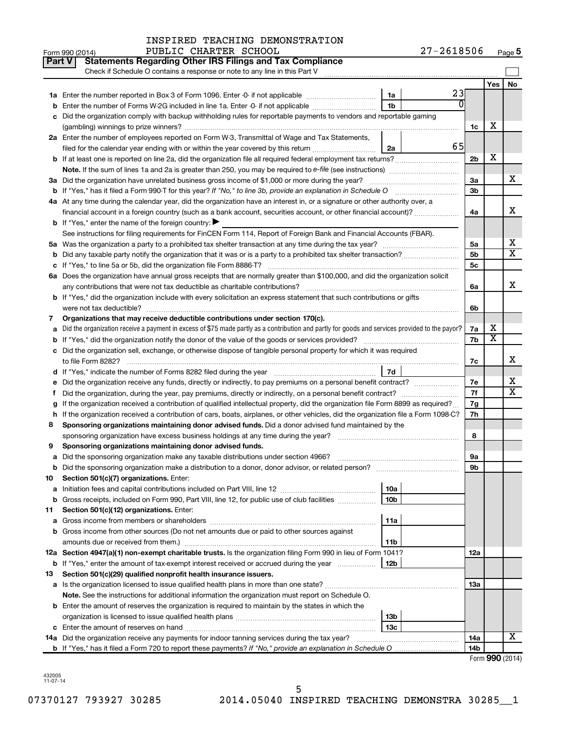INSPIRED TEACHING DEMONSTRATION PUBLIC CHARTER SCHOOL 27-2618506

Form 990 (2014) Page 5

## Part V Statements Regarding Other IRS Filings and Tax Compliance

Check if Schedule O contains a response or note to any line in this Part V

| | | | | | Yes | No |
|---|---|---|---|---|---|---|
| 1a | Enter the number reported in Box 3 of Form 1096. Enter -0- if not applicable | 1a | 23 | | | |
| b | Enter the number of Forms W-2G included in line 1a. Enter -0- if not applicable | 1b | 0 | | | |
| c | Did the organization comply with backup withholding rules for reportable payments to vendors and reportable gaming (gambling) winnings to prize winners? | | | 1c | X | |
| 2a | Enter the number of employees reported on Form W-3, Transmittal of Wage and Tax Statements, filed for the calendar year ending with or within the year covered by this return | 2a | 65 | | | |
| b | If at least one is reported on line 2a, did the organization file all required federal employment tax returns? | | | 2b | X | |
| | Note. If the sum of lines 1a and 2a is greater than 250, you may be required to e-file (see instructions) | | | | | |
| 3a | Did the organization have unrelated business gross income of $1,000 or more during the year? | | | 3a | | X |
| b | If "Yes," has it filed a Form 990-T for this year? *If "No," to line 3b, provide an explanation in Schedule O* | | | 3b | | |
| 4a | At any time during the calendar year, did the organization have an interest in, or a signature or other authority over, a financial account in a foreign country (such as a bank account, securities account, or other financial account)? | | | 4a | | X |
| b | If "Yes," enter the name of the foreign country: ▶ | | | | | |
| | See instructions for filing requirements for FinCEN Form 114, Report of Foreign Bank and Financial Accounts (FBAR). | | | | | |
| 5a | Was the organization a party to a prohibited tax shelter transaction at any time during the tax year? | | | 5a | | X |
| b | Did any taxable party notify the organization that it was or is a party to a prohibited tax shelter transaction? | | | 5b | | X |
| c | If "Yes," to line 5a or 5b, did the organization file Form 8886-T? | | | 5c | | |
| 6a | Does the organization have annual gross receipts that are normally greater than $100,000, and did the organization solicit any contributions that were not tax deductible as charitable contributions? | | | 6a | | X |
| b | If "Yes," did the organization include with every solicitation an express statement that such contributions or gifts were not tax deductible? | | | 6b | | |
| 7 | **Organizations that may receive deductible contributions under section 170(c).** | | | | | |
| a | Did the organization receive a payment in excess of $75 made partly as a contribution and partly for goods and services provided to the payor? | | | 7a | X | |
| b | If "Yes," did the organization notify the donor of the value of the goods or services provided? | | | 7b | X | |
| c | Did the organization sell, exchange, or otherwise dispose of tangible personal property for which it was required to file Form 8282? | | | 7c | | X |
| d | If "Yes," indicate the number of Forms 8282 filed during the year | 7d | | | | |
| e | Did the organization receive any funds, directly or indirectly, to pay premiums on a personal benefit contract? | | | 7e | | X |
| f | Did the organization, during the year, pay premiums, directly or indirectly, on a personal benefit contract? | | | 7f | | X |
| g | If the organization received a contribution of qualified intellectual property, did the organization file Form 8899 as required? | | | 7g | | |
| h | If the organization received a contribution of cars, boats, airplanes, or other vehicles, did the organization file a Form 1098-C? | | | 7h | | |
| 8 | **Sponsoring organizations maintaining donor advised funds.** Did a donor advised fund maintained by the sponsoring organization have excess business holdings at any time during the year? | | | 8 | | |
| 9 | **Sponsoring organizations maintaining donor advised funds.** | | | | | |
| a | Did the sponsoring organization make any taxable distributions under section 4966? | | | 9a | | |
| b | Did the sponsoring organization make a distribution to a donor, donor advisor, or related person? | | | 9b | | |
| 10 | **Section 501(c)(7) organizations.** Enter: | | | | | |
| a | Initiation fees and capital contributions included on Part VIII, line 12 | 10a | | | | |
| b | Gross receipts, included on Form 990, Part VIII, line 12, for public use of club facilities | 10b | | | | |
| 11 | **Section 501(c)(12) organizations.** Enter: | | | | | |
| a | Gross income from members or shareholders | 11a | | | | |
| b | Gross income from other sources (Do not net amounts due or paid to other sources against amounts due or received from them.) | 11b | | | | |
| 12a | **Section 4947(a)(1) non-exempt charitable trusts.** Is the organization filing Form 990 in lieu of Form 1041? | | | 12a | | |
| b | If "Yes," enter the amount of tax-exempt interest received or accrued during the year | 12b | | | | |
| 13 | **Section 501(c)(29) qualified nonprofit health insurance issuers.** | | | | | |
| a | Is the organization licensed to issue qualified health plans in more than one state? | | | 13a | | |
| | Note. See the instructions for additional information the organization must report on Schedule O. | | | | | |
| b | Enter the amount of reserves the organization is required to maintain by the states in which the organization is licensed to issue qualified health plans | 13b | | | | |
| c | Enter the amount of reserves on hand | 13c | | | | |
| 14a | Did the organization receive any payments for indoor tanning services during the tax year? | | | 14a | | X |
| b | If "Yes," has it filed a Form 720 to report these payments? *If "No," provide an explanation in Schedule O* | | | 14b | | |

Form **990** (2014)

432005 11-07-14

07370127 793927 30285 2014.05040 INSPIRED TEACHING DEMONSTRA 30285__1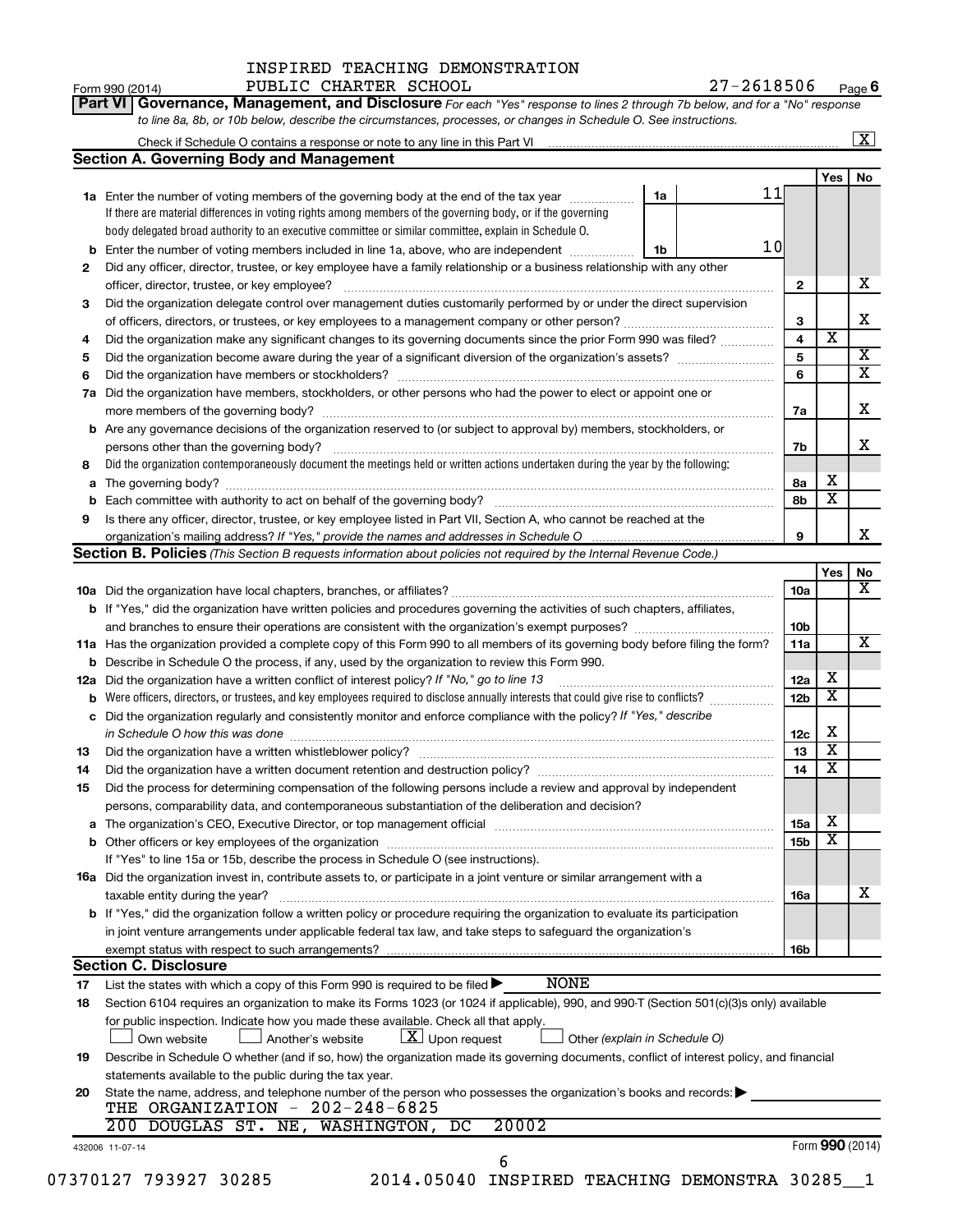INSPIRED TEACHING DEMONSTRATION
PUBLIC CHARTER SCHOOL 27-2618506

Form 990 (2014) Page **6**

**Part VI | Governance, Management, and Disclosure** *For each "Yes" response to lines 2 through 7b below, and for a "No" response to line 8a, 8b, or 10b below, describe the circumstances, processes, or changes in Schedule O. See instructions.*

Check if Schedule O contains a response or note to any line in this Part VI [X]

## Section A. Governing Body and Management

| | | | | | Yes | No |
|---|---|---|---|---|---|---|
| **1a** | Enter the number of voting members of the governing body at the end of the tax year. If there are material differences in voting rights among members of the governing body, or if the governing body delegated broad authority to an executive committee or similar committee, explain in Schedule O. | 1a | 11 | | | |
| **b** | Enter the number of voting members included in line 1a, above, who are independent | 1b | 10 | | | |
| **2** | Did any officer, director, trustee, or key employee have a family relationship or a business relationship with any other officer, director, trustee, or key employee? | | | 2 | | X |
| **3** | Did the organization delegate control over management duties customarily performed by or under the direct supervision of officers, directors, or trustees, or key employees to a management company or other person? | | | 3 | | X |
| **4** | Did the organization make any significant changes to its governing documents since the prior Form 990 was filed? | | | 4 | X | |
| **5** | Did the organization become aware during the year of a significant diversion of the organization's assets? | | | 5 | | X |
| **6** | Did the organization have members or stockholders? | | | 6 | | X |
| **7a** | Did the organization have members, stockholders, or other persons who had the power to elect or appoint one or more members of the governing body? | | | 7a | | X |
| **b** | Are any governance decisions of the organization reserved to (or subject to approval by) members, stockholders, or persons other than the governing body? | | | 7b | | X |
| **8** | Did the organization contemporaneously document the meetings held or written actions undertaken during the year by the following: | | | | | |
| **a** | The governing body? | | | 8a | X | |
| **b** | Each committee with authority to act on behalf of the governing body? | | | 8b | X | |
| **9** | Is there any officer, director, trustee, or key employee listed in Part VII, Section A, who cannot be reached at the organization's mailing address? *If "Yes," provide the names and addresses in Schedule O* | | | 9 | | X |

## Section B. Policies *(This Section B requests information about policies not required by the Internal Revenue Code.)*

| | | | Yes | No |
|---|---|---|---|---|
| **10a** | Did the organization have local chapters, branches, or affiliates? | 10a | | X |
| **b** | If "Yes," did the organization have written policies and procedures governing the activities of such chapters, affiliates, and branches to ensure their operations are consistent with the organization's exempt purposes? | 10b | | |
| **11a** | Has the organization provided a complete copy of this Form 990 to all members of its governing body before filing the form? | 11a | | X |
| **b** | Describe in Schedule O the process, if any, used by the organization to review this Form 990. | | | |
| **12a** | Did the organization have a written conflict of interest policy? *If "No," go to line 13* | 12a | X | |
| **b** | Were officers, directors, or trustees, and key employees required to disclose annually interests that could give rise to conflicts? | 12b | X | |
| **c** | Did the organization regularly and consistently monitor and enforce compliance with the policy? *If "Yes," describe in Schedule O how this was done* | 12c | X | |
| **13** | Did the organization have a written whistleblower policy? | 13 | X | |
| **14** | Did the organization have a written document retention and destruction policy? | 14 | X | |
| **15** | Did the process for determining compensation of the following persons include a review and approval by independent persons, comparability data, and contemporaneous substantiation of the deliberation and decision? | | | |
| **a** | The organization's CEO, Executive Director, or top management official | 15a | X | |
| **b** | Other officers or key employees of the organization | 15b | X | |
| | If "Yes" to line 15a or 15b, describe the process in Schedule O (see instructions). | | | |
| **16a** | Did the organization invest in, contribute assets to, or participate in a joint venture or similar arrangement with a taxable entity during the year? | 16a | | X |
| **b** | If "Yes," did the organization follow a written policy or procedure requiring the organization to evaluate its participation in joint venture arrangements under applicable federal tax law, and take steps to safeguard the organization's exempt status with respect to such arrangements? | 16b | | |

## Section C. Disclosure

**17** List the states with which a copy of this Form 990 is required to be filed ▶ NONE

**18** Section 6104 requires an organization to make its Forms 1023 (or 1024 if applicable), 990, and 990-T (Section 501(c)(3)s only) available for public inspection. Indicate how you made these available. Check all that apply.

[ ] Own website [ ] Another's website [X] Upon request [ ] Other *(explain in Schedule O)*

**19** Describe in Schedule O whether (and if so, how) the organization made its governing documents, conflict of interest policy, and financial statements available to the public during the tax year.

**20** State the name, address, and telephone number of the person who possesses the organization's books and records: ▶
THE ORGANIZATION - 202-248-6825
200 DOUGLAS ST. NE, WASHINGTON, DC 20002

432006 11-07-14

Form **990** (2014)

07370127 793927 30285 2014.05040 INSPIRED TEACHING DEMONSTRA 30285__1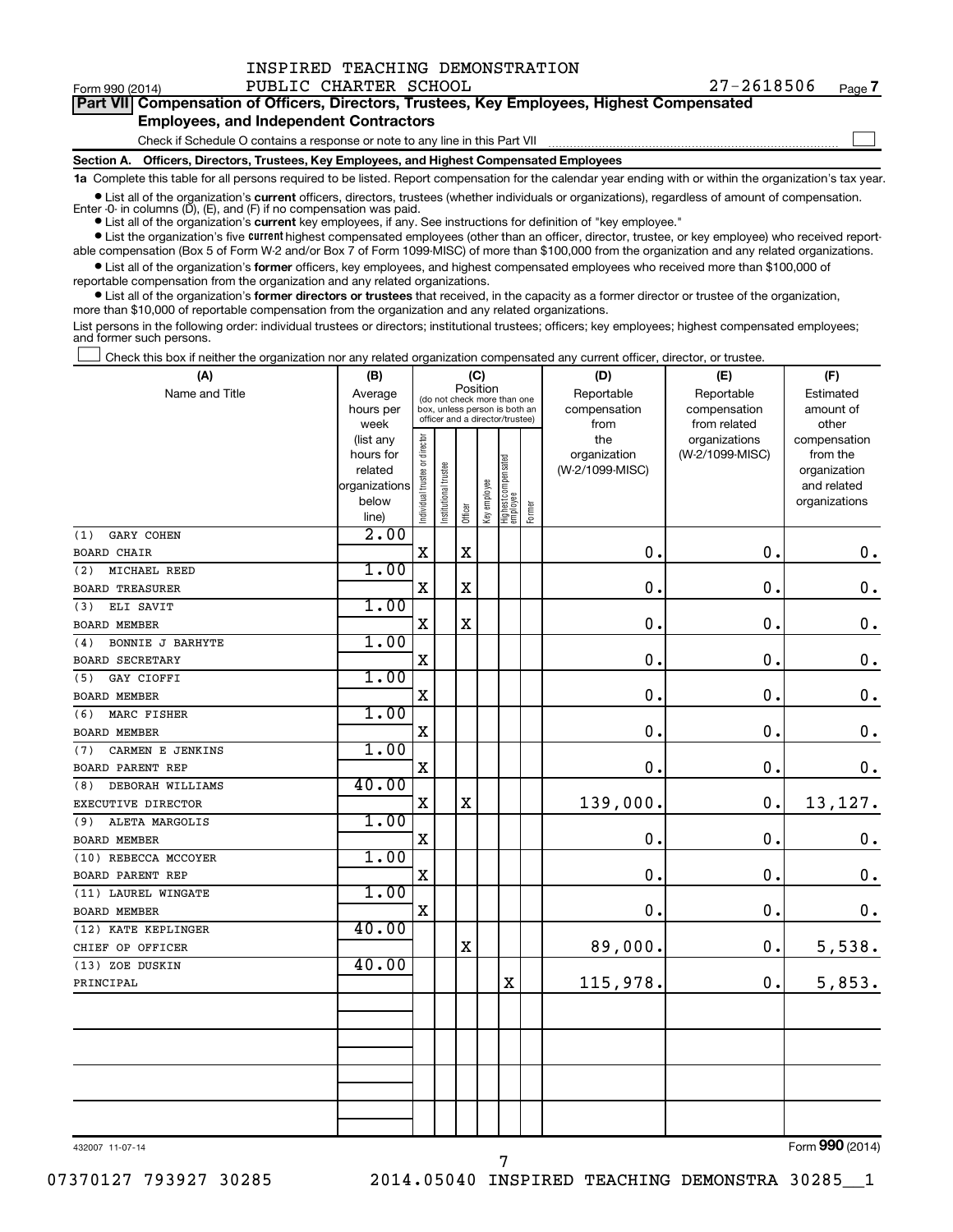INSPIRED TEACHING DEMONSTRATION PUBLIC CHARTER SCHOOL 27-2618506

Form 990 (2014) Page 7

**Part VII Compensation of Officers, Directors, Trustees, Key Employees, Highest Compensated Employees, and Independent Contractors**

Check if Schedule O contains a response or note to any line in this Part VII ☐

**Section A. Officers, Directors, Trustees, Key Employees, and Highest Compensated Employees**

**1a** Complete this table for all persons required to be listed. Report compensation for the calendar year ending with or within the organization's tax year.

- List all of the organization's **current** officers, directors, trustees (whether individuals or organizations), regardless of amount of compensation. Enter -0- in columns (D), (E), and (F) if no compensation was paid.
- List all of the organization's **current** key employees, if any. See instructions for definition of "key employee."
- List the organization's five **current** highest compensated employees (other than an officer, director, trustee, or key employee) who received reportable compensation (Box 5 of Form W-2 and/or Box 7 of Form 1099-MISC) of more than $100,000 from the organization and any related organizations.
- List all of the organization's **former** officers, key employees, and highest compensated employees who received more than $100,000 of reportable compensation from the organization and any related organizations.
- List all of the organization's **former directors or trustees** that received, in the capacity as a former director or trustee of the organization, more than $10,000 of reportable compensation from the organization and any related organizations.

List persons in the following order: individual trustees or directors; institutional trustees; officers; key employees; highest compensated employees; and former such persons.

☐ Check this box if neither the organization nor any related organization compensated any current officer, director, or trustee.

| (A) Name and Title | (B) Average hours per week (list any hours for related organizations below line) | (C) Position: Individual trustee or director | Institutional trustee | Officer | Key employee | Highest compensated employee | Former | (D) Reportable compensation from the organization (W-2/1099-MISC) | (E) Reportable compensation from related organizations (W-2/1099-MISC) | (F) Estimated amount of other compensation from the organization and related organizations |
|---|---|---|---|---|---|---|---|---|---|---|
| (1) GARY COHEN<br>BOARD CHAIR | 2.00 | X | | X | | | | 0. | 0. | 0. |
| (2) MICHAEL REED<br>BOARD TREASURER | 1.00 | X | | X | | | | 0. | 0. | 0. |
| (3) ELI SAVIT<br>BOARD MEMBER | 1.00 | X | | X | | | | 0. | 0. | 0. |
| (4) BONNIE J BARHYTE<br>BOARD SECRETARY | 1.00 | X | | | | | | 0. | 0. | 0. |
| (5) GAY CIOFFI<br>BOARD MEMBER | 1.00 | X | | | | | | 0. | 0. | 0. |
| (6) MARC FISHER<br>BOARD MEMBER | 1.00 | X | | | | | | 0. | 0. | 0. |
| (7) CARMEN E JENKINS<br>BOARD PARENT REP | 1.00 | X | | | | | | 0. | 0. | 0. |
| (8) DEBORAH WILLIAMS<br>EXECUTIVE DIRECTOR | 40.00 | X | | X | | | | 139,000. | 0. | 13,127. |
| (9) ALETA MARGOLIS<br>BOARD MEMBER | 1.00 | X | | | | | | 0. | 0. | 0. |
| (10) REBECCA MCCOYER<br>BOARD PARENT REP | 1.00 | X | | | | | | 0. | 0. | 0. |
| (11) LAUREL WINGATE<br>BOARD MEMBER | 1.00 | X | | | | | | 0. | 0. | 0. |
| (12) KATE KEPLINGER<br>CHIEF OF OFFICER | 40.00 | | | X | | | | 89,000. | 0. | 5,538. |
| (13) ZOE DUSKIN<br>PRINCIPAL | 40.00 | | | | | X | | 115,978. | 0. | 5,853. |

432007 11-07-14 Form **990** (2014)

07370127 793927 30285 2014.05040 INSPIRED TEACHING DEMONSTRA 30285__1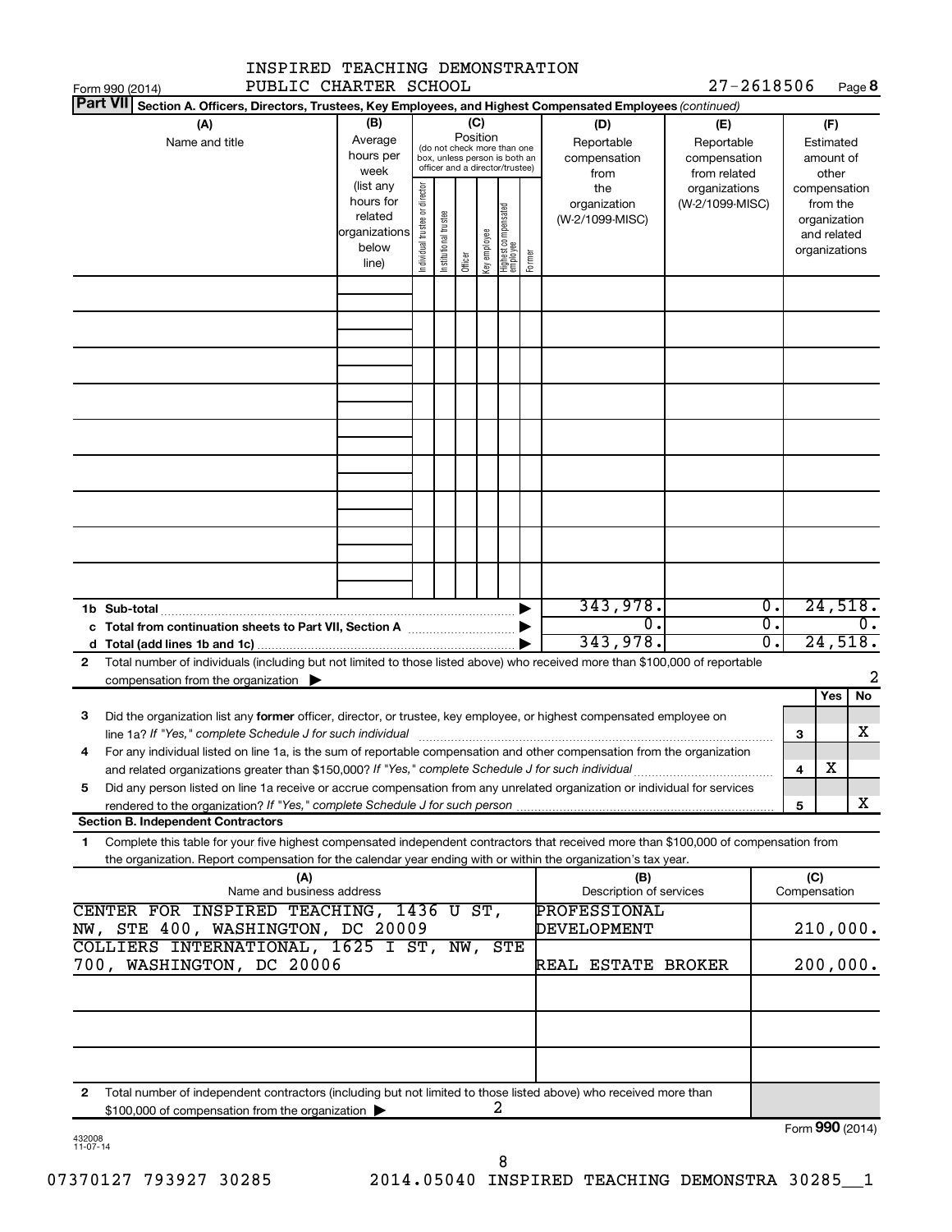INSPIRED TEACHING DEMONSTRATION
PUBLIC CHARTER SCHOOL 27-2618506

Form 990 (2014) Page **8**

**Part VII** Section A. Officers, Directors, Trustees, Key Employees, and Highest Compensated Employees *(continued)*

| (A) Name and title | (B) Average hours per week (list any hours for related organizations below line) | (C) Position: Individual trustee or director | Institutional trustee | Officer | Key employee | Highest compensated employee | Former | (D) Reportable compensation from the organization (W-2/1099-MISC) | (E) Reportable compensation from related organizations (W-2/1099-MISC) | (F) Estimated amount of other compensation from the organization and related organizations |
|---|---|---|---|---|---|---|---|---|---|---|
| | | | | | | | | | | |
| **1b Sub-total** | | | | | | | | 343,978. | 0. | 24,518. |
| **c Total from continuation sheets to Part VII, Section A** | | | | | | | | 0. | 0. | 0. |
| **d Total (add lines 1b and 1c)** | | | | | | | | 343,978. | 0. | 24,518. |

**2** Total number of individuals (including but not limited to those listed above) who received more than $100,000 of reportable compensation from the organization ▶ 2

| | | | Yes | No |
|---|---|---|---|---|
| **3** | Did the organization list any **former** officer, director, or trustee, key employee, or highest compensated employee on line 1a? *If "Yes," complete Schedule J for such individual* | 3 | | X |
| **4** | For any individual listed on line 1a, is the sum of reportable compensation and other compensation from the organization and related organizations greater than $150,000? *If "Yes," complete Schedule J for such individual* | 4 | X | |
| **5** | Did any person listed on line 1a receive or accrue compensation from any unrelated organization or individual for services rendered to the organization? *If "Yes," complete Schedule J for such person* | 5 | | X |

**Section B. Independent Contractors**

**1** Complete this table for your five highest compensated independent contractors that received more than $100,000 of compensation from the organization. Report compensation for the calendar year ending with or within the organization's tax year.

| (A) Name and business address | (B) Description of services | (C) Compensation |
|---|---|---|
| CENTER FOR INSPIRED TEACHING, 1436 U ST, NW, STE 400, WASHINGTON, DC 20009 | PROFESSIONAL DEVELOPMENT | 210,000. |
| COLLIERS INTERNATIONAL, 1625 I ST, NW, STE 700, WASHINGTON, DC 20006 | REAL ESTATE BROKER | 200,000. |
| | | |
| | | |
| | | |

**2** Total number of independent contractors (including but not limited to those listed above) who received more than $100,000 of compensation from the organization ▶ 2

Form **990** (2014)

432008
11-07-14

07370127 793927 30285 2014.05040 INSPIRED TEACHING DEMONSTRA 30285__1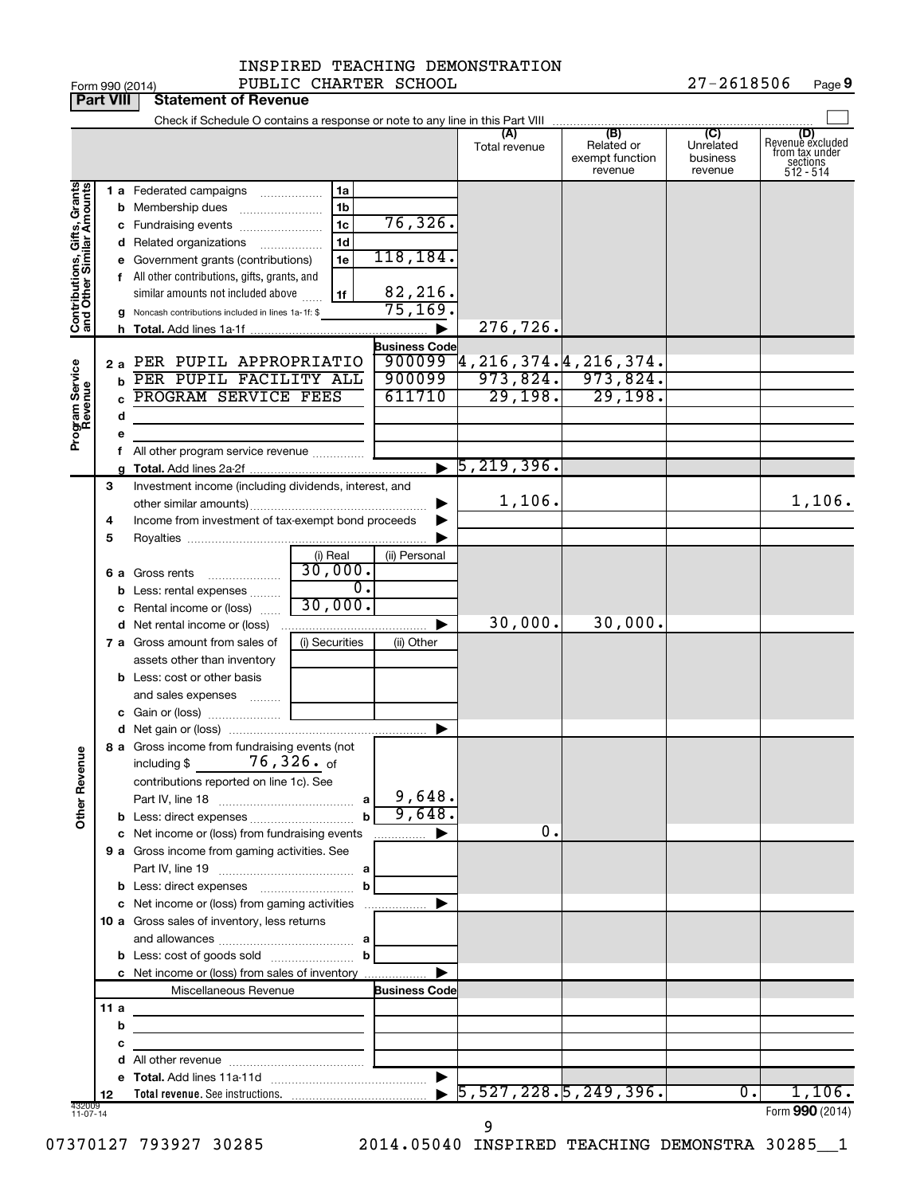INSPIRED TEACHING DEMONSTRATION PUBLIC CHARTER SCHOOL 27-2618506

Form 990 (2014)

## Part VIII Statement of Revenue

Check if Schedule O contains a response or note to any line in this Part VIII

| | | | | (A) Total revenue | (B) Related or exempt function revenue | (C) Unrelated business revenue | (D) Revenue excluded from tax under sections 512 - 514 |
|---|---|---|---|---|---|---|---|
| **Contributions, Gifts, Grants and Other Similar Amounts** | 1 a | Federated campaigns | 1a | | | | |
| | b | Membership dues | 1b | | | | |
| | c | Fundraising events | 1c 76,326. | | | | |
| | d | Related organizations | 1d | | | | |
| | e | Government grants (contributions) | 1e 118,184. | | | | |
| | f | All other contributions, gifts, grants, and similar amounts not included above | 1f 82,216. | | | | |
| | g | Noncash contributions included in lines 1a-1f: $ | 75,169. | | | | |
| | h | **Total.** Add lines 1a-1f | | 276,726. | | | |
| **Program Service Revenue** | | | **Business Code** | | | | |
| | 2 a | PER PUPIL APPROPRIATIO | 900099 | 4,216,374. | 4,216,374. | | |
| | b | PER PUPIL FACILITY ALL | 900099 | 973,824. | 973,824. | | |
| | c | PROGRAM SERVICE FEES | 611710 | 29,198. | 29,198. | | |
| | d | | | | | | |
| | e | | | | | | |
| | f | All other program service revenue | | | | | |
| | g | **Total.** Add lines 2a-2f | | 5,219,396. | | | |
| **Other Revenue** | 3 | Investment income (including dividends, interest, and other similar amounts) | | 1,106. | | | 1,106. |
| | 4 | Income from investment of tax-exempt bond proceeds | | | | | |
| | 5 | Royalties | | | | | |
| | | | (i) Real / (ii) Personal | | | | |
| | 6 a | Gross rents | 30,000. / | | | | |
| | b | Less: rental expenses | 0. / | | | | |
| | c | Rental income or (loss) | 30,000. / | | | | |
| | d | Net rental income or (loss) | | 30,000. | 30,000. | | |
| | | | (i) Securities / (ii) Other | | | | |
| | 7 a | Gross amount from sales of assets other than inventory | | | | | |
| | b | Less: cost or other basis and sales expenses | | | | | |
| | c | Gain or (loss) | | | | | |
| | d | Net gain or (loss) | | | | | |
| | 8 a | Gross income from fundraising events (not including $ 76,326. of contributions reported on line 1c). See Part IV, line 18 | a 9,648. | | | | |
| | b | Less: direct expenses | b 9,648. | | | | |
| | c | Net income or (loss) from fundraising events | | 0. | | | |
| | 9 a | Gross income from gaming activities. See Part IV, line 19 | a | | | | |
| | b | Less: direct expenses | b | | | | |
| | c | Net income or (loss) from gaming activities | | | | | |
| | 10 a | Gross sales of inventory, less returns and allowances | a | | | | |
| | b | Less: cost of goods sold | b | | | | |
| | c | Net income or (loss) from sales of inventory | | | | | |
| | | Miscellaneous Revenue | **Business Code** | | | | |
| | 11 a | | | | | | |
| | b | | | | | | |
| | c | | | | | | |
| | d | All other revenue | | | | | |
| | e | **Total.** Add lines 11a-11d | | | | | |
| | 12 | **Total revenue.** See instructions. | | 5,527,228. | 5,249,396. | 0. | 1,106. |

432009 11-07-14

Form **990** (2014)

07370127 793927 30285 2014.05040 INSPIRED TEACHING DEMONSTRA 30285__1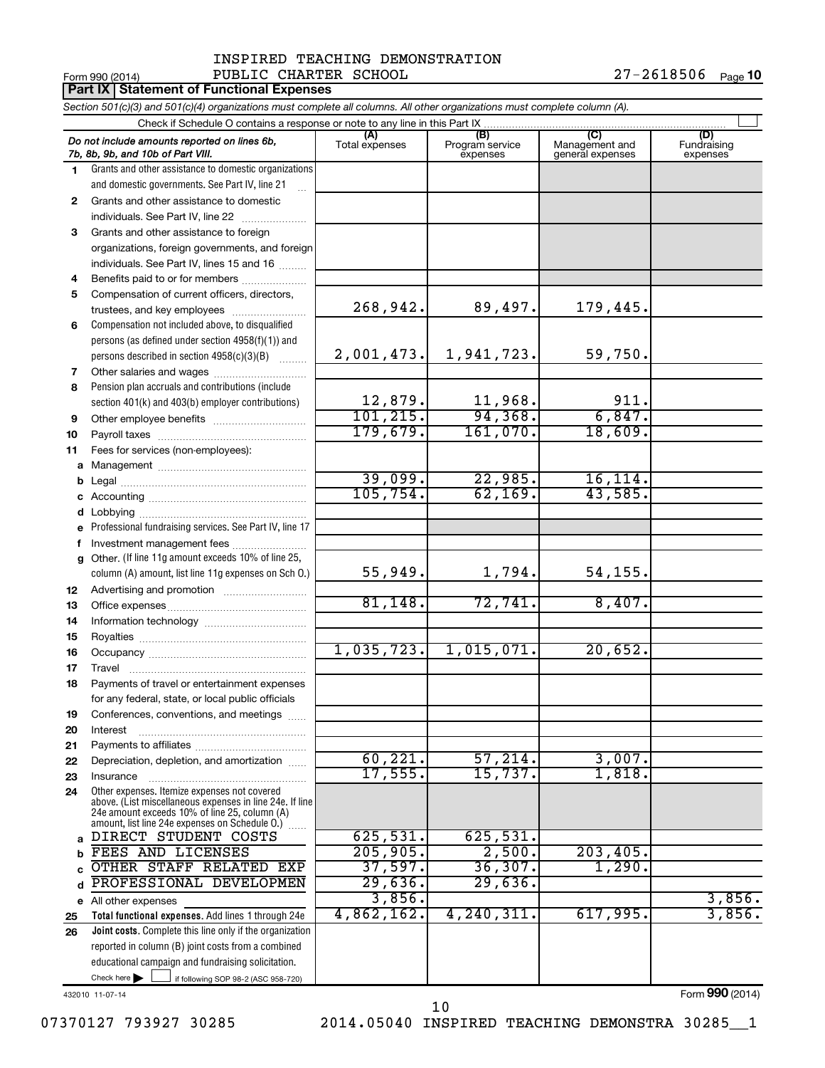INSPIRED TEACHING DEMONSTRATION
PUBLIC CHARTER SCHOOL

Form 990 (2014) 27-2618506 Page **10**

**Part IX | Statement of Functional Expenses**

*Section 501(c)(3) and 501(c)(4) organizations must complete all columns. All other organizations must complete column (A).*

Check if Schedule O contains a response or note to any line in this Part IX ☐

| | *Do not include amounts reported on lines 6b, 7b, 8b, 9b, and 10b of Part VIII.* | (A) Total expenses | (B) Program service expenses | (C) Management and general expenses | (D) Fundraising expenses |
|---|---|---|---|---|---|
| 1 | Grants and other assistance to domestic organizations and domestic governments. See Part IV, line 21 | | | | |
| 2 | Grants and other assistance to domestic individuals. See Part IV, line 22 | | | | |
| 3 | Grants and other assistance to foreign organizations, foreign governments, and foreign individuals. See Part IV, lines 15 and 16 | | | | |
| 4 | Benefits paid to or for members | | | | |
| 5 | Compensation of current officers, directors, trustees, and key employees | 268,942. | 89,497. | 179,445. | |
| 6 | Compensation not included above, to disqualified persons (as defined under section 4958(f)(1)) and persons described in section 4958(c)(3)(B) | 2,001,473. | 1,941,723. | 59,750. | |
| 7 | Other salaries and wages | | | | |
| 8 | Pension plan accruals and contributions (include section 401(k) and 403(b) employer contributions) | 12,879. | 11,968. | 911. | |
| 9 | Other employee benefits | 101,215. | 94,368. | 6,847. | |
| 10 | Payroll taxes | 179,679. | 161,070. | 18,609. | |
| 11 | Fees for services (non-employees): | | | | |
| a | Management | | | | |
| b | Legal | 39,099. | 22,985. | 16,114. | |
| c | Accounting | 105,754. | 62,169. | 43,585. | |
| d | Lobbying | | | | |
| e | Professional fundraising services. See Part IV, line 17 | | | | |
| f | Investment management fees | | | | |
| g | Other. (If line 11g amount exceeds 10% of line 25, column (A) amount, list line 11g expenses on Sch O.) | 55,949. | 1,794. | 54,155. | |
| 12 | Advertising and promotion | | | | |
| 13 | Office expenses | 81,148. | 72,741. | 8,407. | |
| 14 | Information technology | | | | |
| 15 | Royalties | | | | |
| 16 | Occupancy | 1,035,723. | 1,015,071. | 20,652. | |
| 17 | Travel | | | | |
| 18 | Payments of travel or entertainment expenses for any federal, state, or local public officials | | | | |
| 19 | Conferences, conventions, and meetings | | | | |
| 20 | Interest | | | | |
| 21 | Payments to affiliates | | | | |
| 22 | Depreciation, depletion, and amortization | 60,221. | 57,214. | 3,007. | |
| 23 | Insurance | 17,555. | 15,737. | 1,818. | |
| 24 | Other expenses. Itemize expenses not covered above. (List miscellaneous expenses in line 24e. If line 24e amount exceeds 10% of line 25, column (A) amount, list line 24e expenses on Schedule O.) | | | | |
| a | DIRECT STUDENT COSTS | 625,531. | 625,531. | | |
| b | FEES AND LICENSES | 205,905. | 2,500. | 203,405. | |
| c | OTHER STAFF RELATED EXP | 37,597. | 36,307. | 1,290. | |
| d | PROFESSIONAL DEVELOPMEN | 29,636. | 29,636. | | |
| e | All other expenses | 3,856. | | | 3,856. |
| 25 | **Total functional expenses.** Add lines 1 through 24e | 4,862,162. | 4,240,311. | 617,995. | 3,856. |
| 26 | **Joint costs.** Complete this line only if the organization reported in column (B) joint costs from a combined educational campaign and fundraising solicitation. Check here ☐ if following SOP 98-2 (ASC 958-720) | | | | |

432010 11-07-14

Form **990** (2014)

07370127 793927 30285 2014.05040 INSPIRED TEACHING DEMONSTRA 30285__1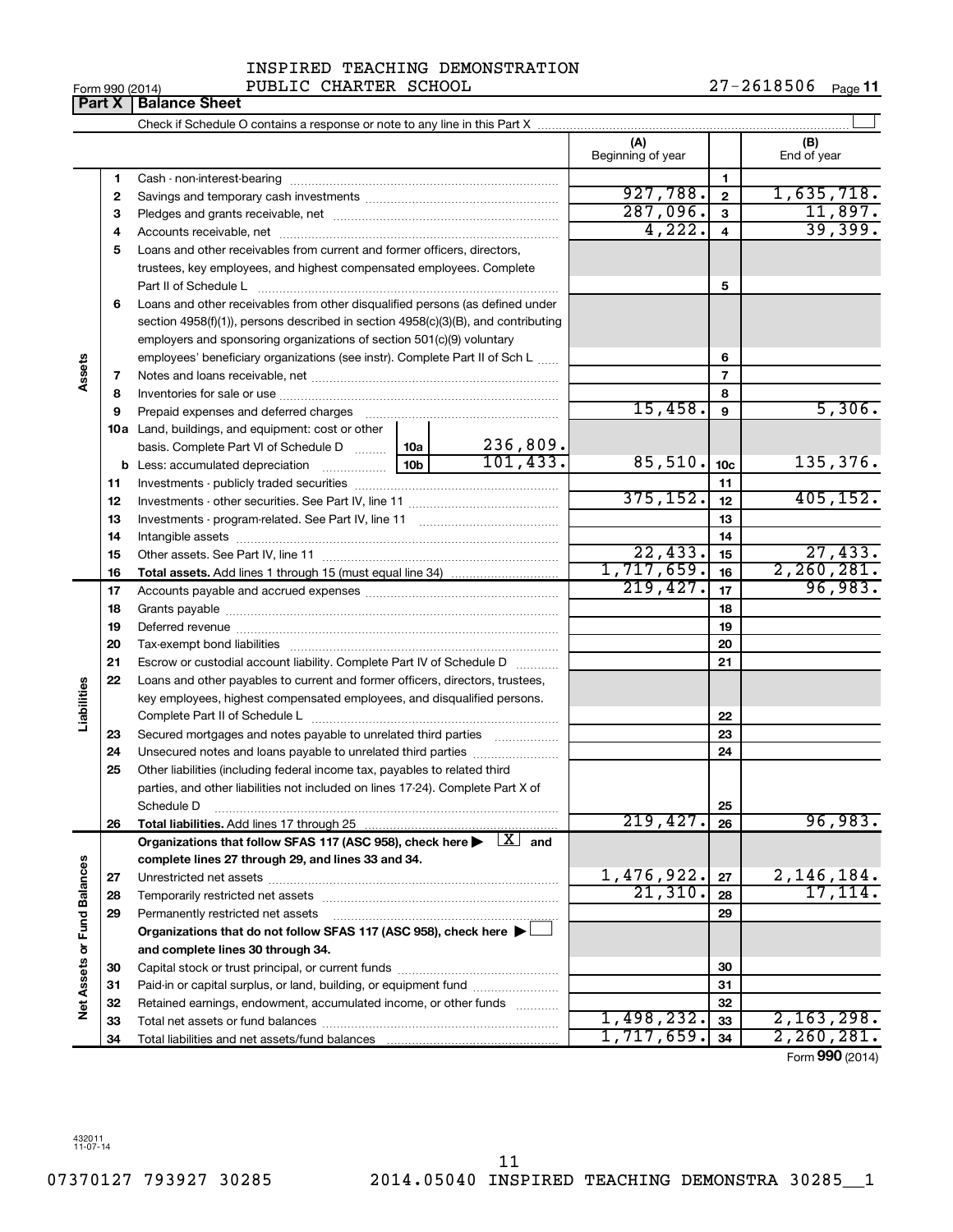INSPIRED TEACHING DEMONSTRATION
PUBLIC CHARTER SCHOOL

Form 990 (2014) 27-2618506 Page **11**

## Part X | Balance Sheet

Check if Schedule O contains a response or note to any line in this Part X ☐

| Section | Line | Description | | (A) Beginning of year | | (B) End of year |
|---|---|---|---|---|---|---|
| Assets | 1 | Cash - non-interest-bearing | | | 1 | |
| | 2 | Savings and temporary cash investments | | 927,788. | 2 | 1,635,718. |
| | 3 | Pledges and grants receivable, net | | 287,096. | 3 | 11,897. |
| | 4 | Accounts receivable, net | | 4,222. | 4 | 39,399. |
| | 5 | Loans and other receivables from current and former officers, directors, trustees, key employees, and highest compensated employees. Complete Part II of Schedule L | | | 5 | |
| | 6 | Loans and other receivables from other disqualified persons (as defined under section 4958(f)(1)), persons described in section 4958(c)(3)(B), and contributing employers and sponsoring organizations of section 501(c)(9) voluntary employees' beneficiary organizations (see instr). Complete Part II of Sch L | | | 6 | |
| | 7 | Notes and loans receivable, net | | | 7 | |
| | 8 | Inventories for sale or use | | | 8 | |
| | 9 | Prepaid expenses and deferred charges | | 15,458. | 9 | 5,306. |
| | 10a | Land, buildings, and equipment: cost or other basis. Complete Part VI of Schedule D | 10a 236,809. | | | |
| | b | Less: accumulated depreciation | 10b 101,433. | 85,510. | 10c | 135,376. |
| | 11 | Investments - publicly traded securities | | | 11 | |
| | 12 | Investments - other securities. See Part IV, line 11 | | 375,152. | 12 | 405,152. |
| | 13 | Investments - program-related. See Part IV, line 11 | | | 13 | |
| | 14 | Intangible assets | | | 14 | |
| | 15 | Other assets. See Part IV, line 11 | | 22,433. | 15 | 27,433. |
| | 16 | **Total assets.** Add lines 1 through 15 (must equal line 34) | | 1,717,659. | 16 | 2,260,281. |
| Liabilities | 17 | Accounts payable and accrued expenses | | 219,427. | 17 | 96,983. |
| | 18 | Grants payable | | | 18 | |
| | 19 | Deferred revenue | | | 19 | |
| | 20 | Tax-exempt bond liabilities | | | 20 | |
| | 21 | Escrow or custodial account liability. Complete Part IV of Schedule D | | | 21 | |
| | 22 | Loans and other payables to current and former officers, directors, trustees, key employees, highest compensated employees, and disqualified persons. Complete Part II of Schedule L | | | 22 | |
| | 23 | Secured mortgages and notes payable to unrelated third parties | | | 23 | |
| | 24 | Unsecured notes and loans payable to unrelated third parties | | | 24 | |
| | 25 | Other liabilities (including federal income tax, payables to related third parties, and other liabilities not included on lines 17-24). Complete Part X of Schedule D | | | 25 | |
| | 26 | **Total liabilities.** Add lines 17 through 25 | | 219,427. | 26 | 96,983. |
| Net Assets or Fund Balances | | **Organizations that follow SFAS 117 (ASC 958), check here ▶ ☒ and complete lines 27 through 29, and lines 33 and 34.** | | | | |
| | 27 | Unrestricted net assets | | 1,476,922. | 27 | 2,146,184. |
| | 28 | Temporarily restricted net assets | | 21,310. | 28 | 17,114. |
| | 29 | Permanently restricted net assets | | | 29 | |
| | | **Organizations that do not follow SFAS 117 (ASC 958), check here ▶ ☐ and complete lines 30 through 34.** | | | | |
| | 30 | Capital stock or trust principal, or current funds | | | 30 | |
| | 31 | Paid-in or capital surplus, or land, building, or equipment fund | | | 31 | |
| | 32 | Retained earnings, endowment, accumulated income, or other funds | | | 32 | |
| | 33 | Total net assets or fund balances | | 1,498,232. | 33 | 2,163,298. |
| | 34 | Total liabilities and net assets/fund balances | | 1,717,659. | 34 | 2,260,281. |

Form **990** (2014)

432011
11-07-14

07370127 793927 30285 2014.05040 INSPIRED TEACHING DEMONSTRA 30285__1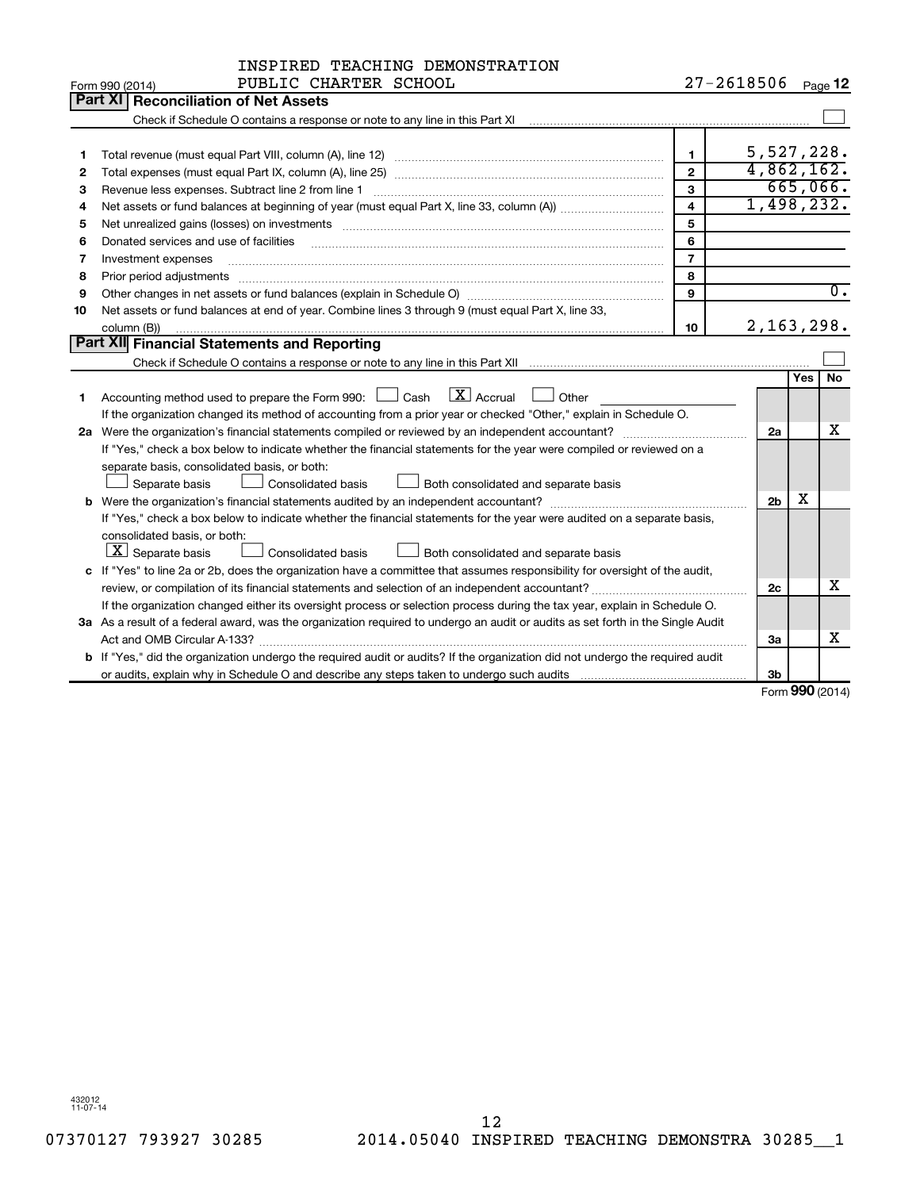INSPIRED TEACHING DEMONSTRATION PUBLIC CHARTER SCHOOL 27-2618506

Form 990 (2014) Page 12

## Part XI Reconciliation of Net Assets

Check if Schedule O contains a response or note to any line in this Part XI ☐

| | | | |
|---|---|---|---|
| 1 | Total revenue (must equal Part VIII, column (A), line 12) | 1 | 5,527,228. |
| 2 | Total expenses (must equal Part IX, column (A), line 25) | 2 | 4,862,162. |
| 3 | Revenue less expenses. Subtract line 2 from line 1 | 3 | 665,066. |
| 4 | Net assets or fund balances at beginning of year (must equal Part X, line 33, column (A)) | 4 | 1,498,232. |
| 5 | Net unrealized gains (losses) on investments | 5 | |
| 6 | Donated services and use of facilities | 6 | |
| 7 | Investment expenses | 7 | |
| 8 | Prior period adjustments | 8 | |
| 9 | Other changes in net assets or fund balances (explain in Schedule O) | 9 | 0. |
| 10 | Net assets or fund balances at end of year. Combine lines 3 through 9 (must equal Part X, line 33, column (B)) | 10 | 2,163,298. |

## Part XII Financial Statements and Reporting

Check if Schedule O contains a response or note to any line in this Part XII ☐

| | | | Yes | No |
|---|---|---|---|---|
| 1 | Accounting method used to prepare the Form 990: ☐ Cash ☒ Accrual ☐ Other<br>If the organization changed its method of accounting from a prior year or checked "Other," explain in Schedule O. | | | |
| 2a | Were the organization's financial statements compiled or reviewed by an independent accountant?<br>If "Yes," check a box below to indicate whether the financial statements for the year were compiled or reviewed on a separate basis, consolidated basis, or both:<br>☐ Separate basis ☐ Consolidated basis ☐ Both consolidated and separate basis | 2a | | X |
| b | Were the organization's financial statements audited by an independent accountant?<br>If "Yes," check a box below to indicate whether the financial statements for the year were audited on a separate basis, consolidated basis, or both:<br>☒ Separate basis ☐ Consolidated basis ☐ Both consolidated and separate basis | 2b | X | |
| c | If "Yes" to line 2a or 2b, does the organization have a committee that assumes responsibility for oversight of the audit, review, or compilation of its financial statements and selection of an independent accountant?<br>If the organization changed either its oversight process or selection process during the tax year, explain in Schedule O. | 2c | | X |
| 3a | As a result of a federal award, was the organization required to undergo an audit or audits as set forth in the Single Audit Act and OMB Circular A-133? | 3a | | X |
| b | If "Yes," did the organization undergo the required audit or audits? If the organization did not undergo the required audit or audits, explain why in Schedule O and describe any steps taken to undergo such audits | 3b | | |

Form **990** (2014)

432012 11-07-14

07370127 793927 30285 2014.05040 INSPIRED TEACHING DEMONSTRA 30285__1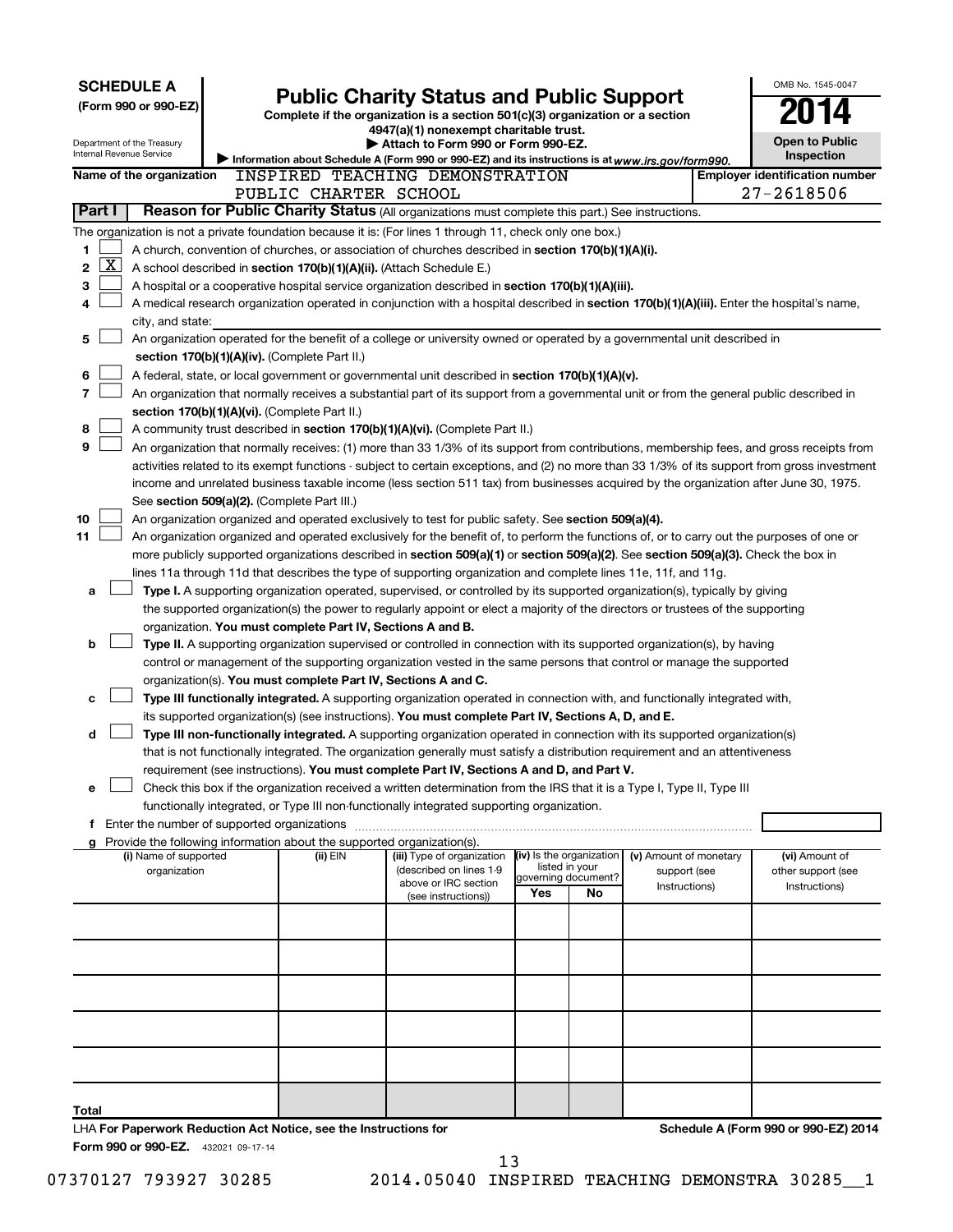**SCHEDULE A**
**(Form 990 or 990-EZ)**

Department of the Treasury
Internal Revenue Service

# Public Charity Status and Public Support

**Complete if the organization is a section 501(c)(3) organization or a section 4947(a)(1) nonexempt charitable trust.**
**▶ Attach to Form 990 or Form 990-EZ.**
▶ Information about Schedule A (Form 990 or 990-EZ) and its instructions is at *www.irs.gov/form990.*

OMB No. 1545-0047
**2014**
**Open to Public Inspection**

**Name of the organization** INSPIRED TEACHING DEMONSTRATION PUBLIC CHARTER SCHOOL

**Employer identification number** 27-2618506

**Part I** **Reason for Public Charity Status** (All organizations must complete this part.) See instructions.

The organization is not a private foundation because it is: (For lines 1 through 11, check only one box.)

1 [ ] A church, convention of churches, or association of churches described in **section 170(b)(1)(A)(i).**

2 [X] A school described in **section 170(b)(1)(A)(ii).** (Attach Schedule E.)

3 [ ] A hospital or a cooperative hospital service organization described in **section 170(b)(1)(A)(iii).**

4 [ ] A medical research organization operated in conjunction with a hospital described in **section 170(b)(1)(A)(iii).** Enter the hospital's name, city, and state:

5 [ ] An organization operated for the benefit of a college or university owned or operated by a governmental unit described in **section 170(b)(1)(A)(iv).** (Complete Part II.)

6 [ ] A federal, state, or local government or governmental unit described in **section 170(b)(1)(A)(v).**

7 [ ] An organization that normally receives a substantial part of its support from a governmental unit or from the general public described in **section 170(b)(1)(A)(vi).** (Complete Part II.)

8 [ ] A community trust described in **section 170(b)(1)(A)(vi).** (Complete Part II.)

9 [ ] An organization that normally receives: (1) more than 33 1/3% of its support from contributions, membership fees, and gross receipts from activities related to its exempt functions - subject to certain exceptions, and (2) no more than 33 1/3% of its support from gross investment income and unrelated business taxable income (less section 511 tax) from businesses acquired by the organization after June 30, 1975. See **section 509(a)(2).** (Complete Part III.)

10 [ ] An organization organized and operated exclusively to test for public safety. See **section 509(a)(4).**

11 [ ] An organization organized and operated exclusively for the benefit of, to perform the functions of, or to carry out the purposes of one or more publicly supported organizations described in **section 509(a)(1)** or **section 509(a)(2).** See **section 509(a)(3).** Check the box in lines 11a through 11d that describes the type of supporting organization and complete lines 11e, 11f, and 11g.

a [ ] **Type I.** A supporting organization operated, supervised, or controlled by its supported organization(s), typically by giving the supported organization(s) the power to regularly appoint or elect a majority of the directors or trustees of the supporting organization. **You must complete Part IV, Sections A and B.**

b [ ] **Type II.** A supporting organization supervised or controlled in connection with its supported organization(s), by having control or management of the supporting organization vested in the same persons that control or manage the supported organization(s). **You must complete Part IV, Sections A and C.**

c [ ] **Type III functionally integrated.** A supporting organization operated in connection with, and functionally integrated with, its supported organization(s) (see instructions). **You must complete Part IV, Sections A, D, and E.**

d [ ] **Type III non-functionally integrated.** A supporting organization operated in connection with its supported organization(s) that is not functionally integrated. The organization generally must satisfy a distribution requirement and an attentiveness requirement (see instructions). **You must complete Part IV, Sections A and D, and Part V.**

e [ ] Check this box if the organization received a written determination from the IRS that it is a Type I, Type II, Type III functionally integrated, or Type III non-functionally integrated supporting organization.

f Enter the number of supported organizations

g Provide the following information about the supported organization(s).

| (i) Name of supported organization | (ii) EIN | (iii) Type of organization (described on lines 1-9 above or IRC section (see instructions)) | (iv) Is the organization listed in your governing document? Yes | No | (v) Amount of monetary support (see Instructions) | (vi) Amount of other support (see Instructions) |
|---|---|---|---|---|---|---|
| | | | | | | |
| | | | | | | |
| | | | | | | |
| | | | | | | |
| | | | | | | |
| Total | | | | | | |

LHA **For Paperwork Reduction Act Notice, see the Instructions for Form 990 or 990-EZ.** 432021 09-17-14

**Schedule A (Form 990 or 990-EZ) 2014**

07370127 793927 30285 2014.05040 INSPIRED TEACHING DEMONSTRA 30285__1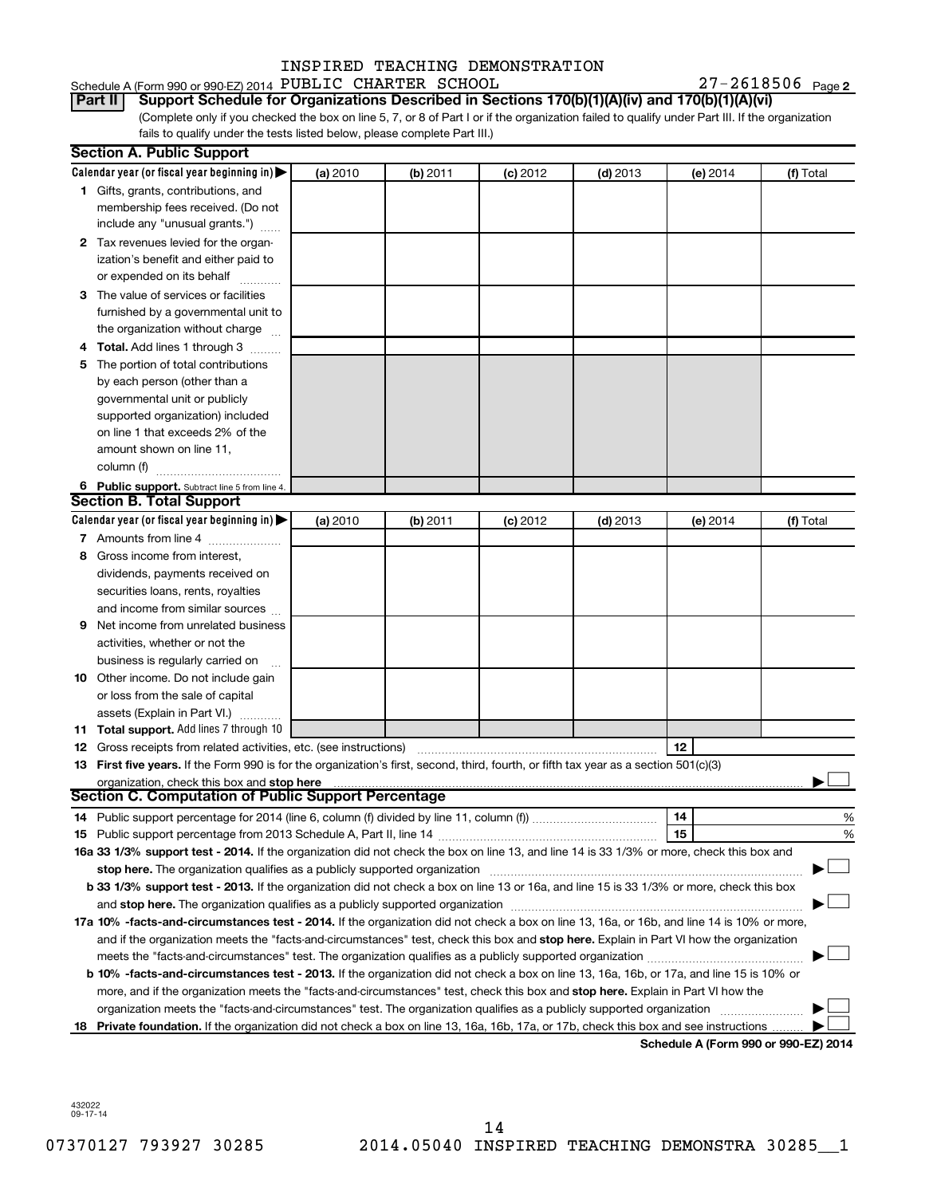INSPIRED TEACHING DEMONSTRATION

Schedule A (Form 990 or 990-EZ) 2014 PUBLIC CHARTER SCHOOL 27-2618506 Page 2

**Part II Support Schedule for Organizations Described in Sections 170(b)(1)(A)(iv) and 170(b)(1)(A)(vi)**

(Complete only if you checked the box on line 5, 7, or 8 of Part I or if the organization failed to qualify under Part III. If the organization fails to qualify under the tests listed below, please complete Part III.)

**Section A. Public Support**

| Calendar year (or fiscal year beginning in) ▶ | (a) 2010 | (b) 2011 | (c) 2012 | (d) 2013 | (e) 2014 | (f) Total |
|---|---|---|---|---|---|---|
| 1 Gifts, grants, contributions, and membership fees received. (Do not include any "unusual grants.") | | | | | | |
| 2 Tax revenues levied for the organization's benefit and either paid to or expended on its behalf | | | | | | |
| 3 The value of services or facilities furnished by a governmental unit to the organization without charge | | | | | | |
| 4 **Total.** Add lines 1 through 3 | | | | | | |
| 5 The portion of total contributions by each person (other than a governmental unit or publicly supported organization) included on line 1 that exceeds 2% of the amount shown on line 11, column (f) | | | | | | |
| 6 **Public support.** Subtract line 5 from line 4. | | | | | | |

**Section B. Total Support**

| Calendar year (or fiscal year beginning in) ▶ | (a) 2010 | (b) 2011 | (c) 2012 | (d) 2013 | (e) 2014 | (f) Total |
|---|---|---|---|---|---|---|
| 7 Amounts from line 4 | | | | | | |
| 8 Gross income from interest, dividends, payments received on securities loans, rents, royalties and income from similar sources | | | | | | |
| 9 Net income from unrelated business activities, whether or not the business is regularly carried on | | | | | | |
| 10 Other income. Do not include gain or loss from the sale of capital assets (Explain in Part VI.) | | | | | | |
| 11 **Total support.** Add lines 7 through 10 | | | | | | |

12 Gross receipts from related activities, etc. (see instructions) | 12 |

13 **First five years.** If the Form 990 is for the organization's first, second, third, fourth, or fifth tax year as a section 501(c)(3) organization, check this box and **stop here** ▶ ☐

**Section C. Computation of Public Support Percentage**

14 Public support percentage for 2014 (line 6, column (f) divided by line 11, column (f)) | 14 | %

15 Public support percentage from 2013 Schedule A, Part II, line 14 | 15 | %

**16a 33 1/3% support test - 2014.** If the organization did not check the box on line 13, and line 14 is 33 1/3% or more, check this box and **stop here.** The organization qualifies as a publicly supported organization ▶ ☐

**b 33 1/3% support test - 2013.** If the organization did not check a box on line 13 or 16a, and line 15 is 33 1/3% or more, check this box and **stop here.** The organization qualifies as a publicly supported organization ▶ ☐

**17a 10% -facts-and-circumstances test - 2014.** If the organization did not check a box on line 13, 16a, or 16b, and line 14 is 10% or more, and if the organization meets the "facts-and-circumstances" test, check this box and **stop here.** Explain in Part VI how the organization meets the "facts-and-circumstances" test. The organization qualifies as a publicly supported organization ▶ ☐

**b 10% -facts-and-circumstances test - 2013.** If the organization did not check a box on line 13, 16a, 16b, or 17a, and line 15 is 10% or more, and if the organization meets the "facts-and-circumstances" test, check this box and **stop here.** Explain in Part VI how the organization meets the "facts-and-circumstances" test. The organization qualifies as a publicly supported organization ▶ ☐

**18 Private foundation.** If the organization did not check a box on line 13, 16a, 16b, 17a, or 17b, check this box and see instructions ▶ ☐

**Schedule A (Form 990 or 990-EZ) 2014**

432022 09-17-14

07370127 793927 30285 2014.05040 INSPIRED TEACHING DEMONSTRA 30285__1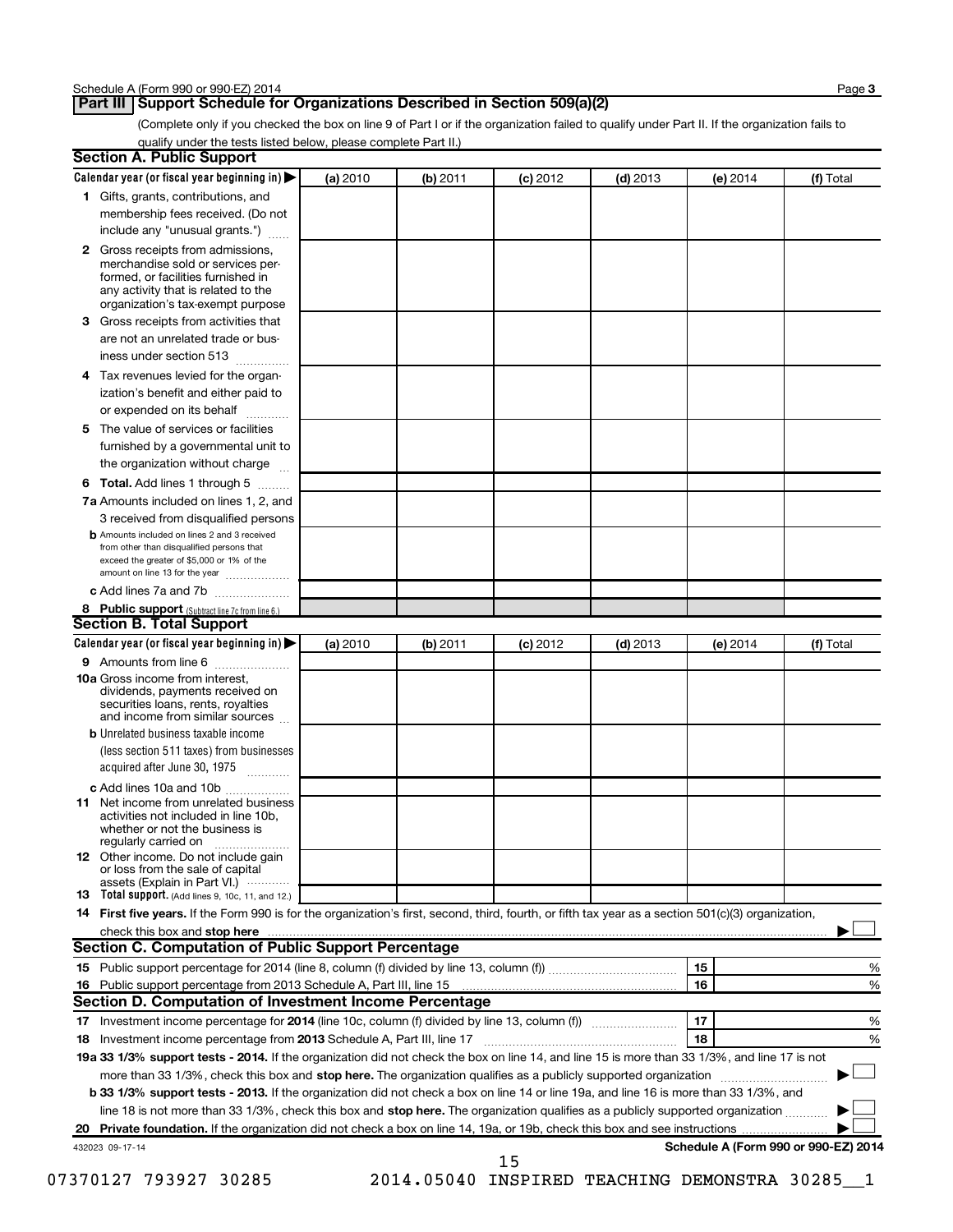## Part III Support Schedule for Organizations Described in Section 509(a)(2)

(Complete only if you checked the box on line 9 of Part I or if the organization failed to qualify under Part II. If the organization fails to qualify under the tests listed below, please complete Part II.)

### Section A. Public Support

| Calendar year (or fiscal year beginning in) ▶ | (a) 2010 | (b) 2011 | (c) 2012 | (d) 2013 | (e) 2014 | (f) Total |
|---|---|---|---|---|---|---|
| **1** Gifts, grants, contributions, and membership fees received. (Do not include any "unusual grants.") | | | | | | |
| **2** Gross receipts from admissions, merchandise sold or services performed, or facilities furnished in any activity that is related to the organization's tax-exempt purpose | | | | | | |
| **3** Gross receipts from activities that are not an unrelated trade or business under section 513 | | | | | | |
| **4** Tax revenues levied for the organization's benefit and either paid to or expended on its behalf | | | | | | |
| **5** The value of services or facilities furnished by a governmental unit to the organization without charge | | | | | | |
| **6 Total.** Add lines 1 through 5 | | | | | | |
| **7a** Amounts included on lines 1, 2, and 3 received from disqualified persons | | | | | | |
| **b** Amounts included on lines 2 and 3 received from other than disqualified persons that exceed the greater of $5,000 or 1% of the amount on line 13 for the year | | | | | | |
| **c** Add lines 7a and 7b | | | | | | |
| **8 Public support** (Subtract line 7c from line 6.) | | | | | | |

### Section B. Total Support

| Calendar year (or fiscal year beginning in) ▶ | (a) 2010 | (b) 2011 | (c) 2012 | (d) 2013 | (e) 2014 | (f) Total |
|---|---|---|---|---|---|---|
| **9** Amounts from line 6 | | | | | | |
| **10a** Gross income from interest, dividends, payments received on securities loans, rents, royalties and income from similar sources | | | | | | |
| **b** Unrelated business taxable income (less section 511 taxes) from businesses acquired after June 30, 1975 | | | | | | |
| **c** Add lines 10a and 10b | | | | | | |
| **11** Net income from unrelated business activities not included in line 10b, whether or not the business is regularly carried on | | | | | | |
| **12** Other income. Do not include gain or loss from the sale of capital assets (Explain in Part VI.) | | | | | | |
| **13 Total support.** (Add lines 9, 10c, 11, and 12.) | | | | | | |

**14 First five years.** If the Form 990 is for the organization's first, second, third, fourth, or fifth tax year as a section 501(c)(3) organization, check this box and **stop here** ▶ ☐

### Section C. Computation of Public Support Percentage

| | | | |
|---|---|---|---|
| **15** | Public support percentage for 2014 (line 8, column (f) divided by line 13, column (f)) | 15 | % |
| **16** | Public support percentage from 2013 Schedule A, Part III, line 15 | 16 | % |

### Section D. Computation of Investment Income Percentage

| | | | |
|---|---|---|---|
| **17** | Investment income percentage for **2014** (line 10c, column (f) divided by line 13, column (f)) | 17 | % |
| **18** | Investment income percentage from **2013** Schedule A, Part III, line 17 | 18 | % |

**19a 33 1/3% support tests - 2014.** If the organization did not check the box on line 14, and line 15 is more than 33 1/3%, and line 17 is not more than 33 1/3%, check this box and **stop here.** The organization qualifies as a publicly supported organization ▶ ☐

**b 33 1/3% support tests - 2013.** If the organization did not check a box on line 14 or line 19a, and line 16 is more than 33 1/3%, and line 18 is not more than 33 1/3%, check this box and **stop here.** The organization qualifies as a publicly supported organization ▶ ☐

**20 Private foundation.** If the organization did not check a box on line 14, 19a, or 19b, check this box and see instructions ▶ ☐

432023 09-17-14

**Schedule A (Form 990 or 990-EZ) 2014**

07370127 793927 30285 2014.05040 INSPIRED TEACHING DEMONSTRA 30285__1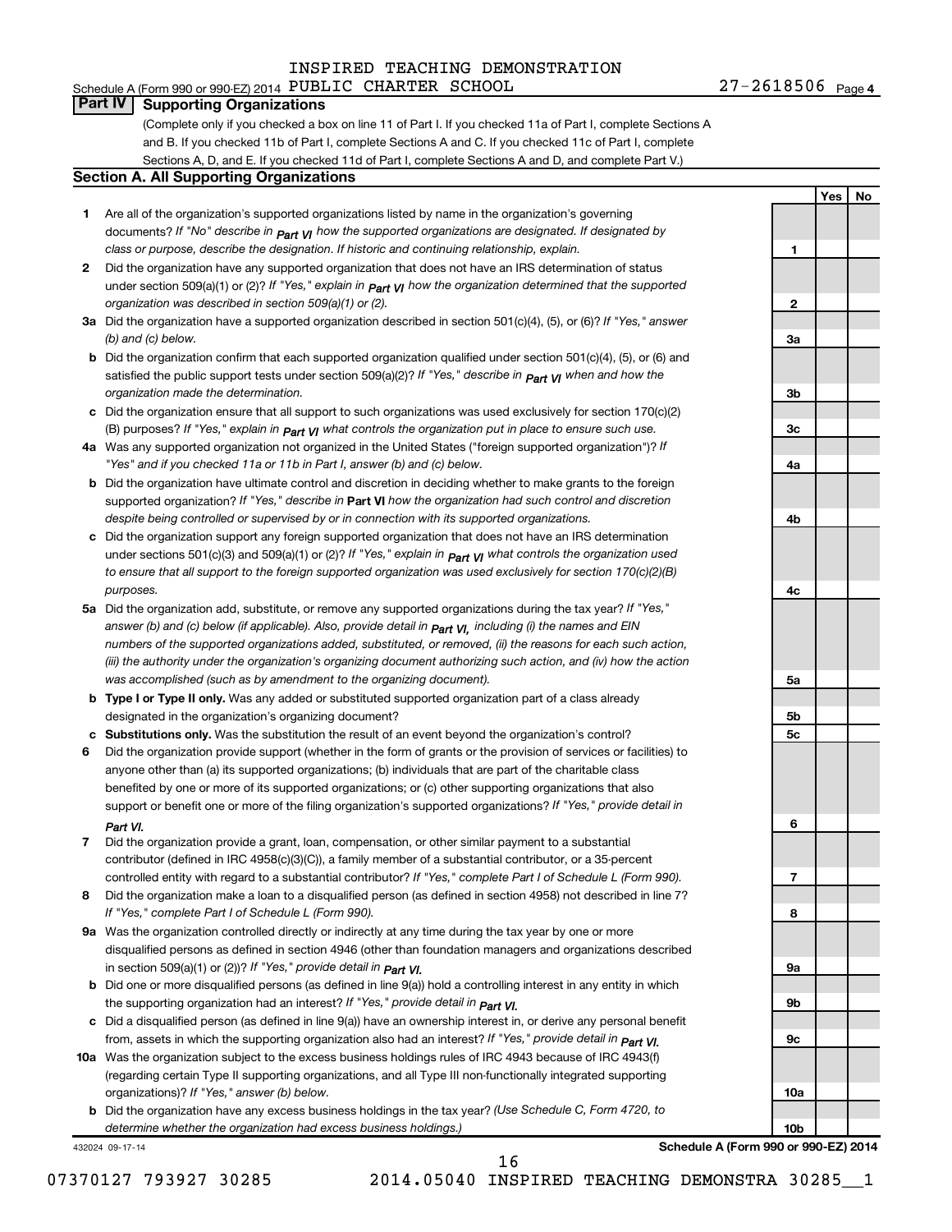INSPIRED TEACHING DEMONSTRATION

Schedule A (Form 990 or 990-EZ) 2014 PUBLIC CHARTER SCHOOL 27-2618506 Page 4

## Part IV Supporting Organizations

(Complete only if you checked a box on line 11 of Part I. If you checked 11a of Part I, complete Sections A and B. If you checked 11b of Part I, complete Sections A and C. If you checked 11c of Part I, complete Sections A, D, and E. If you checked 11d of Part I, complete Sections A and D, and complete Part V.)

### Section A. All Supporting Organizations

| | | | Yes | No |
|---|---|---|---|---|
| **1** | Are all of the organization's supported organizations listed by name in the organization's governing documents? *If "No" describe in **Part VI** how the supported organizations are designated. If designated by class or purpose, describe the designation. If historic and continuing relationship, explain.* | **1** | | |
| **2** | Did the organization have any supported organization that does not have an IRS determination of status under section 509(a)(1) or (2)? *If "Yes," explain in **Part VI** how the organization determined that the supported organization was described in section 509(a)(1) or (2).* | **2** | | |
| **3a** | Did the organization have a supported organization described in section 501(c)(4), (5), or (6)? *If "Yes," answer (b) and (c) below.* | **3a** | | |
| **b** | Did the organization confirm that each supported organization qualified under section 501(c)(4), (5), or (6) and satisfied the public support tests under section 509(a)(2)? *If "Yes," describe in **Part VI** when and how the organization made the determination.* | **3b** | | |
| **c** | Did the organization ensure that all support to such organizations was used exclusively for section 170(c)(2)(B) purposes? *If "Yes," explain in **Part VI** what controls the organization put in place to ensure such use.* | **3c** | | |
| **4a** | Was any supported organization not organized in the United States ("foreign supported organization")? *If "Yes" and if you checked 11a or 11b in Part I, answer (b) and (c) below.* | **4a** | | |
| **b** | Did the organization have ultimate control and discretion in deciding whether to make grants to the foreign supported organization? *If "Yes," describe in **Part VI** how the organization had such control and discretion despite being controlled or supervised by or in connection with its supported organizations.* | **4b** | | |
| **c** | Did the organization support any foreign supported organization that does not have an IRS determination under sections 501(c)(3) and 509(a)(1) or (2)? *If "Yes," explain in **Part VI** what controls the organization used to ensure that all support to the foreign supported organization was used exclusively for section 170(c)(2)(B) purposes.* | **4c** | | |
| **5a** | Did the organization add, substitute, or remove any supported organizations during the tax year? *If "Yes," answer (b) and (c) below (if applicable). Also, provide detail in **Part VI**, including (i) the names and EIN numbers of the supported organizations added, substituted, or removed, (ii) the reasons for each such action, (iii) the authority under the organization's organizing document authorizing such action, and (iv) how the action was accomplished (such as by amendment to the organizing document).* | **5a** | | |
| **b** | **Type I or Type II only.** Was any added or substituted supported organization part of a class already designated in the organization's organizing document? | **5b** | | |
| **c** | **Substitutions only.** Was the substitution the result of an event beyond the organization's control? | **5c** | | |
| **6** | Did the organization provide support (whether in the form of grants or the provision of services or facilities) to anyone other than (a) its supported organizations; (b) individuals that are part of the charitable class benefited by one or more of its supported organizations; or (c) other supporting organizations that also support or benefit one or more of the filing organization's supported organizations? *If "Yes," provide detail in Part VI.* | **6** | | |
| **7** | Did the organization provide a grant, loan, compensation, or other similar payment to a substantial contributor (defined in IRC 4958(c)(3)(C)), a family member of a substantial contributor, or a 35-percent controlled entity with regard to a substantial contributor? *If "Yes," complete Part I of Schedule L (Form 990).* | **7** | | |
| **8** | Did the organization make a loan to a disqualified person (as defined in section 4958) not described in line 7? *If "Yes," complete Part I of Schedule L (Form 990).* | **8** | | |
| **9a** | Was the organization controlled directly or indirectly at any time during the tax year by one or more disqualified persons as defined in section 4946 (other than foundation managers and organizations described in section 509(a)(1) or (2))? *If "Yes," provide detail in **Part VI**.* | **9a** | | |
| **b** | Did one or more disqualified persons (as defined in line 9(a)) hold a controlling interest in any entity in which the supporting organization had an interest? *If "Yes," provide detail in **Part VI**.* | **9b** | | |
| **c** | Did a disqualified person (as defined in line 9(a)) have an ownership interest in, or derive any personal benefit from, assets in which the supporting organization also had an interest? *If "Yes," provide detail in **Part VI**.* | **9c** | | |
| **10a** | Was the organization subject to the excess business holdings rules of IRC 4943 because of IRC 4943(f) (regarding certain Type II supporting organizations, and all Type III non-functionally integrated supporting organizations)? *If "Yes," answer (b) below.* | **10a** | | |
| **b** | Did the organization have any excess business holdings in the tax year? *(Use Schedule C, Form 4720, to determine whether the organization had excess business holdings.)* | **10b** | | |

432024 09-17-14 **Schedule A (Form 990 or 990-EZ) 2014**

07370127 793927 30285 2014.05040 INSPIRED TEACHING DEMONSTRA 30285__1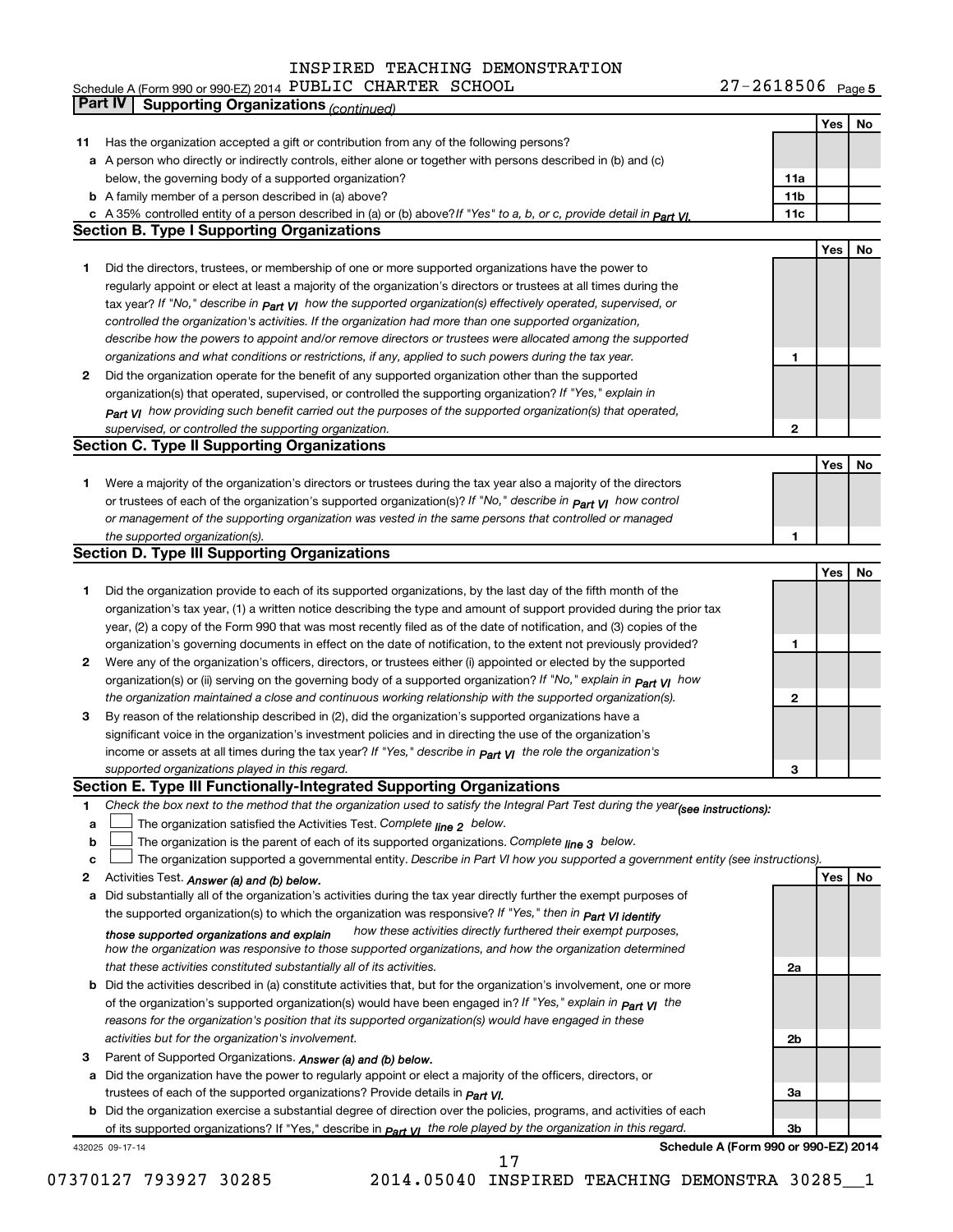INSPIRED TEACHING DEMONSTRATION

Schedule A (Form 990 or 990-EZ) 2014 PUBLIC CHARTER SCHOOL 27-2618506 Page 5

## Part IV | Supporting Organizations *(continued)*

| | | | Yes | No |
|---|---|---|---|---|
| **11** | Has the organization accepted a gift or contribution from any of the following persons? | | | |
| **a** | A person who directly or indirectly controls, either alone or together with persons described in (b) and (c) below, the governing body of a supported organization? | 11a | | |
| **b** | A family member of a person described in (a) above? | 11b | | |
| **c** | A 35% controlled entity of a person described in (a) or (b) above? *If "Yes" to a, b, or c, provide detail in Part VI.* | 11c | | |

### Section B. Type I Supporting Organizations

| | | | Yes | No |
|---|---|---|---|---|
| **1** | Did the directors, trustees, or membership of one or more supported organizations have the power to regularly appoint or elect at least a majority of the organization's directors or trustees at all times during the tax year? *If "No," describe in Part VI how the supported organization(s) effectively operated, supervised, or controlled the organization's activities. If the organization had more than one supported organization, describe how the powers to appoint and/or remove directors or trustees were allocated among the supported organizations and what conditions or restrictions, if any, applied to such powers during the tax year.* | 1 | | |
| **2** | Did the organization operate for the benefit of any supported organization other than the supported organization(s) that operated, supervised, or controlled the supporting organization? *If "Yes," explain in Part VI how providing such benefit carried out the purposes of the supported organization(s) that operated, supervised, or controlled the supporting organization.* | 2 | | |

### Section C. Type II Supporting Organizations

| | | | Yes | No |
|---|---|---|---|---|
| **1** | Were a majority of the organization's directors or trustees during the tax year also a majority of the directors or trustees of each of the organization's supported organization(s)? *If "No," describe in Part VI how control or management of the supporting organization was vested in the same persons that controlled or managed the supported organization(s).* | 1 | | |

### Section D. Type III Supporting Organizations

| | | | Yes | No |
|---|---|---|---|---|
| **1** | Did the organization provide to each of its supported organizations, by the last day of the fifth month of the organization's tax year, (1) a written notice describing the type and amount of support provided during the prior tax year, (2) a copy of the Form 990 that was most recently filed as of the date of notification, and (3) copies of the organization's governing documents in effect on the date of notification, to the extent not previously provided? | 1 | | |
| **2** | Were any of the organization's officers, directors, or trustees either (i) appointed or elected by the supported organization(s) or (ii) serving on the governing body of a supported organization? *If "No," explain in Part VI how the organization maintained a close and continuous working relationship with the supported organization(s).* | 2 | | |
| **3** | By reason of the relationship described in (2), did the organization's supported organizations have a significant voice in the organization's investment policies and in directing the use of the organization's income or assets at all times during the tax year? *If "Yes," describe in Part VI the role the organization's supported organizations played in this regard.* | 3 | | |

### Section E. Type III Functionally-Integrated Supporting Organizations

**1** *Check the box next to the method that the organization used to satisfy the Integral Part Test during the year (see instructions):*

**a** ☐ The organization satisfied the Activities Test. *Complete line 2 below.*

**b** ☐ The organization is the parent of each of its supported organizations. *Complete line 3 below.*

**c** ☐ The organization supported a governmental entity. *Describe in Part VI how you supported a government entity (see instructions).*

| | | | Yes | No |
|---|---|---|---|---|
| **2** | Activities Test. *Answer (a) and (b) below.* | | | |
| **a** | Did substantially all of the organization's activities during the tax year directly further the exempt purposes of the supported organization(s) to which the organization was responsive? *If "Yes," then in Part VI identify those supported organizations and explain how these activities directly furthered their exempt purposes, how the organization was responsive to those supported organizations, and how the organization determined that these activities constituted substantially all of its activities.* | 2a | | |
| **b** | Did the activities described in (a) constitute activities that, but for the organization's involvement, one or more of the organization's supported organization(s) would have been engaged in? *If "Yes," explain in Part VI the reasons for the organization's position that its supported organization(s) would have engaged in these activities but for the organization's involvement.* | 2b | | |
| **3** | Parent of Supported Organizations. *Answer (a) and (b) below.* | | | |
| **a** | Did the organization have the power to regularly appoint or elect a majority of the officers, directors, or trustees of each of the supported organizations? *Provide details in Part VI.* | 3a | | |
| **b** | Did the organization exercise a substantial degree of direction over the policies, programs, and activities of each of its supported organizations? If "Yes," describe in *Part VI* the role played by the organization in this regard. | 3b | | |

432025 09-17-14 **Schedule A (Form 990 or 990-EZ) 2014**

07370127 793927 30285 2014.05040 INSPIRED TEACHING DEMONSTRA 30285__1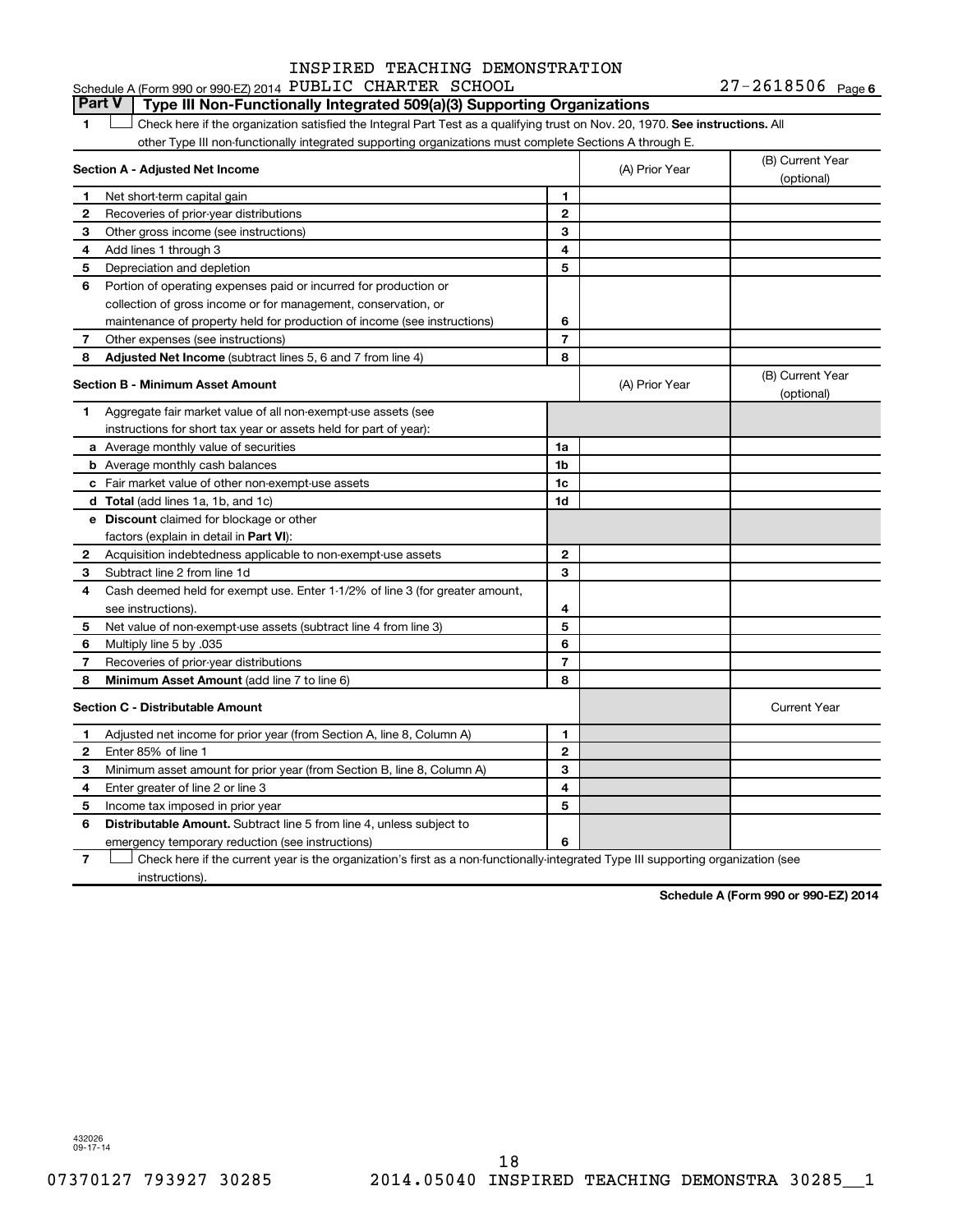INSPIRED TEACHING DEMONSTRATION

Schedule A (Form 990 or 990-EZ) 2014 PUBLIC CHARTER SCHOOL 27-2618506 Page 6

**Part V | Type III Non-Functionally Integrated 509(a)(3) Supporting Organizations**

1 ☐ Check here if the organization satisfied the Integral Part Test as a qualifying trust on Nov. 20, 1970. **See instructions.** All other Type III non-functionally integrated supporting organizations must complete Sections A through E.

| **Section A - Adjusted Net Income** | | | (A) Prior Year | (B) Current Year (optional) |
|---|---|---|---|---|
| 1 | Net short-term capital gain | 1 | | |
| 2 | Recoveries of prior-year distributions | 2 | | |
| 3 | Other gross income (see instructions) | 3 | | |
| 4 | Add lines 1 through 3 | 4 | | |
| 5 | Depreciation and depletion | 5 | | |
| 6 | Portion of operating expenses paid or incurred for production or collection of gross income or for management, conservation, or maintenance of property held for production of income (see instructions) | 6 | | |
| 7 | Other expenses (see instructions) | 7 | | |
| 8 | **Adjusted Net Income** (subtract lines 5, 6 and 7 from line 4) | 8 | | |

| **Section B - Minimum Asset Amount** | | | (A) Prior Year | (B) Current Year (optional) |
|---|---|---|---|---|
| 1 | Aggregate fair market value of all non-exempt-use assets (see instructions for short tax year or assets held for part of year): | | | |
| a | Average monthly value of securities | 1a | | |
| b | Average monthly cash balances | 1b | | |
| c | Fair market value of other non-exempt-use assets | 1c | | |
| d | **Total** (add lines 1a, 1b, and 1c) | 1d | | |
| e | **Discount** claimed for blockage or other factors (explain in detail in **Part VI**): | | | |
| 2 | Acquisition indebtedness applicable to non-exempt-use assets | 2 | | |
| 3 | Subtract line 2 from line 1d | 3 | | |
| 4 | Cash deemed held for exempt use. Enter 1-1/2% of line 3 (for greater amount, see instructions). | 4 | | |
| 5 | Net value of non-exempt-use assets (subtract line 4 from line 3) | 5 | | |
| 6 | Multiply line 5 by .035 | 6 | | |
| 7 | Recoveries of prior-year distributions | 7 | | |
| 8 | **Minimum Asset Amount** (add line 7 to line 6) | 8 | | |

| **Section C - Distributable Amount** | | | | Current Year |
|---|---|---|---|---|
| 1 | Adjusted net income for prior year (from Section A, line 8, Column A) | 1 | | |
| 2 | Enter 85% of line 1 | 2 | | |
| 3 | Minimum asset amount for prior year (from Section B, line 8, Column A) | 3 | | |
| 4 | Enter greater of line 2 or line 3 | 4 | | |
| 5 | Income tax imposed in prior year | 5 | | |
| 6 | **Distributable Amount.** Subtract line 5 from line 4, unless subject to emergency temporary reduction (see instructions) | 6 | | |

7 ☐ Check here if the current year is the organization's first as a non-functionally-integrated Type III supporting organization (see instructions).

**Schedule A (Form 990 or 990-EZ) 2014**

432026
09-17-14

07370127 793927 30285 2014.05040 INSPIRED TEACHING DEMONSTRA 30285__1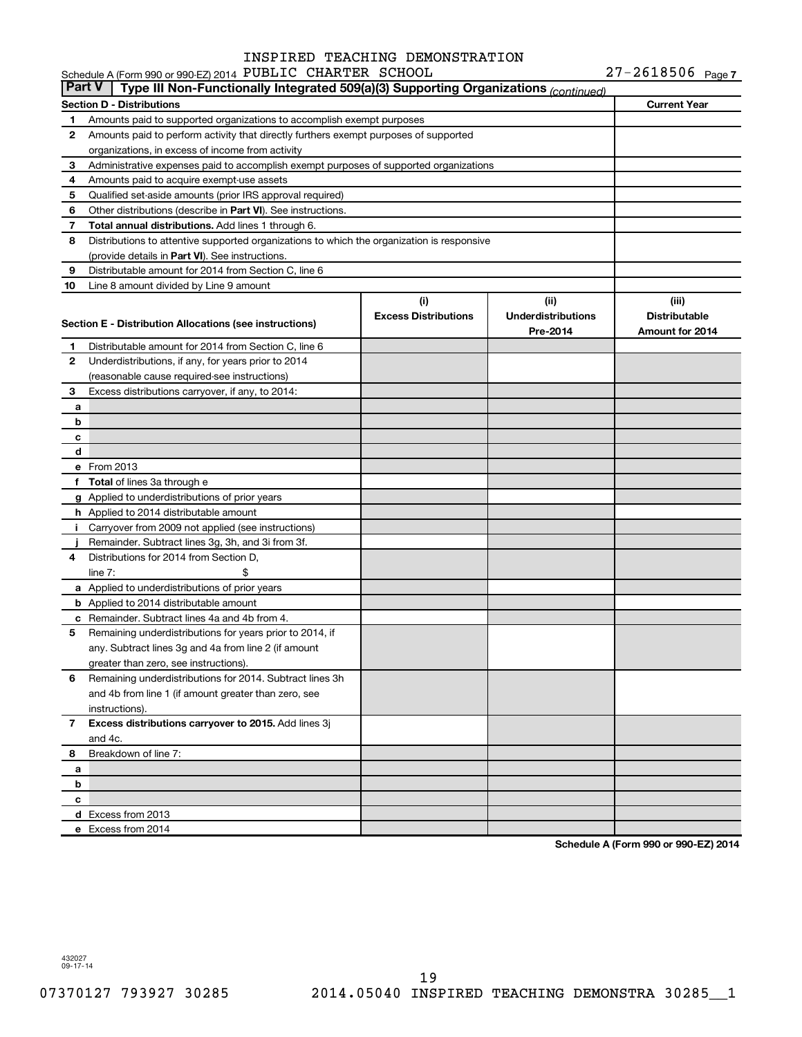INSPIRED TEACHING DEMONSTRATION

Schedule A (Form 990 or 990-EZ) 2014 PUBLIC CHARTER SCHOOL 27-2618506 Page 7

## Part V Type III Non-Functionally Integrated 509(a)(3) Supporting Organizations *(continued)*

| Section D - Distributions | | Current Year |
|---|---|---|
| 1 | Amounts paid to supported organizations to accomplish exempt purposes | |
| 2 | Amounts paid to perform activity that directly furthers exempt purposes of supported organizations, in excess of income from activity | |
| 3 | Administrative expenses paid to accomplish exempt purposes of supported organizations | |
| 4 | Amounts paid to acquire exempt-use assets | |
| 5 | Qualified set-aside amounts (prior IRS approval required) | |
| 6 | Other distributions (describe in **Part VI**). See instructions. | |
| 7 | **Total annual distributions.** Add lines 1 through 6. | |
| 8 | Distributions to attentive supported organizations to which the organization is responsive (provide details in **Part VI**). See instructions. | |
| 9 | Distributable amount for 2014 from Section C, line 6 | |
| 10 | Line 8 amount divided by Line 9 amount | |

| Section E - Distribution Allocations (see instructions) | | (i) Excess Distributions | (ii) Underdistributions Pre-2014 | (iii) Distributable Amount for 2014 |
|---|---|---|---|---|
| 1 | Distributable amount for 2014 from Section C, line 6 | | | |
| 2 | Underdistributions, if any, for years prior to 2014 (reasonable cause required-see instructions) | | | |
| 3 | Excess distributions carryover, if any, to 2014: | | | |
| a | | | | |
| b | | | | |
| c | | | | |
| d | | | | |
| e | From 2013 | | | |
| f | **Total** of lines 3a through e | | | |
| g | Applied to underdistributions of prior years | | | |
| h | Applied to 2014 distributable amount | | | |
| i | Carryover from 2009 not applied (see instructions) | | | |
| j | Remainder. Subtract lines 3g, 3h, and 3i from 3f. | | | |
| 4 | Distributions for 2014 from Section D, line 7: $ | | | |
| a | Applied to underdistributions of prior years | | | |
| b | Applied to 2014 distributable amount | | | |
| c | Remainder. Subtract lines 4a and 4b from 4. | | | |
| 5 | Remaining underdistributions for years prior to 2014, if any. Subtract lines 3g and 4a from line 2 (if amount greater than zero, see instructions). | | | |
| 6 | Remaining underdistributions for 2014. Subtract lines 3h and 4b from line 1 (if amount greater than zero, see instructions). | | | |
| 7 | **Excess distributions carryover to 2015.** Add lines 3j and 4c. | | | |
| 8 | Breakdown of line 7: | | | |
| a | | | | |
| b | | | | |
| c | | | | |
| d | Excess from 2013 | | | |
| e | Excess from 2014 | | | |

**Schedule A (Form 990 or 990-EZ) 2014**

432027 09-17-14

07370127 793927 30285 2014.05040 INSPIRED TEACHING DEMONSTRA 30285__1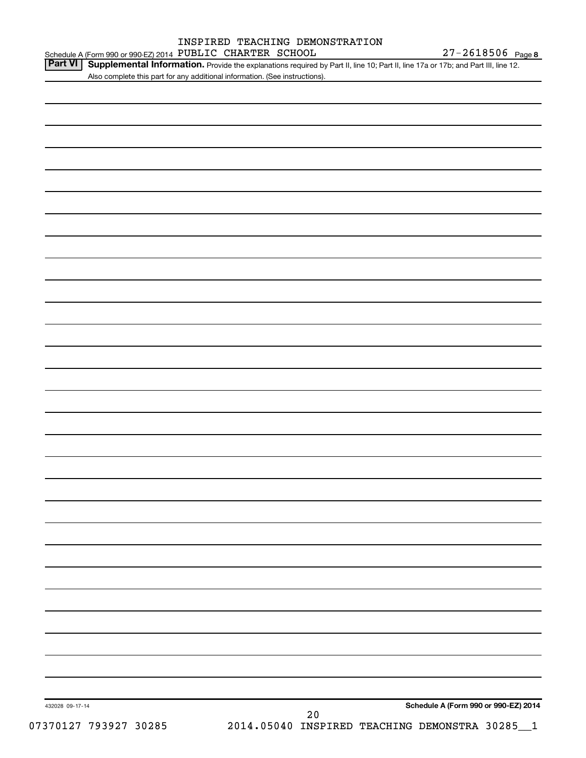INSPIRED TEACHING DEMONSTRATION

Schedule A (Form 990 or 990-EZ) 2014 PUBLIC CHARTER SCHOOL 27-2618506 Page 8

**Part VI** **Supplemental Information.** Provide the explanations required by Part II, line 10; Part II, line 17a or 17b; and Part III, line 12. Also complete this part for any additional information. (See instructions).

432028 09-17-14

**Schedule A (Form 990 or 990-EZ) 2014**

07370127 793927 30285 2014.05040 INSPIRED TEACHING DEMONSTRA 30285__1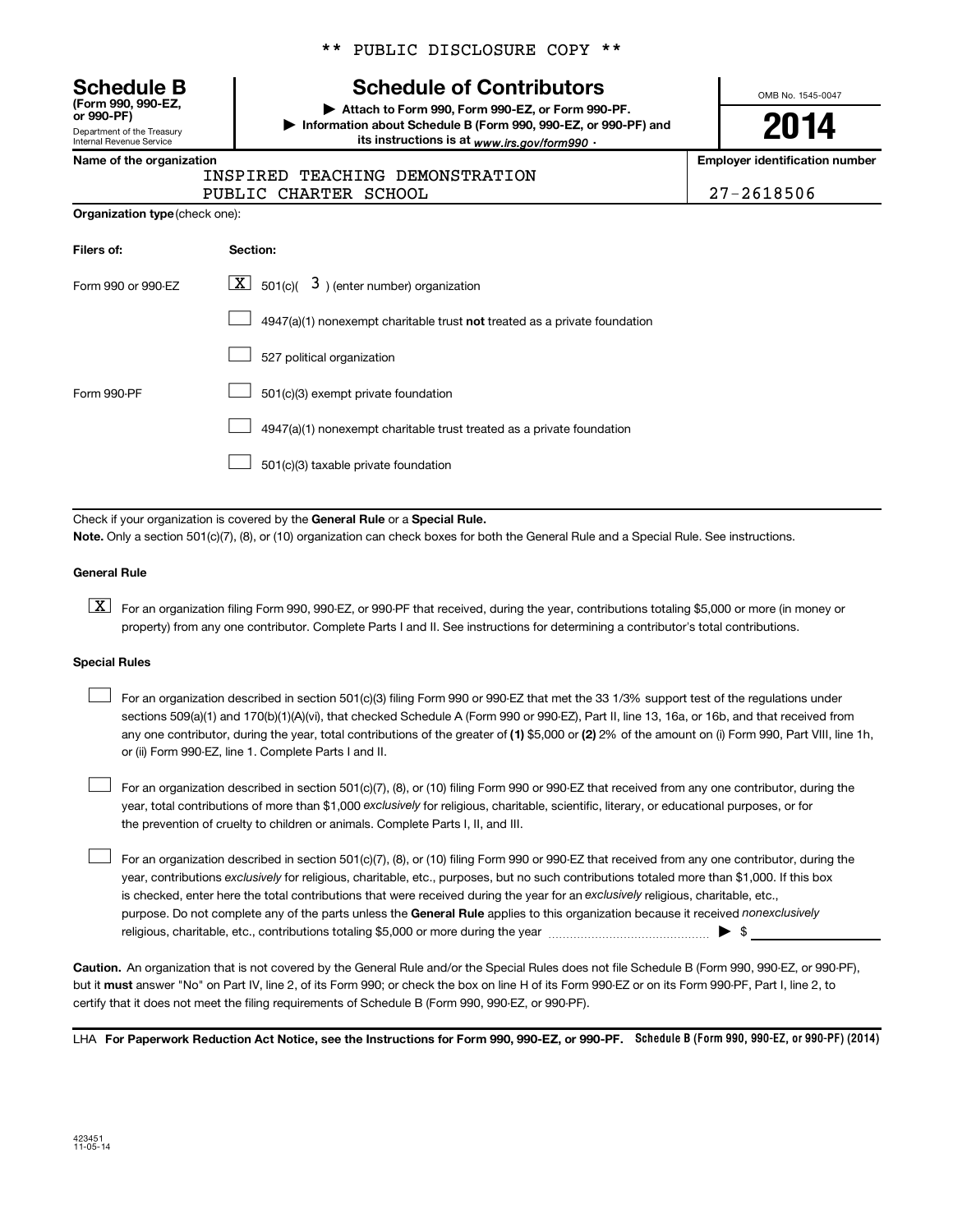** PUBLIC DISCLOSURE COPY **

# Schedule B

**(Form 990, 990-EZ, or 990-PF)**

Department of the Treasury
Internal Revenue Service

## Schedule of Contributors

▶ Attach to Form 990, Form 990-EZ, or Form 990-PF.
▶ Information about Schedule B (Form 990, 990-EZ, or 990-PF) and its instructions is at *www.irs.gov/form990* .

OMB No. 1545-0047

**2014**

**Name of the organization**

INSPIRED TEACHING DEMONSTRATION
PUBLIC CHARTER SCHOOL

**Employer identification number**

27-2618506

**Organization type** (check one):

| **Filers of:** | **Section:** |
| --- | --- |
| Form 990 or 990-EZ | [X] 501(c)( 3 ) (enter number) organization |
| | [ ] 4947(a)(1) nonexempt charitable trust **not** treated as a private foundation |
| | [ ] 527 political organization |
| Form 990-PF | [ ] 501(c)(3) exempt private foundation |
| | [ ] 4947(a)(1) nonexempt charitable trust treated as a private foundation |
| | [ ] 501(c)(3) taxable private foundation |

Check if your organization is covered by the **General Rule** or a **Special Rule.**

**Note.** Only a section 501(c)(7), (8), or (10) organization can check boxes for both the General Rule and a Special Rule. See instructions.

**General Rule**

[X] For an organization filing Form 990, 990-EZ, or 990-PF that received, during the year, contributions totaling $5,000 or more (in money or property) from any one contributor. Complete Parts I and II. See instructions for determining a contributor's total contributions.

**Special Rules**

[ ] For an organization described in section 501(c)(3) filing Form 990 or 990-EZ that met the 33 1/3% support test of the regulations under sections 509(a)(1) and 170(b)(1)(A)(vi), that checked Schedule A (Form 990 or 990-EZ), Part II, line 13, 16a, or 16b, and that received from any one contributor, during the year, total contributions of the greater of **(1)** $5,000 or **(2)** 2% of the amount on (i) Form 990, Part VIII, line 1h, or (ii) Form 990-EZ, line 1. Complete Parts I and II.

[ ] For an organization described in section 501(c)(7), (8), or (10) filing Form 990 or 990-EZ that received from any one contributor, during the year, total contributions of more than $1,000 *exclusively* for religious, charitable, scientific, literary, or educational purposes, or for the prevention of cruelty to children or animals. Complete Parts I, II, and III.

[ ] For an organization described in section 501(c)(7), (8), or (10) filing Form 990 or 990-EZ that received from any one contributor, during the year, contributions *exclusively* for religious, charitable, etc., purposes, but no such contributions totaled more than $1,000. If this box is checked, enter here the total contributions that were received during the year for an *exclusively* religious, charitable, etc., purpose. Do not complete any of the parts unless the **General Rule** applies to this organization because it received *nonexclusively* religious, charitable, etc., contributions totaling $5,000 or more during the year ▶ $ ____________

**Caution.** An organization that is not covered by the General Rule and/or the Special Rules does not file Schedule B (Form 990, 990-EZ, or 990-PF), but it **must** answer "No" on Part IV, line 2, of its Form 990; or check the box on line H of its Form 990-EZ or on its Form 990-PF, Part I, line 2, to certify that it does not meet the filing requirements of Schedule B (Form 990, 990-EZ, or 990-PF).

LHA **For Paperwork Reduction Act Notice, see the Instructions for Form 990, 990-EZ, or 990-PF.** **Schedule B (Form 990, 990-EZ, or 990-PF) (2014)**

423451
11-05-14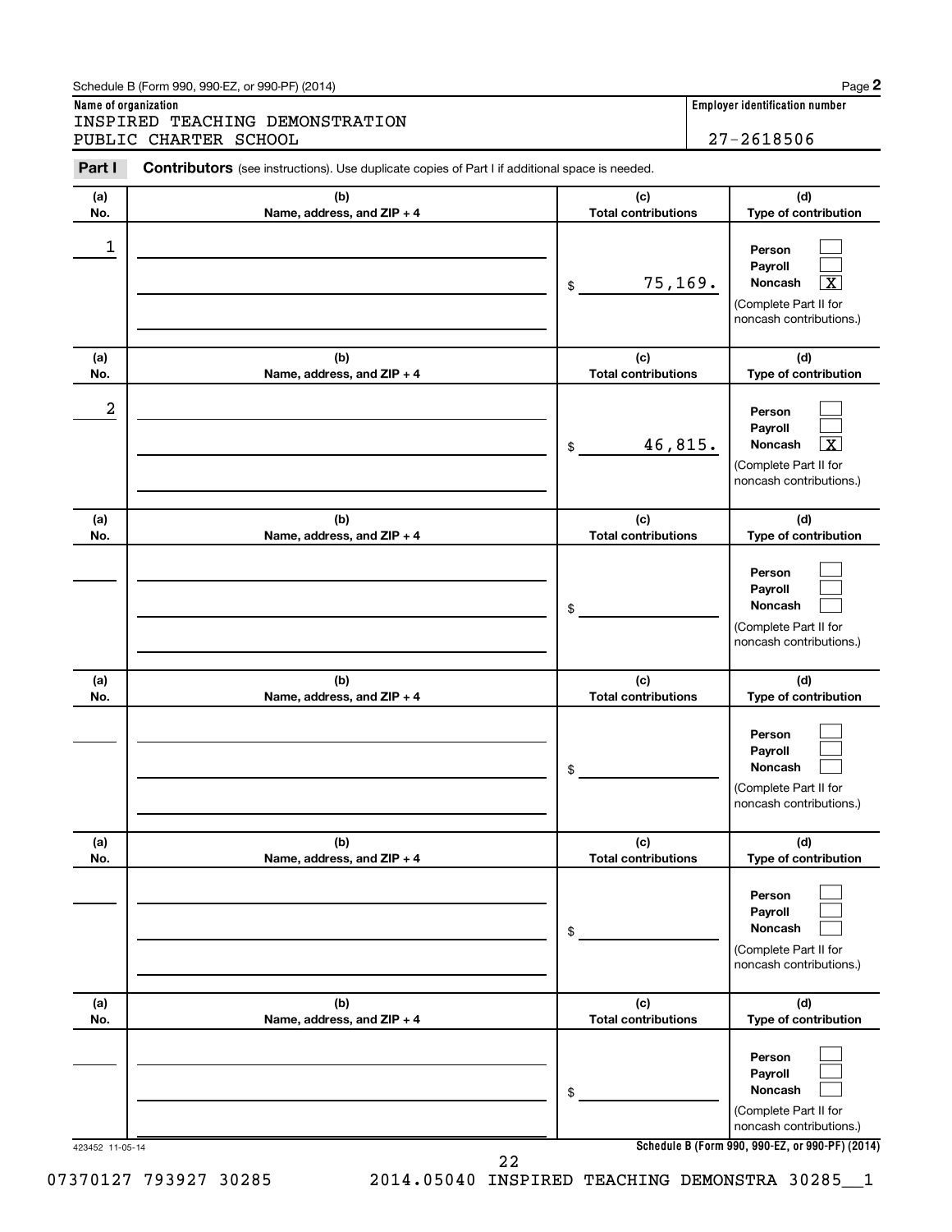Schedule B (Form 990, 990-EZ, or 990-PF) (2014) Page **2**

**Name of organization**

INSPIRED TEACHING DEMONSTRATION PUBLIC CHARTER SCHOOL

**Employer identification number**

27-2618506

**Part I** **Contributors** (see instructions). Use duplicate copies of Part I if additional space is needed.

| (a) No. | (b) Name, address, and ZIP + 4 | (c) Total contributions | (d) Type of contribution |
|---|---|---|---|
| 1 | | $ 75,169. | Person [ ] Payroll [ ] Noncash [X] (Complete Part II for noncash contributions.) |
| 2 | | $ 46,815. | Person [ ] Payroll [ ] Noncash [X] (Complete Part II for noncash contributions.) |
| | | $ | Person [ ] Payroll [ ] Noncash [ ] (Complete Part II for noncash contributions.) |
| | | $ | Person [ ] Payroll [ ] Noncash [ ] (Complete Part II for noncash contributions.) |
| | | $ | Person [ ] Payroll [ ] Noncash [ ] (Complete Part II for noncash contributions.) |
| | | $ | Person [ ] Payroll [ ] Noncash [ ] (Complete Part II for noncash contributions.) |

423452 11-05-14 **Schedule B (Form 990, 990-EZ, or 990-PF) (2014)**

07370127 793927 30285 2014.05040 INSPIRED TEACHING DEMONSTRA 30285__1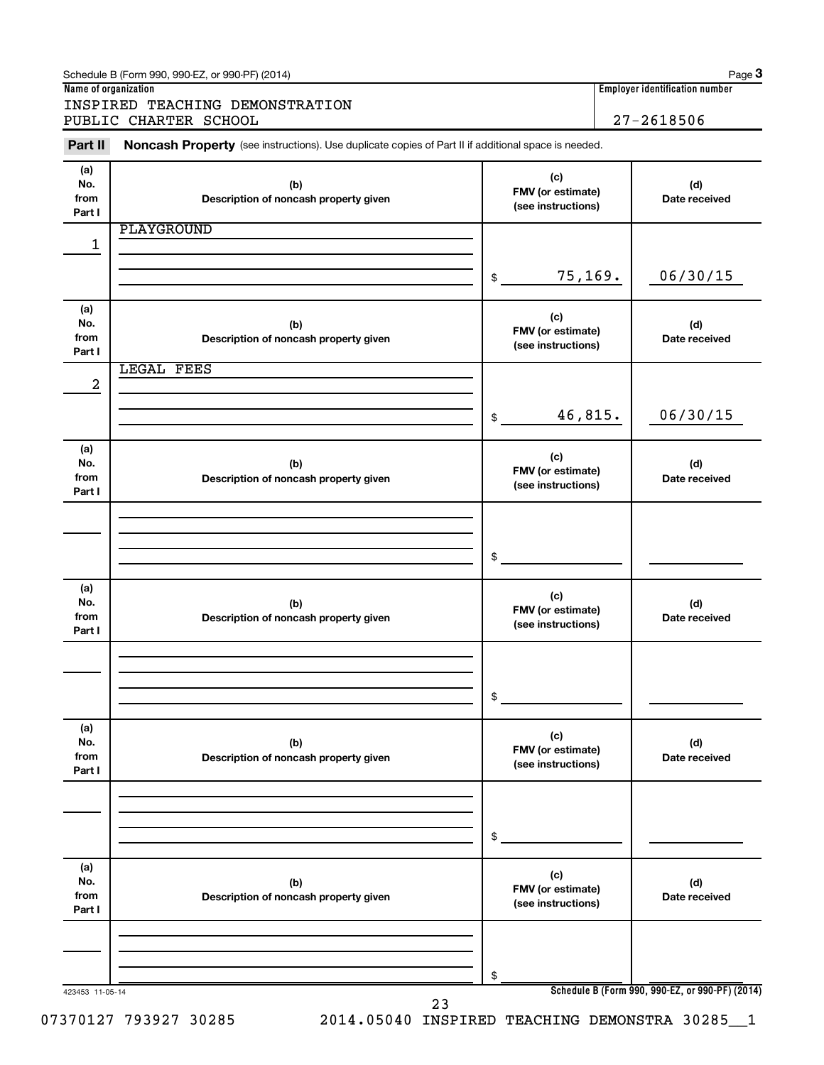Schedule B (Form 990, 990-EZ, or 990-PF) (2014)

**Name of organization**

INSPIRED TEACHING DEMONSTRATION PUBLIC CHARTER SCHOOL

**Employer identification number**

27-2618506

## Part II Noncash Property

(see instructions). Use duplicate copies of Part II if additional space is needed.

| (a) No. from Part I | (b) Description of noncash property given | (c) FMV (or estimate) (see instructions) | (d) Date received |
|---|---|---|---|
| 1 | PLAYGROUND | $ 75,169. | 06/30/15 |
| 2 | LEGAL FEES | $ 46,815. | 06/30/15 |
| | | $ | |
| | | $ | |
| | | $ | |
| | | $ | |

423453 11-05-14

Schedule B (Form 990, 990-EZ, or 990-PF) (2014)

07370127 793927 30285 2014.05040 INSPIRED TEACHING DEMONSTRA 30285__1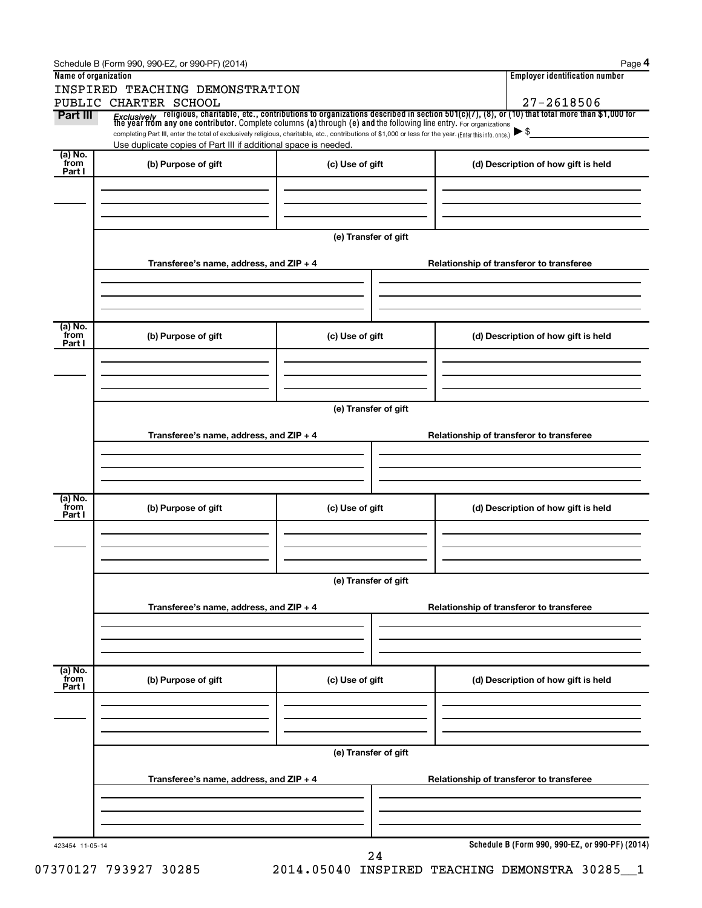Schedule B (Form 990, 990-EZ, or 990-PF) (2014)

| Name of organization | Employer identification number |
| --- | --- |
| INSPIRED TEACHING DEMONSTRATION PUBLIC CHARTER SCHOOL | 27-2618506 |

**Part III** *Exclusively* religious, charitable, etc., contributions to organizations described in section 501(c)(7), (8), or (10) that total more than $1,000 for the year from any one contributor. Complete columns (a) through (e) and the following line entry. For organizations completing Part III, enter the total of exclusively religious, charitable, etc., contributions of $1,000 or less for the year. (Enter this info. once.) ▶ $

Use duplicate copies of Part III if additional space is needed.

| (a) No. from Part I | (b) Purpose of gift | (c) Use of gift | (d) Description of how gift is held |
| --- | --- | --- | --- |
| | | | |

(e) Transfer of gift

| Transferee's name, address, and ZIP + 4 | Relationship of transferor to transferee |
| --- | --- |
| | |

| (a) No. from Part I | (b) Purpose of gift | (c) Use of gift | (d) Description of how gift is held |
| --- | --- | --- | --- |
| | | | |

(e) Transfer of gift

| Transferee's name, address, and ZIP + 4 | Relationship of transferor to transferee |
| --- | --- |
| | |

| (a) No. from Part I | (b) Purpose of gift | (c) Use of gift | (d) Description of how gift is held |
| --- | --- | --- | --- |
| | | | |

(e) Transfer of gift

| Transferee's name, address, and ZIP + 4 | Relationship of transferor to transferee |
| --- | --- |
| | |

| (a) No. from Part I | (b) Purpose of gift | (c) Use of gift | (d) Description of how gift is held |
| --- | --- | --- | --- |
| | | | |

(e) Transfer of gift

| Transferee's name, address, and ZIP + 4 | Relationship of transferor to transferee |
| --- | --- |
| | |

423454 11-05-14

Schedule B (Form 990, 990-EZ, or 990-PF) (2014)

07370127 793927 30285 2014.05040 INSPIRED TEACHING DEMONSTRA 30285__1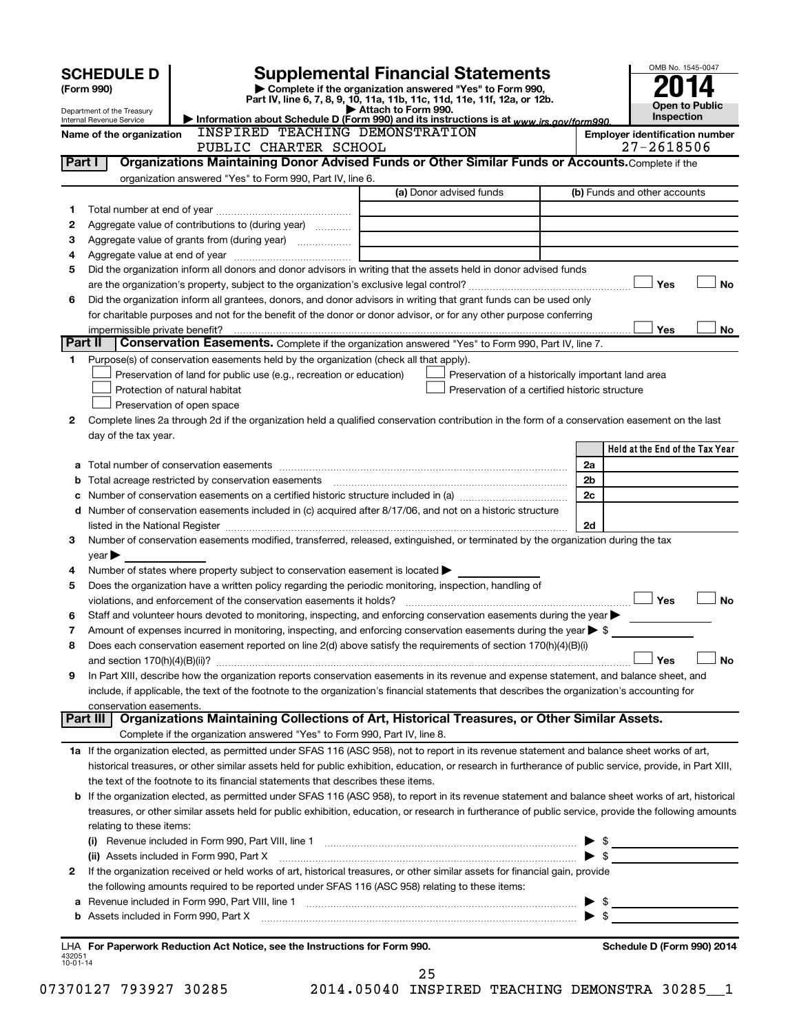# SCHEDULE D (Form 990)

Department of the Treasury
Internal Revenue Service

# Supplemental Financial Statements

▶ Complete if the organization answered "Yes" to Form 990, Part IV, line 6, 7, 8, 9, 10, 11a, 11b, 11c, 11d, 11e, 11f, 12a, or 12b.

▶ Attach to Form 990.

▶ Information about Schedule D (Form 990) and its instructions is at www.irs.gov/form990.

OMB No. 1545-0047

**2014**

**Open to Public Inspection**

**Name of the organization:** INSPIRED TEACHING DEMONSTRATION PUBLIC CHARTER SCHOOL

**Employer identification number:** 27-2618506

## Part I — Organizations Maintaining Donor Advised Funds or Other Similar Funds or Accounts.

Complete if the organization answered "Yes" to Form 990, Part IV, line 6.

| | | (a) Donor advised funds | (b) Funds and other accounts |
|---|---|---|---|
| 1 | Total number at end of year | | |
| 2 | Aggregate value of contributions to (during year) | | |
| 3 | Aggregate value of grants from (during year) | | |
| 4 | Aggregate value at end of year | | |

5 Did the organization inform all donors and donor advisors in writing that the assets held in donor advised funds are the organization's property, subject to the organization's exclusive legal control? ☐ Yes ☐ No

6 Did the organization inform all grantees, donors, and donor advisors in writing that grant funds can be used only for charitable purposes and not for the benefit of the donor or donor advisor, or for any other purpose conferring impermissible private benefit? ☐ Yes ☐ No

## Part II — Conservation Easements.

Complete if the organization answered "Yes" to Form 990, Part IV, line 7.

1 Purpose(s) of conservation easements held by the organization (check all that apply).

- ☐ Preservation of land for public use (e.g., recreation or education)
- ☐ Protection of natural habitat
- ☐ Preservation of open space
- ☐ Preservation of a historically important land area
- ☐ Preservation of a certified historic structure

2 Complete lines 2a through 2d if the organization held a qualified conservation contribution in the form of a conservation easement on the last day of the tax year.

| | | | Held at the End of the Tax Year |
|---|---|---|---|
| a | Total number of conservation easements | 2a | |
| b | Total acreage restricted by conservation easements | 2b | |
| c | Number of conservation easements on a certified historic structure included in (a) | 2c | |
| d | Number of conservation easements included in (c) acquired after 8/17/06, and not on a historic structure listed in the National Register | 2d | |

3 Number of conservation easements modified, transferred, released, extinguished, or terminated by the organization during the tax year ▶

4 Number of states where property subject to conservation easement is located ▶

5 Does the organization have a written policy regarding the periodic monitoring, inspection, handling of violations, and enforcement of the conservation easements it holds? ☐ Yes ☐ No

6 Staff and volunteer hours devoted to monitoring, inspecting, and enforcing conservation easements during the year ▶

7 Amount of expenses incurred in monitoring, inspecting, and enforcing conservation easements during the year ▶ $

8 Does each conservation easement reported on line 2(d) above satisfy the requirements of section 170(h)(4)(B)(i) and section 170(h)(4)(B)(ii)? ☐ Yes ☐ No

9 In Part XIII, describe how the organization reports conservation easements in its revenue and expense statement, and balance sheet, and include, if applicable, the text of the footnote to the organization's financial statements that describes the organization's accounting for conservation easements.

## Part III — Organizations Maintaining Collections of Art, Historical Treasures, or Other Similar Assets.

Complete if the organization answered "Yes" to Form 990, Part IV, line 8.

1a If the organization elected, as permitted under SFAS 116 (ASC 958), not to report in its revenue statement and balance sheet works of art, historical treasures, or other similar assets held for public exhibition, education, or research in furtherance of public service, provide, in Part XIII, the text of the footnote to its financial statements that describes these items.

b If the organization elected, as permitted under SFAS 116 (ASC 958), to report in its revenue statement and balance sheet works of art, historical treasures, or other similar assets held for public exhibition, education, or research in furtherance of public service, provide the following amounts relating to these items:

(i) Revenue included in Form 990, Part VIII, line 1 ▶ $

(ii) Assets included in Form 990, Part X ▶ $

2 If the organization received or held works of art, historical treasures, or other similar assets for financial gain, provide the following amounts required to be reported under SFAS 116 (ASC 958) relating to these items:

a Revenue included in Form 990, Part VIII, line 1 ▶ $

b Assets included in Form 990, Part X ▶ $

LHA For Paperwork Reduction Act Notice, see the Instructions for Form 990. Schedule D (Form 990) 2014

432051
10-01-14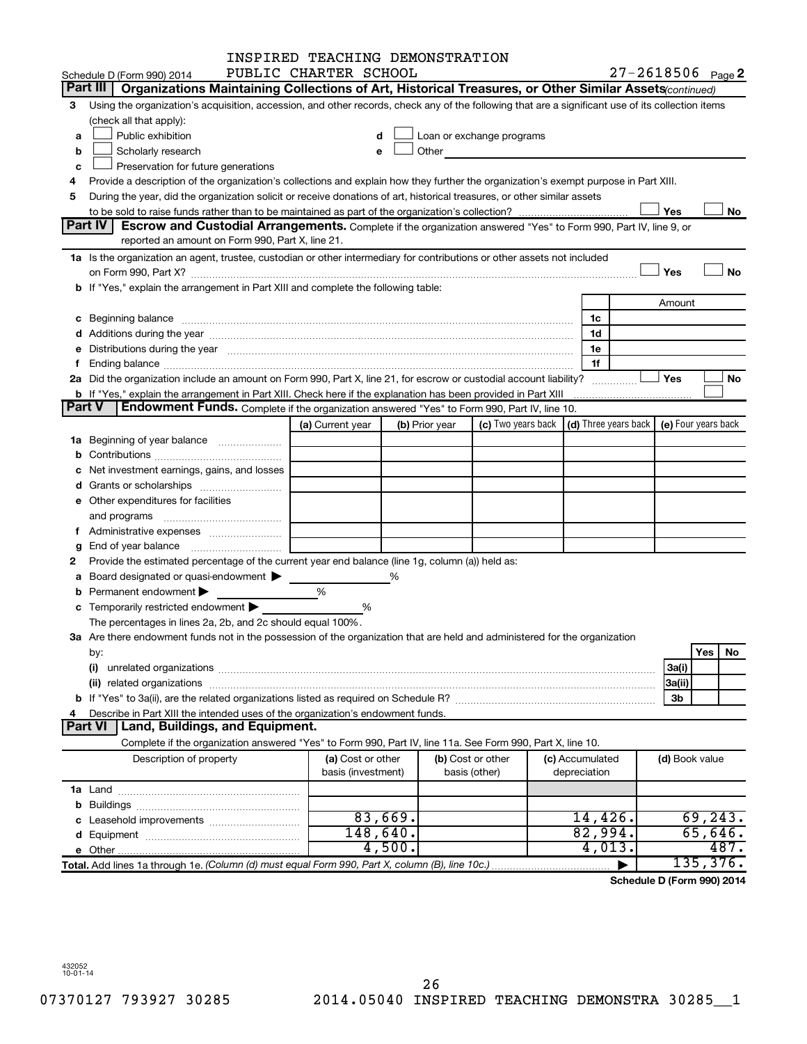INSPIRED TEACHING DEMONSTRATION PUBLIC CHARTER SCHOOL

Schedule D (Form 990) 2014 — 27-2618506 Page 2

**Part III | Organizations Maintaining Collections of Art, Historical Treasures, or Other Similar Assets** *(continued)*

3 Using the organization's acquisition, accession, and other records, check any of the following that are a significant use of its collection items (check all that apply):

a ☐ Public exhibition
b ☐ Scholarly research
c ☐ Preservation for future generations
d ☐ Loan or exchange programs
e ☐ Other

4 Provide a description of the organization's collections and explain how they further the organization's exempt purpose in Part XIII.

5 During the year, did the organization solicit or receive donations of art, historical treasures, or other similar assets to be sold to raise funds rather than to be maintained as part of the organization's collection? ☐ Yes ☐ No

**Part IV | Escrow and Custodial Arrangements.** Complete if the organization answered "Yes" to Form 990, Part IV, line 9, or reported an amount on Form 990, Part X, line 21.

1a Is the organization an agent, trustee, custodian or other intermediary for contributions or other assets not included on Form 990, Part X? ☐ Yes ☐ No

b If "Yes," explain the arrangement in Part XIII and complete the following table:

| | | Amount |
|---|---|---|
| c Beginning balance | 1c | |
| d Additions during the year | 1d | |
| e Distributions during the year | 1e | |
| f Ending balance | 1f | |

2a Did the organization include an amount on Form 990, Part X, line 21, for escrow or custodial account liability? ☐ Yes ☐ No

b If "Yes," explain the arrangement in Part XIII. Check here if the explanation has been provided in Part XIII ☐

**Part V | Endowment Funds.** Complete if the organization answered "Yes" to Form 990, Part IV, line 10.

| | (a) Current year | (b) Prior year | (c) Two years back | (d) Three years back | (e) Four years back |
|---|---|---|---|---|---|
| 1a Beginning of year balance | | | | | |
| b Contributions | | | | | |
| c Net investment earnings, gains, and losses | | | | | |
| d Grants or scholarships | | | | | |
| e Other expenditures for facilities and programs | | | | | |
| f Administrative expenses | | | | | |
| g End of year balance | | | | | |

2 Provide the estimated percentage of the current year end balance (line 1g, column (a)) held as:

a Board designated or quasi-endowment ▶ %
b Permanent endowment ▶ %
c Temporarily restricted endowment ▶ %

The percentages in lines 2a, 2b, and 2c should equal 100%.

3a Are there endowment funds not in the possession of the organization that are held and administered for the organization by:

| | | Yes | No |
|---|---|---|---|
| (i) unrelated organizations | 3a(i) | | |
| (ii) related organizations | 3a(ii) | | |
| b If "Yes" to 3a(ii), are the related organizations listed as required on Schedule R? | 3b | | |

4 Describe in Part XIII the intended uses of the organization's endowment funds.

**Part VI | Land, Buildings, and Equipment.**

Complete if the organization answered "Yes" to Form 990, Part IV, line 11a. See Form 990, Part X, line 10.

| Description of property | (a) Cost or other basis (investment) | (b) Cost or other basis (other) | (c) Accumulated depreciation | (d) Book value |
|---|---|---|---|---|
| 1a Land | | | | |
| b Buildings | | | | |
| c Leasehold improvements | 83,669. | | 14,426. | 69,243. |
| d Equipment | 148,640. | | 82,994. | 65,646. |
| e Other | 4,500. | | 4,013. | 487. |
| **Total.** Add lines 1a through 1e. *(Column (d) must equal Form 990, Part X, column (B), line 10c.)* ▶ | | | | 135,376. |

**Schedule D (Form 990) 2014**

432052 10-01-14

07370127 793927 30285 2014.05040 INSPIRED TEACHING DEMONSTRA 30285__1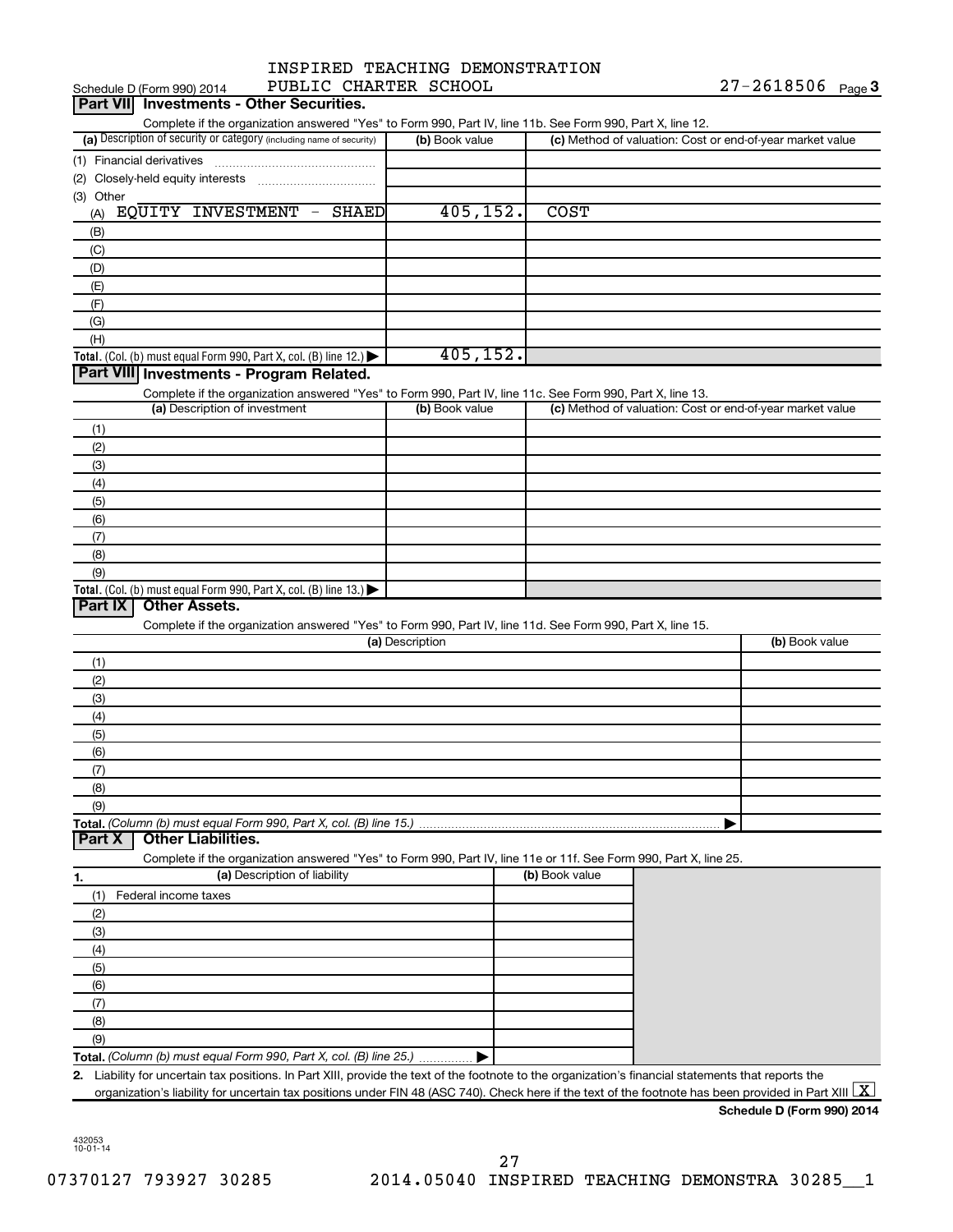Schedule D (Form 990) 2014 INSPIRED TEACHING DEMONSTRATION PUBLIC CHARTER SCHOOL 27-2618506 Page 3

## Part VII Investments - Other Securities.

Complete if the organization answered "Yes" to Form 990, Part IV, line 11b. See Form 990, Part X, line 12.

| (a) Description of security or category (including name of security) | (b) Book value | (c) Method of valuation: Cost or end-of-year market value |
|---|---|---|
| (1) Financial derivatives | | |
| (2) Closely-held equity interests | | |
| (3) Other | | |
| (A) EQUITY INVESTMENT - SHAED | 405,152. | COST |
| (B) | | |
| (C) | | |
| (D) | | |
| (E) | | |
| (F) | | |
| (G) | | |
| (H) | | |
| **Total.** (Col. (b) must equal Form 990, Part X, col. (B) line 12.) ▶ | 405,152. | |

## Part VIII Investments - Program Related.

Complete if the organization answered "Yes" to Form 990, Part IV, line 11c. See Form 990, Part X, line 13.

| (a) Description of investment | (b) Book value | (c) Method of valuation: Cost or end-of-year market value |
|---|---|---|
| (1) | | |
| (2) | | |
| (3) | | |
| (4) | | |
| (5) | | |
| (6) | | |
| (7) | | |
| (8) | | |
| (9) | | |
| **Total.** (Col. (b) must equal Form 990, Part X, col. (B) line 13.) ▶ | | |

## Part IX Other Assets.

Complete if the organization answered "Yes" to Form 990, Part IV, line 11d. See Form 990, Part X, line 15.

| (a) Description | (b) Book value |
|---|---|
| (1) | |
| (2) | |
| (3) | |
| (4) | |
| (5) | |
| (6) | |
| (7) | |
| (8) | |
| (9) | |
| **Total.** *(Column (b) must equal Form 990, Part X, col. (B) line 15.)* ▶ | |

## Part X Other Liabilities.

Complete if the organization answered "Yes" to Form 990, Part IV, line 11e or 11f. See Form 990, Part X, line 25.

| 1. (a) Description of liability | (b) Book value |
|---|---|
| (1) Federal income taxes | |
| (2) | |
| (3) | |
| (4) | |
| (5) | |
| (6) | |
| (7) | |
| (8) | |
| (9) | |
| **Total.** *(Column (b) must equal Form 990, Part X, col. (B) line 25.)* ▶ | |

**2.** Liability for uncertain tax positions. In Part XIII, provide the text of the footnote to the organization's financial statements that reports the organization's liability for uncertain tax positions under FIN 48 (ASC 740). Check here if the text of the footnote has been provided in Part XIII [X]

**Schedule D (Form 990) 2014**

432053 10-01-14

07370127 793927 30285 2014.05040 INSPIRED TEACHING DEMONSTRA 30285__1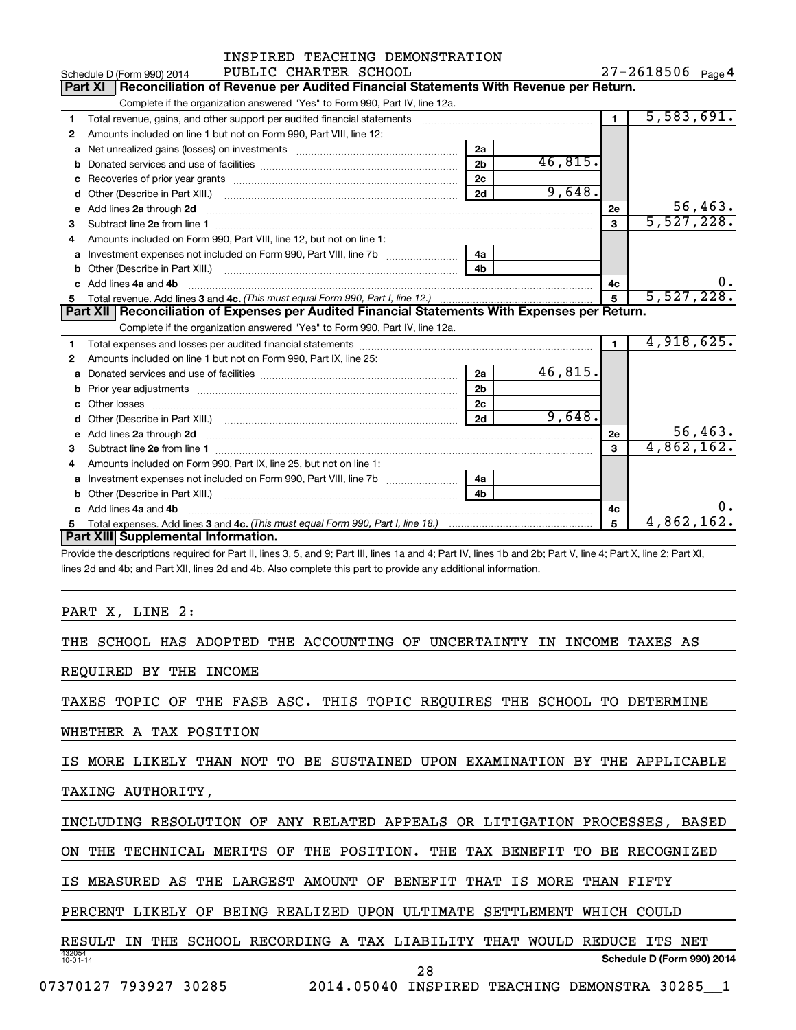INSPIRED TEACHING DEMONSTRATION PUBLIC CHARTER SCHOOL

Schedule D (Form 990) 2014 — 27-2618506 Page 4

## Part XI Reconciliation of Revenue per Audited Financial Statements With Revenue per Return.

Complete if the organization answered "Yes" to Form 990, Part IV, line 12a.

| | | | | | |
|---|---|---|---|---|---|
| 1 | Total revenue, gains, and other support per audited financial statements | | | 1 | 5,583,691. |
| 2 | Amounts included on line 1 but not on Form 990, Part VIII, line 12: | | | | |
| a | Net unrealized gains (losses) on investments | 2a | | | |
| b | Donated services and use of facilities | 2b | 46,815. | | |
| c | Recoveries of prior year grants | 2c | | | |
| d | Other (Describe in Part XIII.) | 2d | 9,648. | | |
| e | Add lines 2a through 2d | | | 2e | 56,463. |
| 3 | Subtract line 2e from line 1 | | | 3 | 5,527,228. |
| 4 | Amounts included on Form 990, Part VIII, line 12, but not on line 1: | | | | |
| a | Investment expenses not included on Form 990, Part VIII, line 7b | 4a | | | |
| b | Other (Describe in Part XIII.) | 4b | | | |
| c | Add lines 4a and 4b | | | 4c | 0. |
| 5 | Total revenue. Add lines 3 and 4c. *(This must equal Form 990, Part I, line 12.)* | | | 5 | 5,527,228. |

## Part XII Reconciliation of Expenses per Audited Financial Statements With Expenses per Return.

Complete if the organization answered "Yes" to Form 990, Part IV, line 12a.

| | | | | | |
|---|---|---|---|---|---|
| 1 | Total expenses and losses per audited financial statements | | | 1 | 4,918,625. |
| 2 | Amounts included on line 1 but not on Form 990, Part IX, line 25: | | | | |
| a | Donated services and use of facilities | 2a | 46,815. | | |
| b | Prior year adjustments | 2b | | | |
| c | Other losses | 2c | | | |
| d | Other (Describe in Part XIII.) | 2d | 9,648. | | |
| e | Add lines 2a through 2d | | | 2e | 56,463. |
| 3 | Subtract line 2e from line 1 | | | 3 | 4,862,162. |
| 4 | Amounts included on Form 990, Part IX, line 25, but not on line 1: | | | | |
| a | Investment expenses not included on Form 990, Part VIII, line 7b | 4a | | | |
| b | Other (Describe in Part XIII.) | 4b | | | |
| c | Add lines 4a and 4b | | | 4c | 0. |
| 5 | Total expenses. Add lines 3 and 4c. *(This must equal Form 990, Part I, line 18.)* | | | 5 | 4,862,162. |

## Part XIII Supplemental Information.

Provide the descriptions required for Part II, lines 3, 5, and 9; Part III, lines 1a and 4; Part IV, lines 1b and 2b; Part V, line 4; Part X, line 2; Part XI, lines 2d and 4b; and Part XII, lines 2d and 4b. Also complete this part to provide any additional information.

PART X, LINE 2:

THE SCHOOL HAS ADOPTED THE ACCOUNTING OF UNCERTAINTY IN INCOME TAXES AS REQUIRED BY THE INCOME TAXES TOPIC OF THE FASB ASC. THIS TOPIC REQUIRES THE SCHOOL TO DETERMINE WHETHER A TAX POSITION IS MORE LIKELY THAN NOT TO BE SUSTAINED UPON EXAMINATION BY THE APPLICABLE TAXING AUTHORITY, INCLUDING RESOLUTION OF ANY RELATED APPEALS OR LITIGATION PROCESSES, BASED ON THE TECHNICAL MERITS OF THE POSITION. THE TAX BENEFIT TO BE RECOGNIZED IS MEASURED AS THE LARGEST AMOUNT OF BENEFIT THAT IS MORE THAN FIFTY PERCENT LIKELY OF BEING REALIZED UPON ULTIMATE SETTLEMENT WHICH COULD RESULT IN THE SCHOOL RECORDING A TAX LIABILITY THAT WOULD REDUCE ITS NET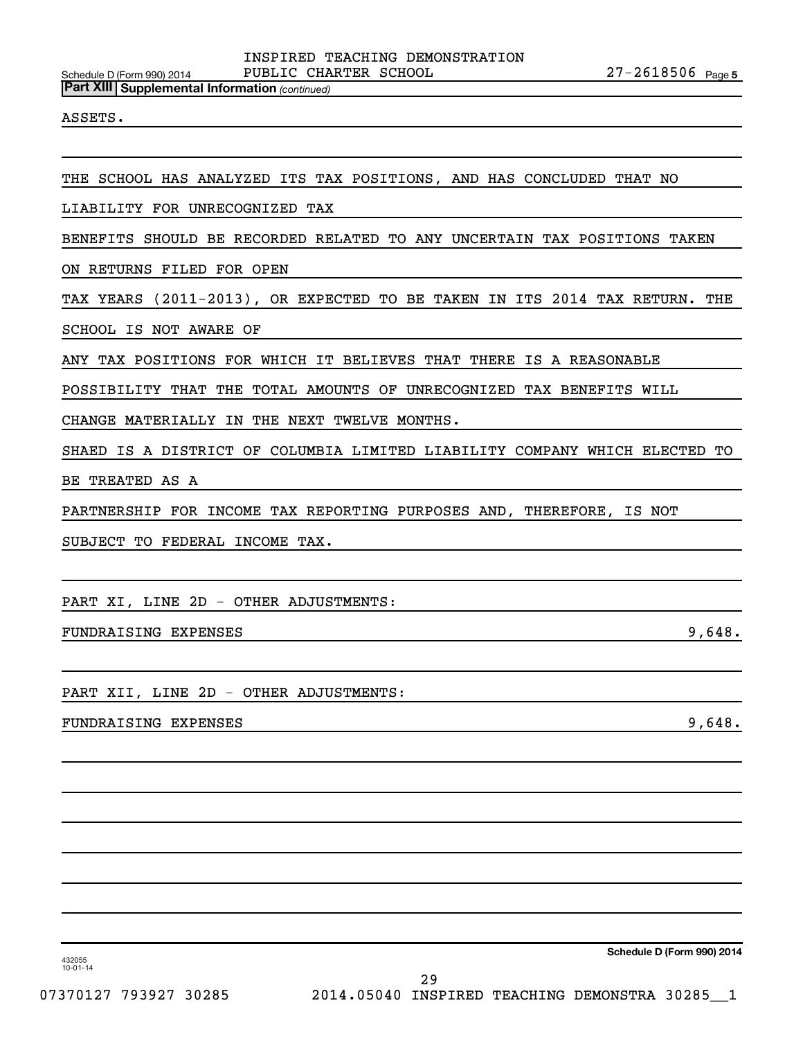**Part XIII Supplemental Information** *(continued)*

ASSETS.

THE SCHOOL HAS ANALYZED ITS TAX POSITIONS, AND HAS CONCLUDED THAT NO LIABILITY FOR UNRECOGNIZED TAX BENEFITS SHOULD BE RECORDED RELATED TO ANY UNCERTAIN TAX POSITIONS TAKEN ON RETURNS FILED FOR OPEN TAX YEARS (2011-2013), OR EXPECTED TO BE TAKEN IN ITS 2014 TAX RETURN. THE SCHOOL IS NOT AWARE OF ANY TAX POSITIONS FOR WHICH IT BELIEVES THAT THERE IS A REASONABLE POSSIBILITY THAT THE TOTAL AMOUNTS OF UNRECOGNIZED TAX BENEFITS WILL CHANGE MATERIALLY IN THE NEXT TWELVE MONTHS.

SHAED IS A DISTRICT OF COLUMBIA LIMITED LIABILITY COMPANY WHICH ELECTED TO BE TREATED AS A PARTNERSHIP FOR INCOME TAX REPORTING PURPOSES AND, THEREFORE, IS NOT SUBJECT TO FEDERAL INCOME TAX.

PART XI, LINE 2D - OTHER ADJUSTMENTS:

| | |
|---|---|
| FUNDRAISING EXPENSES | 9,648. |

PART XII, LINE 2D - OTHER ADJUSTMENTS:

| | |
|---|---|
| FUNDRAISING EXPENSES | 9,648. |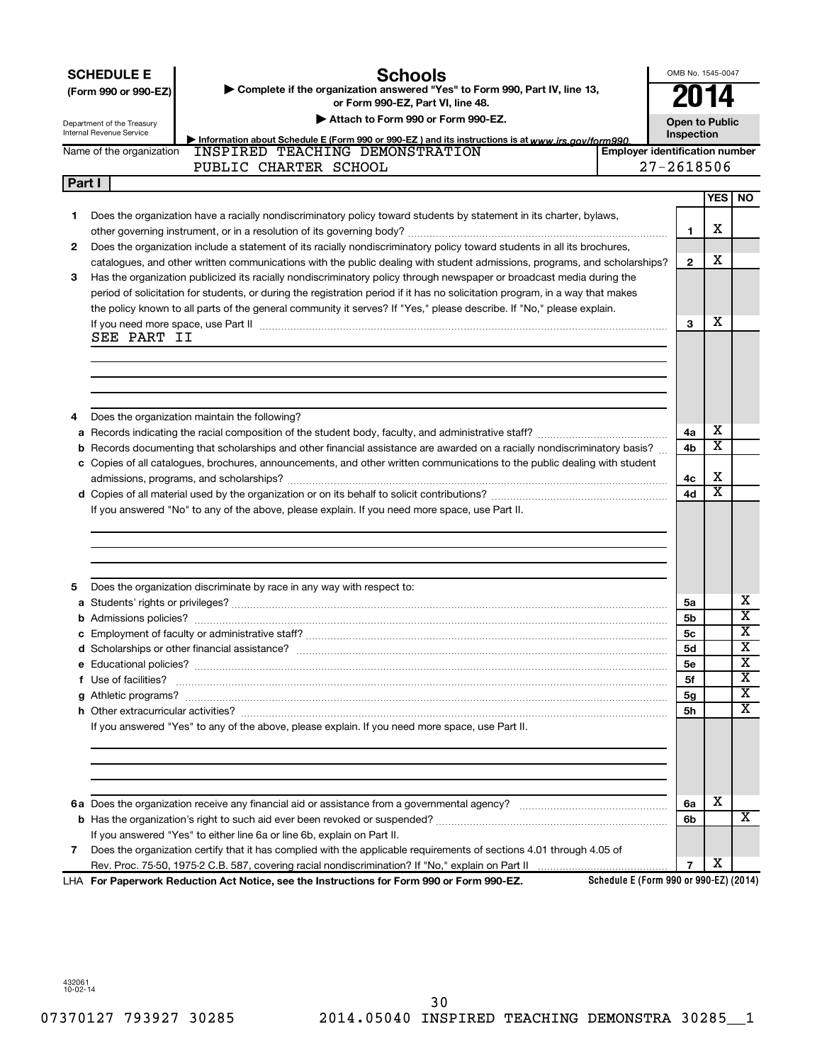**SCHEDULE E**
**(Form 990 or 990-EZ)**

Department of the Treasury
Internal Revenue Service

# Schools

▶ **Complete if the organization answered "Yes" to Form 990, Part IV, line 13, or Form 990-EZ, Part VI, line 48.**

▶ **Attach to Form 990 or Form 990-EZ.**

▶ **Information about Schedule E (Form 990 or 990-EZ) and its instructions is at www.irs.gov/form990.**

OMB No. 1545-0047

**2014**

**Open to Public Inspection**

| Name of the organization | Employer identification number |
|---|---|
| INSPIRED TEACHING DEMONSTRATION PUBLIC CHARTER SCHOOL | 27-2618506 |

## Part I

| | | | YES | NO |
|---|---|---|---|---|
| **1** | Does the organization have a racially nondiscriminatory policy toward students by statement in its charter, bylaws, other governing instrument, or in a resolution of its governing body? | **1** | X | |
| **2** | Does the organization include a statement of its racially nondiscriminatory policy toward students in all its brochures, catalogues, and other written communications with the public dealing with student admissions, programs, and scholarships? | **2** | X | |
| **3** | Has the organization publicized its racially nondiscriminatory policy through newspaper or broadcast media during the period of solicitation for students, or during the registration period if it has no solicitation program, in a way that makes the policy known to all parts of the general community it serves? If "Yes," please describe. If "No," please explain. If you need more space, use Part II | **3** | X | |

SEE PART II

| | | | YES | NO |
|---|---|---|---|---|
| **4** | Does the organization maintain the following? | | | |
| **a** | Records indicating the racial composition of the student body, faculty, and administrative staff? | **4a** | X | |
| **b** | Records documenting that scholarships and other financial assistance are awarded on a racially nondiscriminatory basis? | **4b** | X | |
| **c** | Copies of all catalogues, brochures, announcements, and other written communications to the public dealing with student admissions, programs, and scholarships? | **4c** | X | |
| **d** | Copies of all material used by the organization or on its behalf to solicit contributions? | **4d** | X | |

If you answered "No" to any of the above, please explain. If you need more space, use Part II.

| | | | YES | NO |
|---|---|---|---|---|
| **5** | Does the organization discriminate by race in any way with respect to: | | | |
| **a** | Students' rights or privileges? | **5a** | | X |
| **b** | Admissions policies? | **5b** | | X |
| **c** | Employment of faculty or administrative staff? | **5c** | | X |
| **d** | Scholarships or other financial assistance? | **5d** | | X |
| **e** | Educational policies? | **5e** | | X |
| **f** | Use of facilities? | **5f** | | X |
| **g** | Athletic programs? | **5g** | | X |
| **h** | Other extracurricular activities? | **5h** | | X |

If you answered "Yes" to any of the above, please explain. If you need more space, use Part II.

| | | | YES | NO |
|---|---|---|---|---|
| **6a** | Does the organization receive any financial aid or assistance from a governmental agency? | **6a** | X | |
| **b** | Has the organization's right to such aid ever been revoked or suspended? | **6b** | | X |
| | If you answered "Yes" to either line 6a or line 6b, explain on Part II. | | | |
| **7** | Does the organization certify that it has complied with the applicable requirements of sections 4.01 through 4.05 of Rev. Proc. 75-50, 1975-2 C.B. 587, covering racial nondiscrimination? If "No," explain on Part II | **7** | X | |

LHA **For Paperwork Reduction Act Notice, see the Instructions for Form 990 or Form 990-EZ.** **Schedule E (Form 990 or 990-EZ) (2014)**

432061
10-02-14

07370127 793927 30285 2014.05040 INSPIRED TEACHING DEMONSTRA 30285__1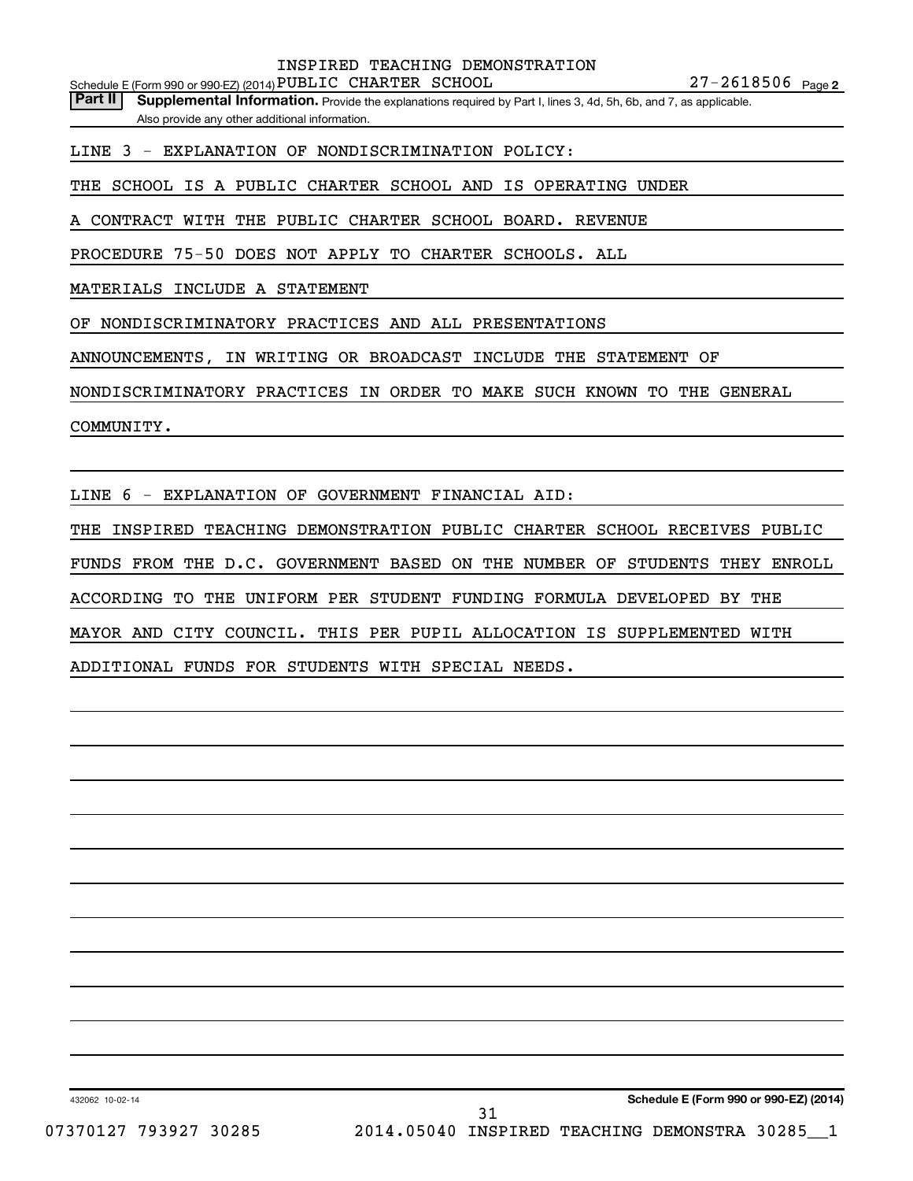Schedule E (Form 990 or 990-EZ) (2014) INSPIRED TEACHING DEMONSTRATION PUBLIC CHARTER SCHOOL 27-2618506 Page 2

**Part II** **Supplemental Information.** Provide the explanations required by Part I, lines 3, 4d, 5h, 6b, and 7, as applicable. Also provide any other additional information.

LINE 3 - EXPLANATION OF NONDISCRIMINATION POLICY:

THE SCHOOL IS A PUBLIC CHARTER SCHOOL AND IS OPERATING UNDER A CONTRACT WITH THE PUBLIC CHARTER SCHOOL BOARD. REVENUE PROCEDURE 75-50 DOES NOT APPLY TO CHARTER SCHOOLS. ALL MATERIALS INCLUDE A STATEMENT OF NONDISCRIMINATORY PRACTICES AND ALL PRESENTATIONS ANNOUNCEMENTS, IN WRITING OR BROADCAST INCLUDE THE STATEMENT OF NONDISCRIMINATORY PRACTICES IN ORDER TO MAKE SUCH KNOWN TO THE GENERAL COMMUNITY.

LINE 6 - EXPLANATION OF GOVERNMENT FINANCIAL AID:

THE INSPIRED TEACHING DEMONSTRATION PUBLIC CHARTER SCHOOL RECEIVES PUBLIC FUNDS FROM THE D.C. GOVERNMENT BASED ON THE NUMBER OF STUDENTS THEY ENROLL ACCORDING TO THE UNIFORM PER STUDENT FUNDING FORMULA DEVELOPED BY THE MAYOR AND CITY COUNCIL. THIS PER PUPIL ALLOCATION IS SUPPLEMENTED WITH ADDITIONAL FUNDS FOR STUDENTS WITH SPECIAL NEEDS.

432062 10-02-14 **Schedule E (Form 990 or 990-EZ) (2014)**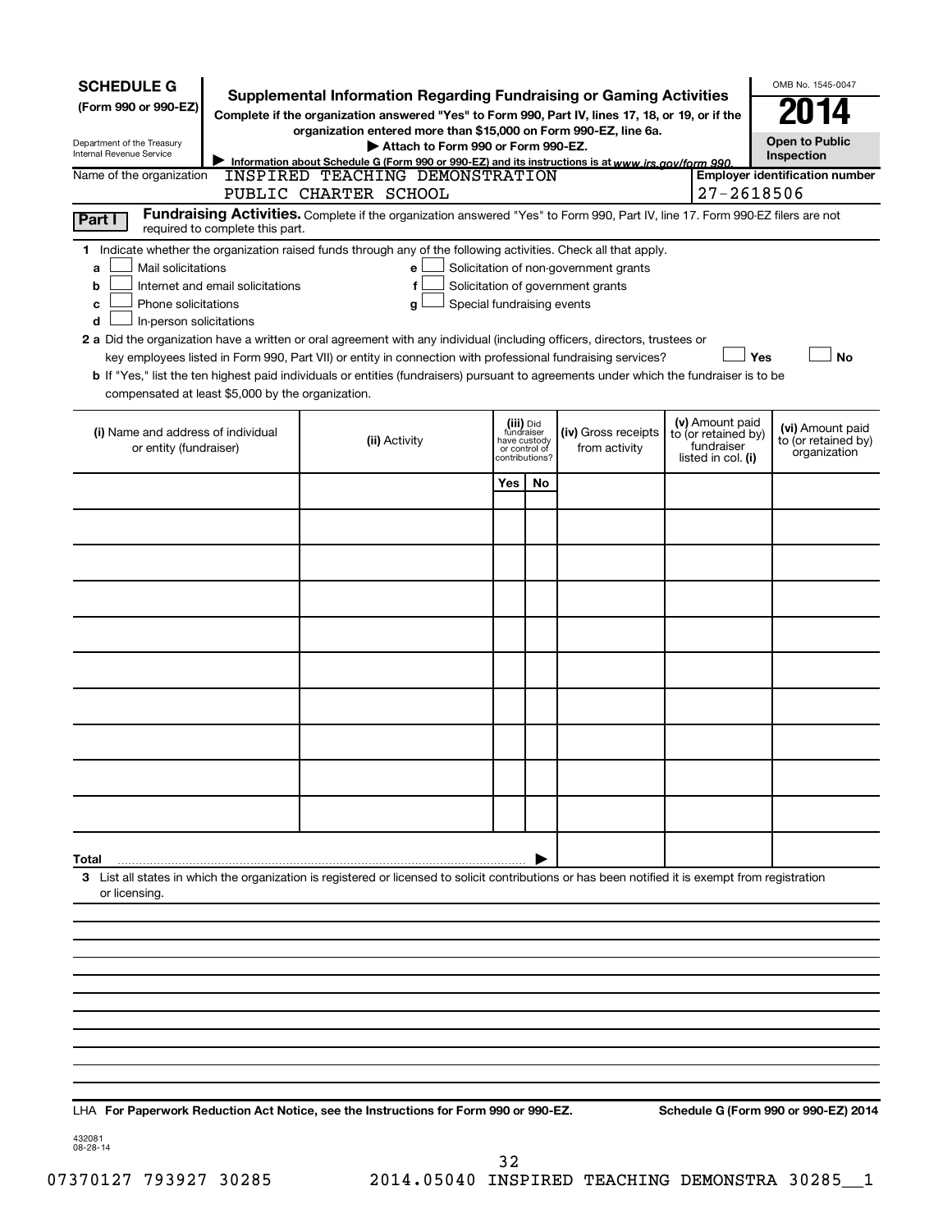**SCHEDULE G**
**(Form 990 or 990-EZ)**

Department of the Treasury
Internal Revenue Service

# Supplemental Information Regarding Fundraising or Gaming Activities

**Complete if the organization answered "Yes" to Form 990, Part IV, lines 17, 18, or 19, or if the organization entered more than $15,000 on Form 990-EZ, line 6a.**

**▶ Attach to Form 990 or Form 990-EZ.**

**▶ Information about Schedule G (Form 990 or 990-EZ) and its instructions is at www.irs.gov/form 990.**

OMB No. 1545-0047

**2014**

**Open to Public Inspection**

Name of the organization: INSPIRED TEACHING DEMONSTRATION PUBLIC CHARTER SCHOOL

**Employer identification number**: 27-2618506

**Part I** **Fundraising Activities.** Complete if the organization answered "Yes" to Form 990, Part IV, line 17. Form 990-EZ filers are not required to complete this part.

**1** Indicate whether the organization raised funds through any of the following activities. Check all that apply.

- **a** ☐ Mail solicitations
- **b** ☐ Internet and email solicitations
- **c** ☐ Phone solicitations
- **d** ☐ In-person solicitations
- **e** ☐ Solicitation of non-government grants
- **f** ☐ Solicitation of government grants
- **g** ☐ Special fundraising events

**2 a** Did the organization have a written or oral agreement with any individual (including officers, directors, trustees or key employees listed in Form 990, Part VII) or entity in connection with professional fundraising services? ☐ **Yes** ☐ **No**

**b** If "Yes," list the ten highest paid individuals or entities (fundraisers) pursuant to agreements under which the fundraiser is to be compensated at least $5,000 by the organization.

| (i) Name and address of individual or entity (fundraiser) | (ii) Activity | (iii) Did fundraiser have custody or control of contributions? | | (iv) Gross receipts from activity | (v) Amount paid to (or retained by) fundraiser listed in col. (i) | (vi) Amount paid to (or retained by) organization |
|---|---|---|---|---|---|---|
| | | Yes | No | | | |
| | | | | | | |
| | | | | | | |
| | | | | | | |
| | | | | | | |
| | | | | | | |
| | | | | | | |
| | | | | | | |
| | | | | | | |
| | | | | | | |
| | | | | | | |
| **Total** ▶ | | | | | | |

**3** List all states in which the organization is registered or licensed to solicit contributions or has been notified it is exempt from registration or licensing.

LHA **For Paperwork Reduction Act Notice, see the Instructions for Form 990 or 990-EZ.** **Schedule G (Form 990 or 990-EZ) 2014**

432081
08-28-14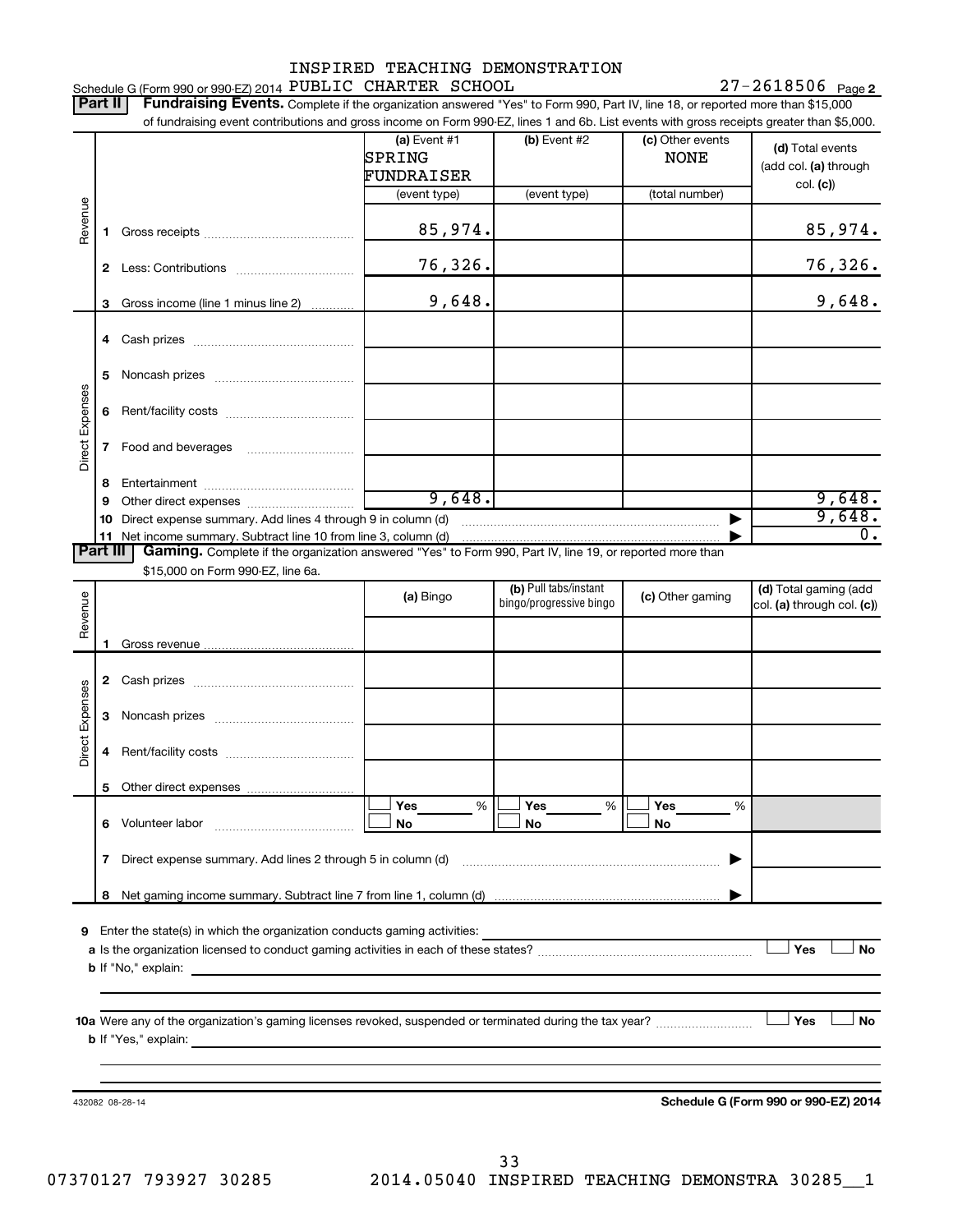INSPIRED TEACHING DEMONSTRATION

Schedule G (Form 990 or 990-EZ) 2014 PUBLIC CHARTER SCHOOL 27-2618506 Page 2

**Part II** **Fundraising Events.** Complete if the organization answered "Yes" to Form 990, Part IV, line 18, or reported more than $15,000 of fundraising event contributions and gross income on Form 990-EZ, lines 1 and 6b. List events with gross receipts greater than $5,000.

| | | (a) Event #1 SPRING FUNDRAISER (event type) | (b) Event #2 (event type) | (c) Other events NONE (total number) | (d) Total events (add col. (a) through col. (c)) |
|---|---|---|---|---|---|
| Revenue | 1 Gross receipts | 85,974. | | | 85,974. |
| | 2 Less: Contributions | 76,326. | | | 76,326. |
| | 3 Gross income (line 1 minus line 2) | 9,648. | | | 9,648. |
| Direct Expenses | 4 Cash prizes | | | | |
| | 5 Noncash prizes | | | | |
| | 6 Rent/facility costs | | | | |
| | 7 Food and beverages | | | | |
| | 8 Entertainment | | | | |
| | 9 Other direct expenses | 9,648. | | | 9,648. |
| | 10 Direct expense summary. Add lines 4 through 9 in column (d) | | | | 9,648. |
| | 11 Net income summary. Subtract line 10 from line 3, column (d) | | | | 0. |

**Part III** **Gaming.** Complete if the organization answered "Yes" to Form 990, Part IV, line 19, or reported more than $15,000 on Form 990-EZ, line 6a.

| | | (a) Bingo | (b) Pull tabs/instant bingo/progressive bingo | (c) Other gaming | (d) Total gaming (add col. (a) through col. (c)) |
|---|---|---|---|---|---|
| Revenue | 1 Gross revenue | | | | |
| Direct Expenses | 2 Cash prizes | | | | |
| | 3 Noncash prizes | | | | |
| | 4 Rent/facility costs | | | | |
| | 5 Other direct expenses | | | | |
| | 6 Volunteer labor | ☐ Yes ___ % ☐ No | ☐ Yes ___ % ☐ No | ☐ Yes ___ % ☐ No | |
| | 7 Direct expense summary. Add lines 2 through 5 in column (d) | | | | |
| | 8 Net gaming income summary. Subtract line 7 from line 1, column (d) | | | | |

9 Enter the state(s) in which the organization conducts gaming activities:

a Is the organization licensed to conduct gaming activities in each of these states? ☐ Yes ☐ No

b If "No," explain:

10a Were any of the organization's gaming licenses revoked, suspended or terminated during the tax year? ☐ Yes ☐ No

b If "Yes," explain:

432082 08-28-14 **Schedule G (Form 990 or 990-EZ) 2014**

07370127 793927 30285 2014.05040 INSPIRED TEACHING DEMONSTRA 30285__1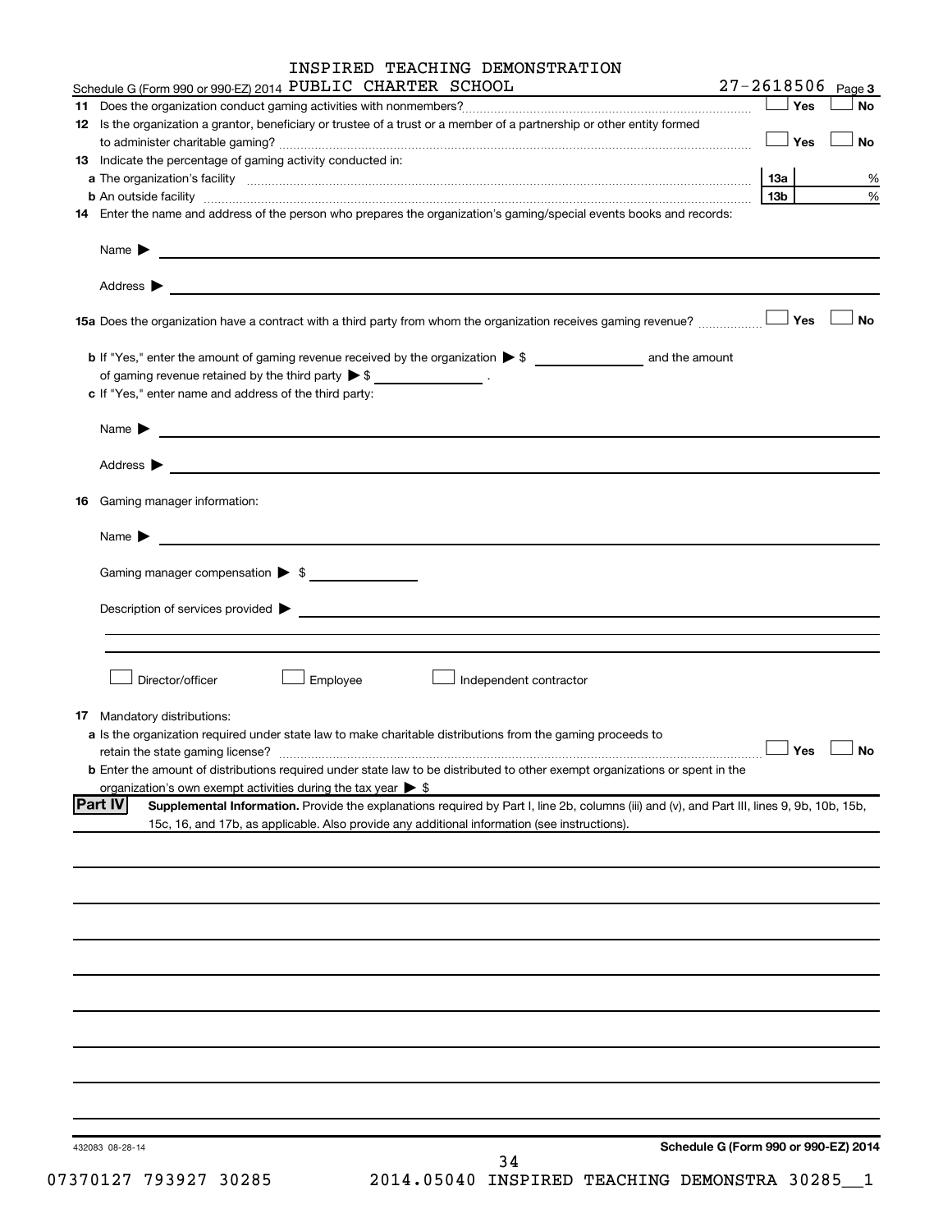INSPIRED TEACHING DEMONSTRATION

Schedule G (Form 990 or 990-EZ) 2014 PUBLIC CHARTER SCHOOL 27-2618506 Page 3

**11** Does the organization conduct gaming activities with nonmembers? ☐ Yes ☐ No

**12** Is the organization a grantor, beneficiary or trustee of a trust or a member of a partnership or other entity formed to administer charitable gaming? ☐ Yes ☐ No

**13** Indicate the percentage of gaming activity conducted in:

**a** The organization's facility **13a** %

**b** An outside facility **13b** %

**14** Enter the name and address of the person who prepares the organization's gaming/special events books and records:

Name ▶

Address ▶

**15a** Does the organization have a contract with a third party from whom the organization receives gaming revenue? ☐ Yes ☐ No

**b** If "Yes," enter the amount of gaming revenue received by the organization ▶ $ and the amount of gaming revenue retained by the third party ▶ $ .

**c** If "Yes," enter name and address of the third party:

Name ▶

Address ▶

**16** Gaming manager information:

Name ▶

Gaming manager compensation ▶ $

Description of services provided ▶

☐ Director/officer ☐ Employee ☐ Independent contractor

**17** Mandatory distributions:

**a** Is the organization required under state law to make charitable distributions from the gaming proceeds to retain the state gaming license? ☐ Yes ☐ No

**b** Enter the amount of distributions required under state law to be distributed to other exempt organizations or spent in the organization's own exempt activities during the tax year ▶ $

**Part IV** **Supplemental Information.** Provide the explanations required by Part I, line 2b, columns (iii) and (v), and Part III, lines 9, 9b, 10b, 15b, 15c, 16, and 17b, as applicable. Also provide any additional information (see instructions).

432083 08-28-14 **Schedule G (Form 990 or 990-EZ) 2014**

07370127 793927 30285 2014.05040 INSPIRED TEACHING DEMONSTRA 30285__1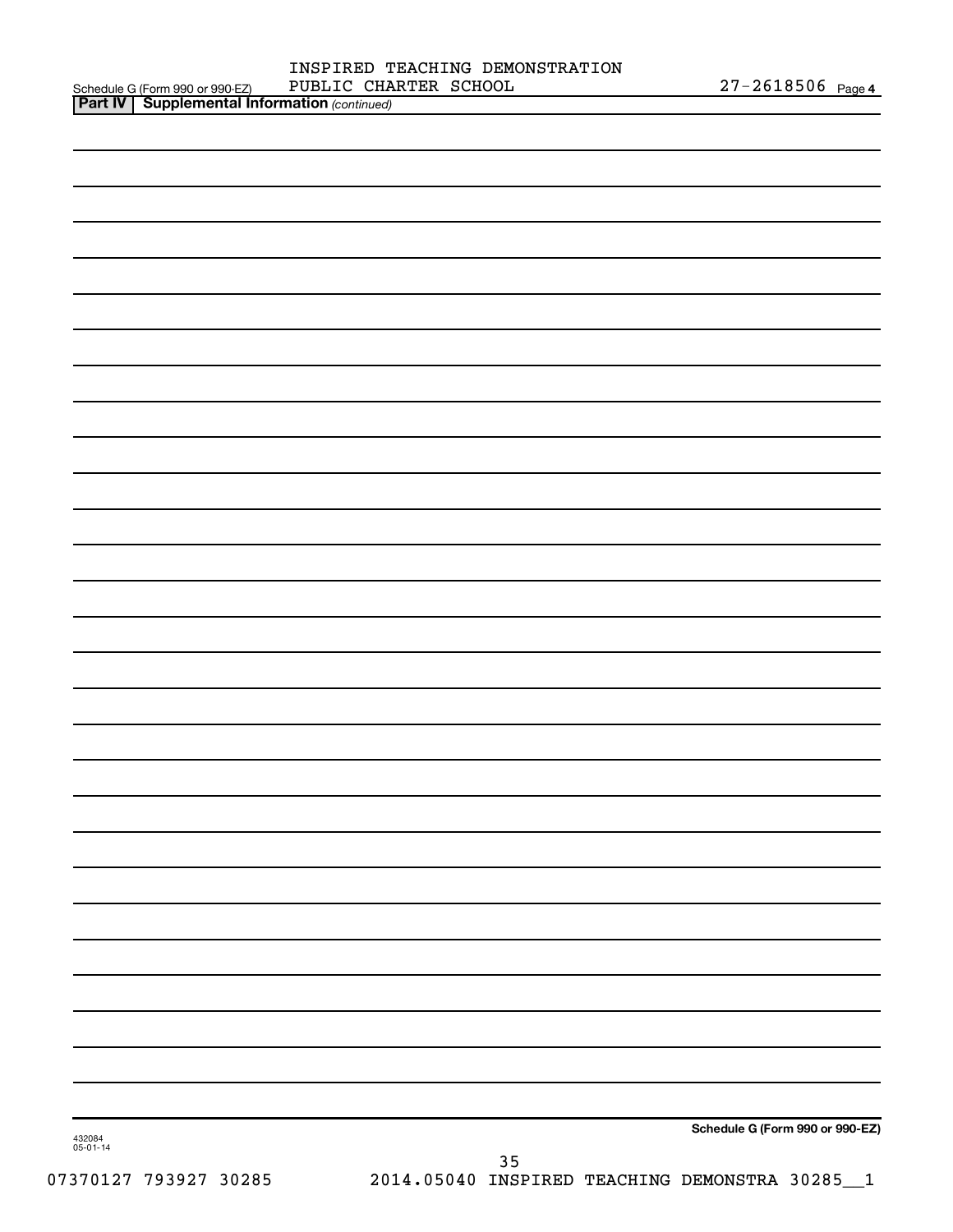Schedule G (Form 990 or 990-EZ) INSPIRED TEACHING DEMONSTRATION PUBLIC CHARTER SCHOOL 27-2618506 Page 4

**Part IV | Supplemental Information** *(continued)*

432084
05-01-14

**Schedule G (Form 990 or 990-EZ)**

07370127 793927 30285 2014.05040 INSPIRED TEACHING DEMONSTRA 30285__1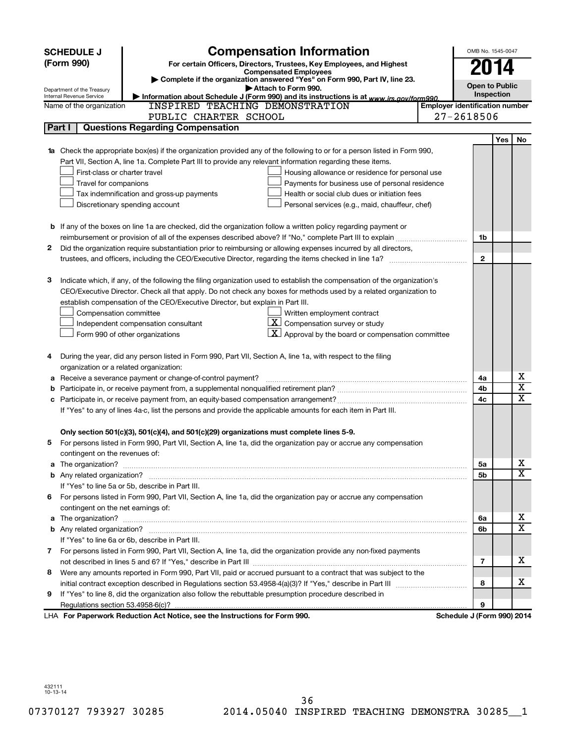**SCHEDULE J (Form 990)**

Department of the Treasury
Internal Revenue Service

# Compensation Information

**For certain Officers, Directors, Trustees, Key Employees, and Highest Compensated Employees**

▶ Complete if the organization answered "Yes" on Form 990, Part IV, line 23.

▶ Attach to Form 990.

▶ Information about Schedule J (Form 990) and its instructions is at www.irs.gov/form990.

OMB No. 1545-0047

**2014**

**Open to Public Inspection**

Name of the organization: INSPIRED TEACHING DEMONSTRATION PUBLIC CHARTER SCHOOL

Employer identification number: 27-2618506

## Part I — Questions Regarding Compensation

| | | | Yes | No |
|---|---|---|---|---|
| **1a** | Check the appropriate box(es) if the organization provided any of the following to or for a person listed in Form 990, Part VII, Section A, line 1a. Complete Part III to provide any relevant information regarding these items.<br>☐ First-class or charter travel ☐ Housing allowance or residence for personal use<br>☐ Travel for companions ☐ Payments for business use of personal residence<br>☐ Tax indemnification and gross-up payments ☐ Health or social club dues or initiation fees<br>☐ Discretionary spending account ☐ Personal services (e.g., maid, chauffeur, chef) | | | |
| **b** | If any of the boxes on line 1a are checked, did the organization follow a written policy regarding payment or reimbursement or provision of all of the expenses described above? If "No," complete Part III to explain | 1b | | |
| **2** | Did the organization require substantiation prior to reimbursing or allowing expenses incurred by all directors, trustees, and officers, including the CEO/Executive Director, regarding the items checked in line 1a? | 2 | | |
| **3** | Indicate which, if any, of the following the filing organization used to establish the compensation of the organization's CEO/Executive Director. Check all that apply. Do not check any boxes for methods used by a related organization to establish compensation of the CEO/Executive Director, but explain in Part III.<br>☐ Compensation committee ☐ Written employment contract<br>☐ Independent compensation consultant ☒ Compensation survey or study<br>☐ Form 990 of other organizations ☒ Approval by the board or compensation committee | | | |
| **4** | During the year, did any person listed in Form 990, Part VII, Section A, line 1a, with respect to the filing organization or a related organization: | | | |
| **a** | Receive a severance payment or change-of-control payment? | 4a | | X |
| **b** | Participate in, or receive payment from, a supplemental nonqualified retirement plan? | 4b | | X |
| **c** | Participate in, or receive payment from, an equity-based compensation arrangement? | 4c | | X |
| | If "Yes" to any of lines 4a-c, list the persons and provide the applicable amounts for each item in Part III. | | | |
| | **Only section 501(c)(3), 501(c)(4), and 501(c)(29) organizations must complete lines 5-9.** | | | |
| **5** | For persons listed in Form 990, Part VII, Section A, line 1a, did the organization pay or accrue any compensation contingent on the revenues of: | | | |
| **a** | The organization? | 5a | | X |
| **b** | Any related organization? | 5b | | X |
| | If "Yes" to line 5a or 5b, describe in Part III. | | | |
| **6** | For persons listed in Form 990, Part VII, Section A, line 1a, did the organization pay or accrue any compensation contingent on the net earnings of: | | | |
| **a** | The organization? | 6a | | X |
| **b** | Any related organization? | 6b | | X |
| | If "Yes" to line 6a or 6b, describe in Part III. | | | |
| **7** | For persons listed in Form 990, Part VII, Section A, line 1a, did the organization provide any non-fixed payments not described in lines 5 and 6? If "Yes," describe in Part III | 7 | | X |
| **8** | Were any amounts reported in Form 990, Part VII, paid or accrued pursuant to a contract that was subject to the initial contract exception described in Regulations section 53.4958-4(a)(3)? If "Yes," describe in Part III | 8 | | X |
| **9** | If "Yes" to line 8, did the organization also follow the rebuttable presumption procedure described in Regulations section 53.4958-6(c)? | 9 | | |

LHA **For Paperwork Reduction Act Notice, see the Instructions for Form 990.** **Schedule J (Form 990) 2014**

432111
10-13-14

07370127 793927 30285 2014.05040 INSPIRED TEACHING DEMONSTRA 30285__1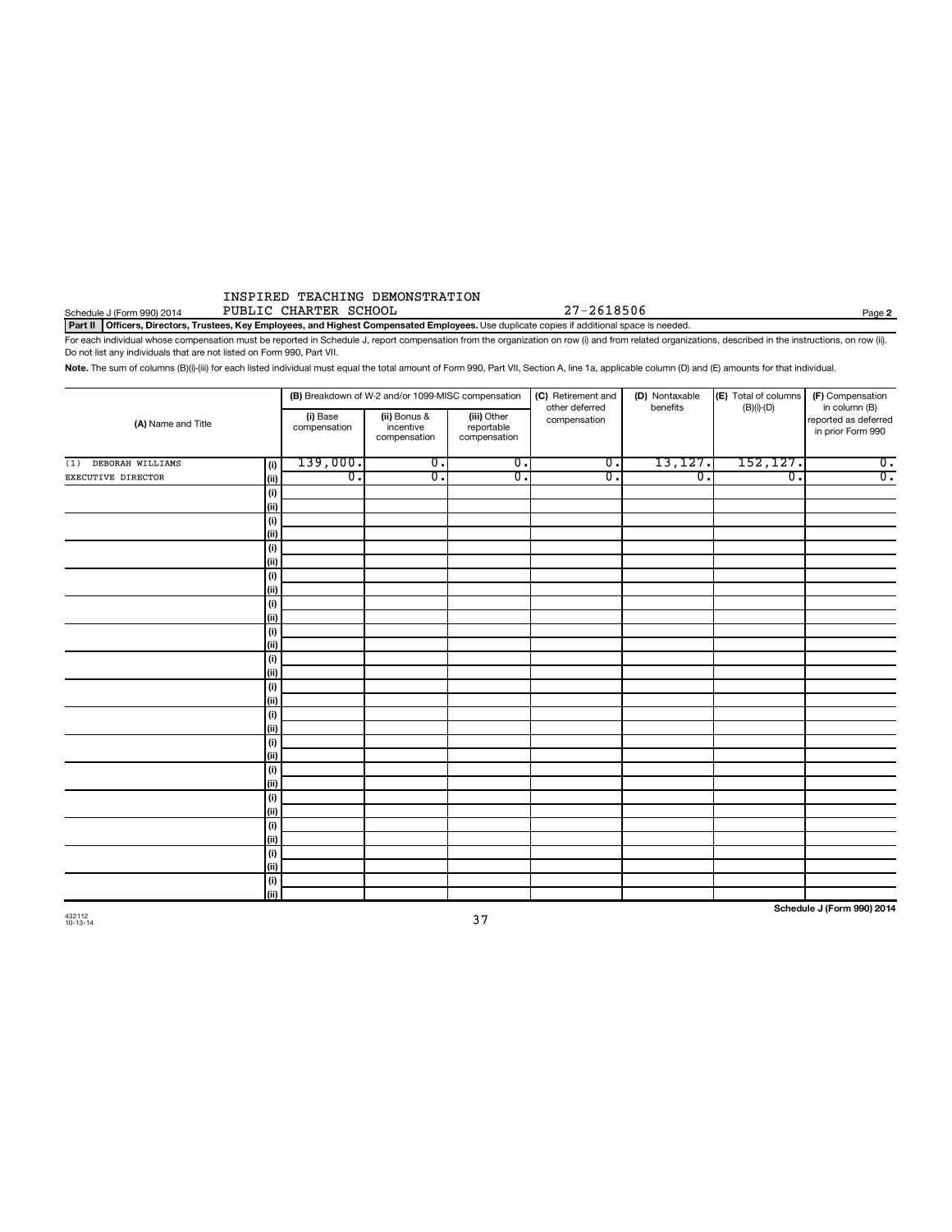INSPIRED TEACHING DEMONSTRATION
PUBLIC CHARTER SCHOOL

Schedule J (Form 990) 2014 27-2618506 Page 2

**Part II Officers, Directors, Trustees, Key Employees, and Highest Compensated Employees.** Use duplicate copies if additional space is needed.

For each individual whose compensation must be reported in Schedule J, report compensation from the organization on row (i) and from related organizations, described in the instructions, on row (ii). Do not list any individuals that are not listed on Form 990, Part VII.

**Note.** The sum of columns (B)(i)-(iii) for each listed individual must equal the total amount of Form 990, Part VII, Section A, line 1a, applicable column (D) and (E) amounts for that individual.

| (A) Name and Title | | (B) Breakdown of W-2 and/or 1099-MISC compensation | | | (C) Retirement and other deferred compensation | (D) Nontaxable benefits | (E) Total of columns (B)(i)-(D) | (F) Compensation in column (B) reported as deferred in prior Form 990 |
|---|---|---|---|---|---|---|---|---|
| | | (i) Base compensation | (ii) Bonus & incentive compensation | (iii) Other reportable compensation | | | | |
| (1) DEBORAH WILLIAMS | (i) | 139,000. | 0. | 0. | 0. | 13,127. | 152,127. | 0. |
| EXECUTIVE DIRECTOR | (ii) | 0. | 0. | 0. | 0. | 0. | 0. | 0. |
| | (i) | | | | | | | |
| | (ii) | | | | | | | |
| | (i) | | | | | | | |
| | (ii) | | | | | | | |
| | (i) | | | | | | | |
| | (ii) | | | | | | | |
| | (i) | | | | | | | |
| | (ii) | | | | | | | |
| | (i) | | | | | | | |
| | (ii) | | | | | | | |
| | (i) | | | | | | | |
| | (ii) | | | | | | | |
| | (i) | | | | | | | |
| | (ii) | | | | | | | |
| | (i) | | | | | | | |
| | (ii) | | | | | | | |
| | (i) | | | | | | | |
| | (ii) | | | | | | | |
| | (i) | | | | | | | |
| | (ii) | | | | | | | |
| | (i) | | | | | | | |
| | (ii) | | | | | | | |
| | (i) | | | | | | | |
| | (ii) | | | | | | | |
| | (i) | | | | | | | |
| | (ii) | | | | | | | |
| | (i) | | | | | | | |
| | (ii) | | | | | | | |
| | (i) | | | | | | | |
| | (ii) | | | | | | | |

432112 10-13-14

**Schedule J (Form 990) 2014**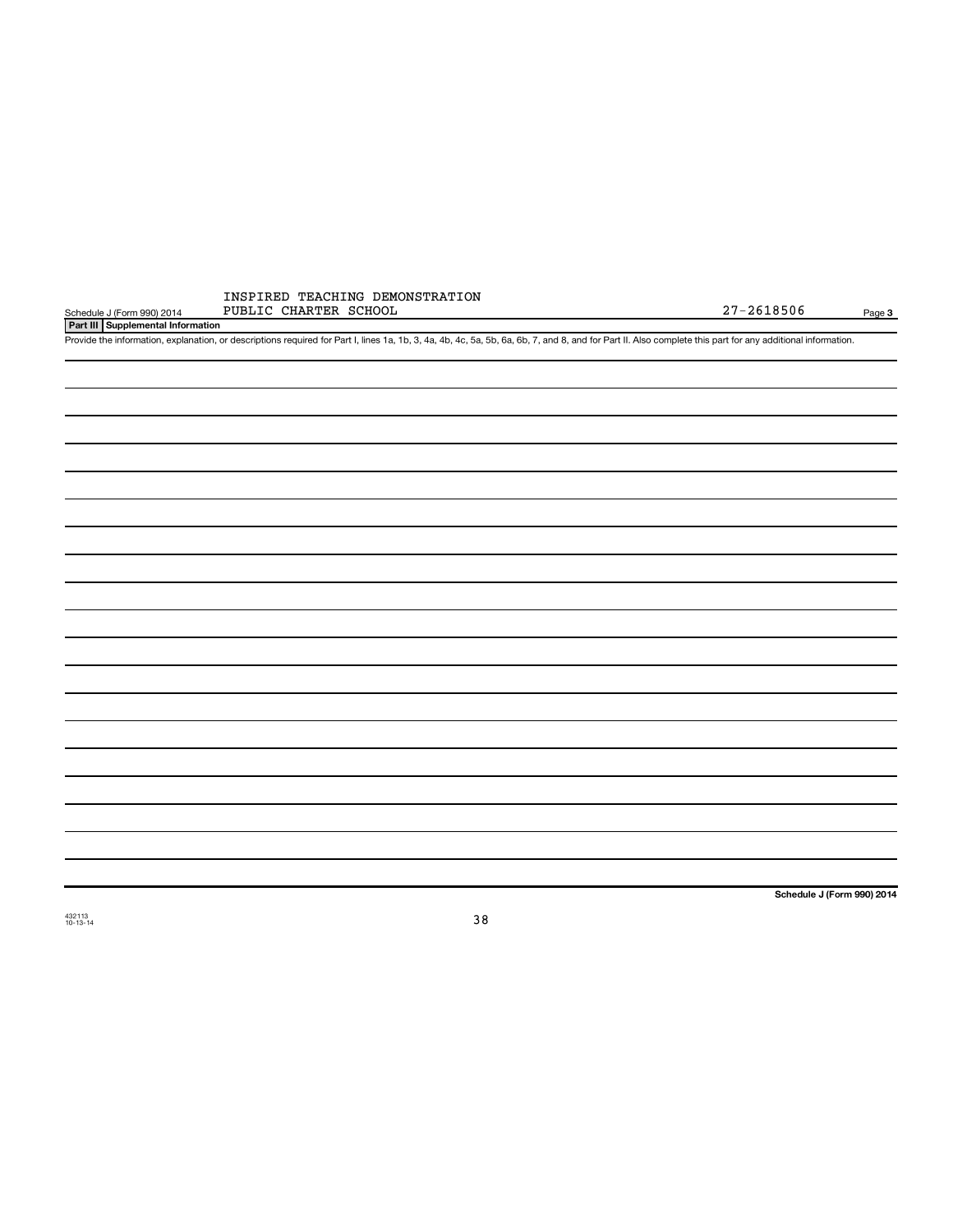INSPIRED TEACHING DEMONSTRATION PUBLIC CHARTER SCHOOL

27-2618506

## Part III Supplemental Information

Provide the information, explanation, or descriptions required for Part I, lines 1a, 1b, 3, 4a, 4b, 4c, 5a, 5b, 6a, 6b, 7, and 8, and for Part II. Also complete this part for any additional information.

Schedule J (Form 990) 2014

432113 10-13-14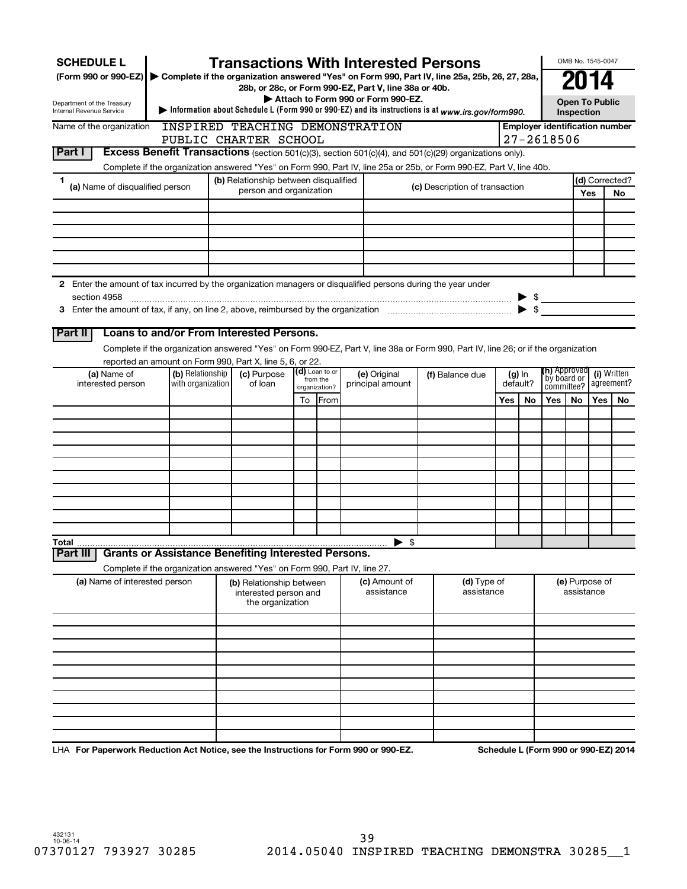# SCHEDULE L (Form 990 or 990-EZ)

## Transactions With Interested Persons

▶ Complete if the organization answered "Yes" on Form 990, Part IV, line 25a, 25b, 26, 27, 28a, 28b, or 28c, or Form 990-EZ, Part V, line 38a or 40b.

▶ Attach to Form 990 or Form 990-EZ.

▶ Information about Schedule L (Form 990 or 990-EZ) and its instructions is at *www.irs.gov/form990.*

Department of the Treasury
Internal Revenue Service

OMB No. 1545-0047

**2014**

**Open To Public Inspection**

Name of the organization: INSPIRED TEACHING DEMONSTRATION PUBLIC CHARTER SCHOOL

Employer identification number: 27-2618506

### Part I Excess Benefit Transactions (section 501(c)(3), section 501(c)(4), and 501(c)(29) organizations only).

Complete if the organization answered "Yes" on Form 990, Part IV, line 25a or 25b, or Form 990-EZ, Part V, line 40b.

1

| (a) Name of disqualified person | (b) Relationship between disqualified person and organization | (c) Description of transaction | (d) Corrected? Yes | No |
|---|---|---|---|---|
| | | | | |
| | | | | |
| | | | | |
| | | | | |
| | | | | |
| | | | | |

**2** Enter the amount of tax incurred by the organization managers or disqualified persons during the year under section 4958 ▶ $

**3** Enter the amount of tax, if any, on line 2, above, reimbursed by the organization ▶ $

### Part II Loans to and/or From Interested Persons.

Complete if the organization answered "Yes" on Form 990-EZ, Part V, line 38a or Form 990, Part IV, line 26; or if the organization reported an amount on Form 990, Part X, line 5, 6, or 22.

| (a) Name of interested person | (b) Relationship with organization | (c) Purpose of loan | (d) Loan to or from the organization? | | (e) Original principal amount | (f) Balance due | (g) In default? | | (h) Approved by board or committee? | | (i) Written agreement? | |
|---|---|---|---|---|---|---|---|---|---|---|---|---|
| | | | To | From | | | Yes | No | Yes | No | Yes | No |
| | | | | | | | | | | | | |
| | | | | | | | | | | | | |
| | | | | | | | | | | | | |
| | | | | | | | | | | | | |
| | | | | | | | | | | | | |
| | | | | | | | | | | | | |
| | | | | | | | | | | | | |
| | | | | | | | | | | | | |
| | | | | | | | | | | | | |
| | | | | | | | | | | | | |
| **Total** | | | | | ▶ $ | | | | | | | |

### Part III Grants or Assistance Benefiting Interested Persons.

Complete if the organization answered "Yes" on Form 990, Part IV, line 27.

| (a) Name of interested person | (b) Relationship between interested person and the organization | (c) Amount of assistance | (d) Type of assistance | (e) Purpose of assistance |
|---|---|---|---|---|
| | | | | |
| | | | | |
| | | | | |
| | | | | |
| | | | | |
| | | | | |
| | | | | |
| | | | | |
| | | | | |
| | | | | |

LHA **For Paperwork Reduction Act Notice, see the Instructions for Form 990 or 990-EZ.** **Schedule L (Form 990 or 990-EZ) 2014**

432131
10-06-14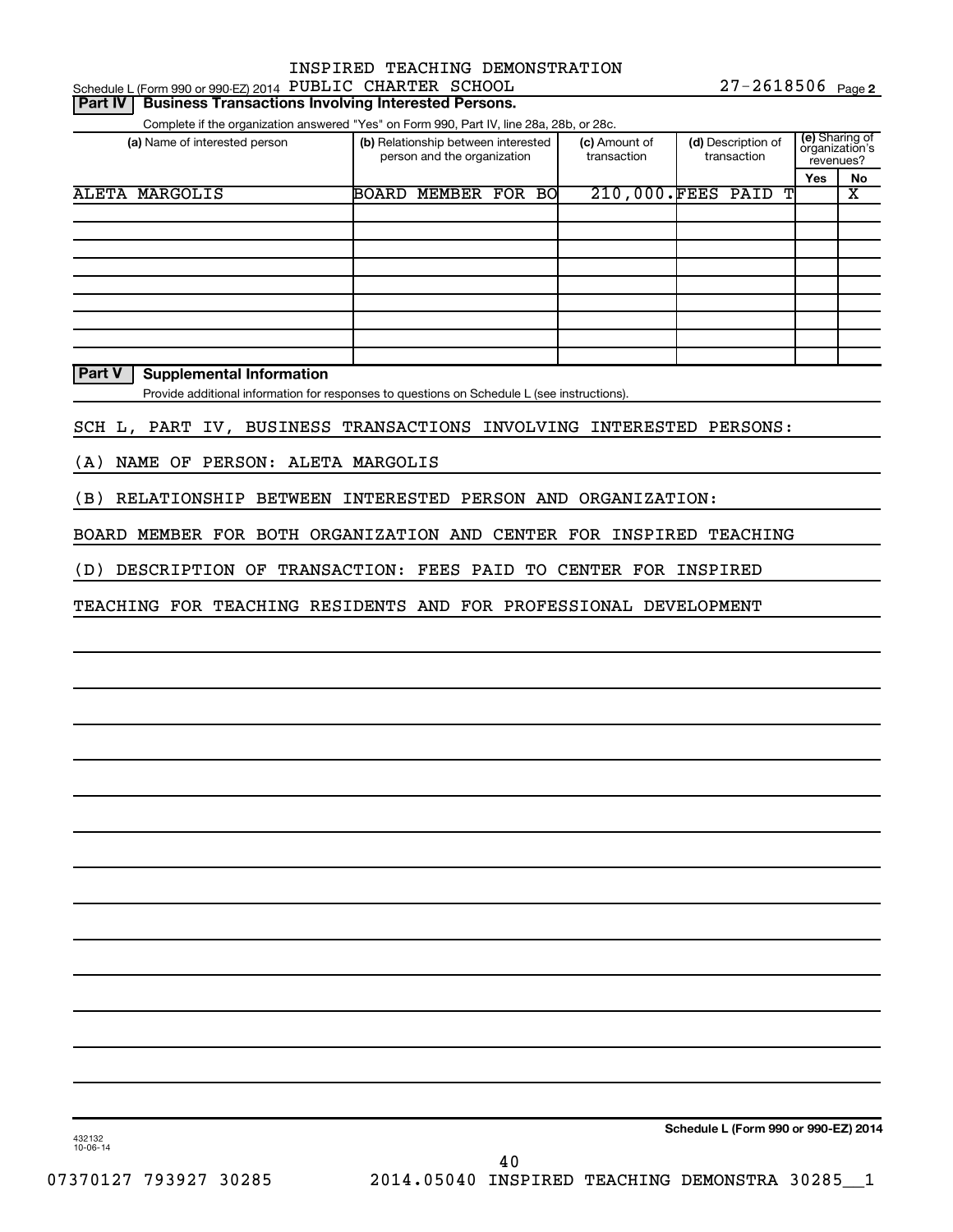Schedule L (Form 990 or 990-EZ) 2014 INSPIRED TEACHING DEMONSTRATION PUBLIC CHARTER SCHOOL 27-2618506 Page 2

## Part IV Business Transactions Involving Interested Persons.

Complete if the organization answered "Yes" on Form 990, Part IV, line 28a, 28b, or 28c.

| (a) Name of interested person | (b) Relationship between interested person and the organization | (c) Amount of transaction | (d) Description of transaction | (e) Sharing of organization's revenues? Yes | No |
|---|---|---|---|---|---|
| ALETA MARGOLIS | BOARD MEMBER FOR BO | 210,000. | FEES PAID T | | X |
| | | | | | |
| | | | | | |
| | | | | | |
| | | | | | |
| | | | | | |
| | | | | | |
| | | | | | |
| | | | | | |

## Part V Supplemental Information

Provide additional information for responses to questions on Schedule L (see instructions).

SCH L, PART IV, BUSINESS TRANSACTIONS INVOLVING INTERESTED PERSONS:

(A) NAME OF PERSON: ALETA MARGOLIS

(B) RELATIONSHIP BETWEEN INTERESTED PERSON AND ORGANIZATION:

BOARD MEMBER FOR BOTH ORGANIZATION AND CENTER FOR INSPIRED TEACHING

(D) DESCRIPTION OF TRANSACTION: FEES PAID TO CENTER FOR INSPIRED

TEACHING FOR TEACHING RESIDENTS AND FOR PROFESSIONAL DEVELOPMENT

432132 10-06-14

Schedule L (Form 990 or 990-EZ) 2014

07370127 793927 30285 2014.05040 INSPIRED TEACHING DEMONSTRA 30285__1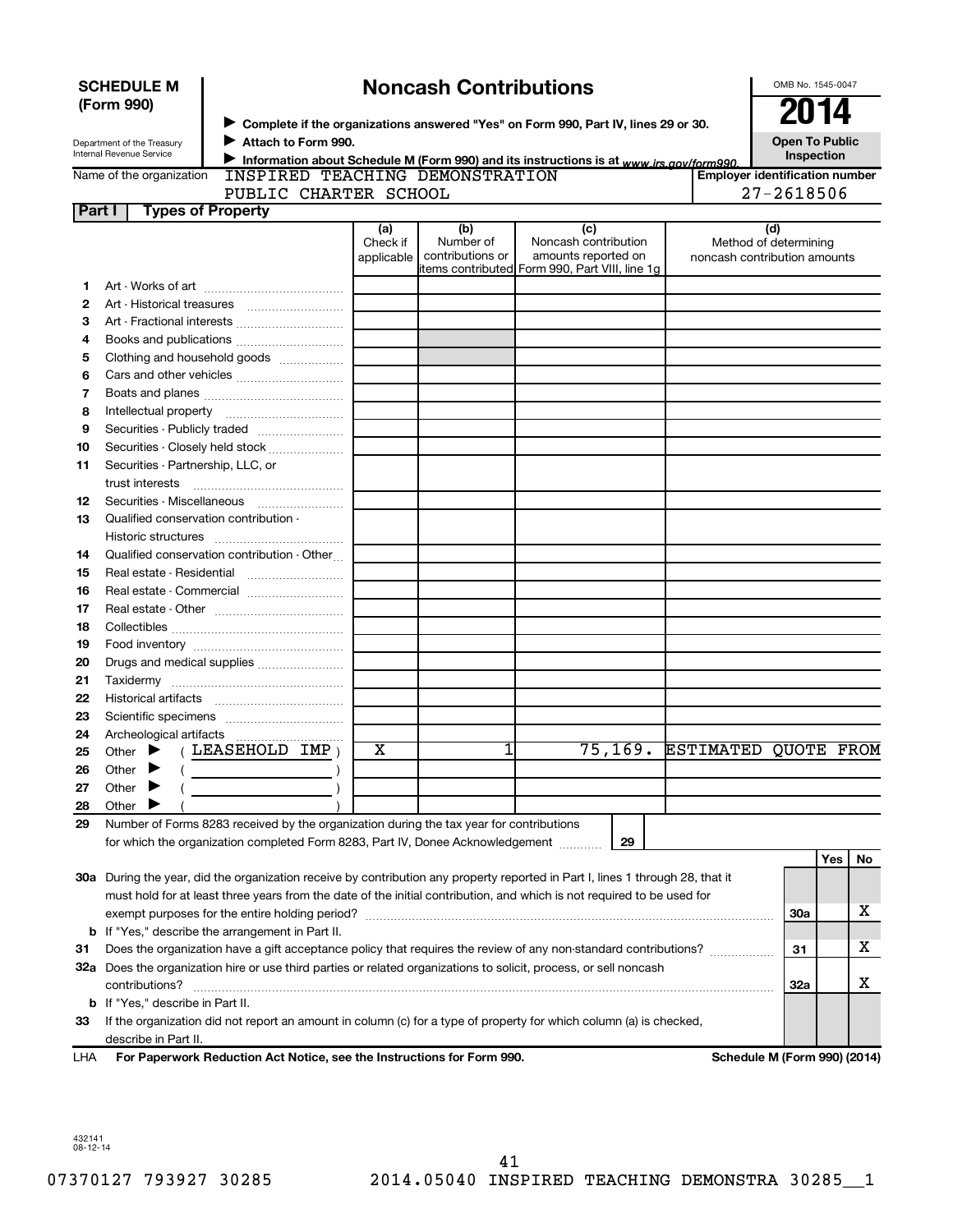**SCHEDULE M (Form 990)**

Department of the Treasury
Internal Revenue Service

# Noncash Contributions

▶ Complete if the organizations answered "Yes" on Form 990, Part IV, lines 29 or 30.
▶ Attach to Form 990.
▶ Information about Schedule M (Form 990) and its instructions is at www.irs.gov/form990.

OMB No. 1545-0047

**2014**

**Open To Public Inspection**

Name of the organization: INSPIRED TEACHING DEMONSTRATION PUBLIC CHARTER SCHOOL

Employer identification number: 27-2618506

**Part I — Types of Property**

| | | (a) Check if applicable | (b) Number of contributions or items contributed | (c) Noncash contribution amounts reported on Form 990, Part VIII, line 1g | (d) Method of determining noncash contribution amounts |
|---|---|---|---|---|---|
| 1 | Art - Works of art | | | | |
| 2 | Art - Historical treasures | | | | |
| 3 | Art - Fractional interests | | | | |
| 4 | Books and publications | | | | |
| 5 | Clothing and household goods | | | | |
| 6 | Cars and other vehicles | | | | |
| 7 | Boats and planes | | | | |
| 8 | Intellectual property | | | | |
| 9 | Securities - Publicly traded | | | | |
| 10 | Securities - Closely held stock | | | | |
| 11 | Securities - Partnership, LLC, or trust interests | | | | |
| 12 | Securities - Miscellaneous | | | | |
| 13 | Qualified conservation contribution - Historic structures | | | | |
| 14 | Qualified conservation contribution - Other | | | | |
| 15 | Real estate - Residential | | | | |
| 16 | Real estate - Commercial | | | | |
| 17 | Real estate - Other | | | | |
| 18 | Collectibles | | | | |
| 19 | Food inventory | | | | |
| 20 | Drugs and medical supplies | | | | |
| 21 | Taxidermy | | | | |
| 22 | Historical artifacts | | | | |
| 23 | Scientific specimens | | | | |
| 24 | Archeological artifacts | | | | |
| 25 | Other ▶ ( LEASEHOLD IMP ) | X | 1 | 75,169. | ESTIMATED QUOTE FROM |
| 26 | Other ▶ ( ) | | | | |
| 27 | Other ▶ ( ) | | | | |
| 28 | Other ▶ ( ) | | | | |

29 Number of Forms 8283 received by the organization during the tax year for contributions for which the organization completed Form 8283, Part IV, Donee Acknowledgement ..... 29

| | | | Yes | No |
|---|---|---|---|---|
| 30a | During the year, did the organization receive by contribution any property reported in Part I, lines 1 through 28, that it must hold for at least three years from the date of the initial contribution, and which is not required to be used for exempt purposes for the entire holding period? | 30a | | X |
| b | If "Yes," describe the arrangement in Part II. | | | |
| 31 | Does the organization have a gift acceptance policy that requires the review of any non-standard contributions? | 31 | | X |
| 32a | Does the organization hire or use third parties or related organizations to solicit, process, or sell noncash contributions? | 32a | | X |
| b | If "Yes," describe in Part II. | | | |
| 33 | If the organization did not report an amount in column (c) for a type of property for which column (a) is checked, describe in Part II. | | | |

LHA For Paperwork Reduction Act Notice, see the Instructions for Form 990. Schedule M (Form 990) (2014)

432141 08-12-14

07370127 793927 30285 2014.05040 INSPIRED TEACHING DEMONSTRA 30285__1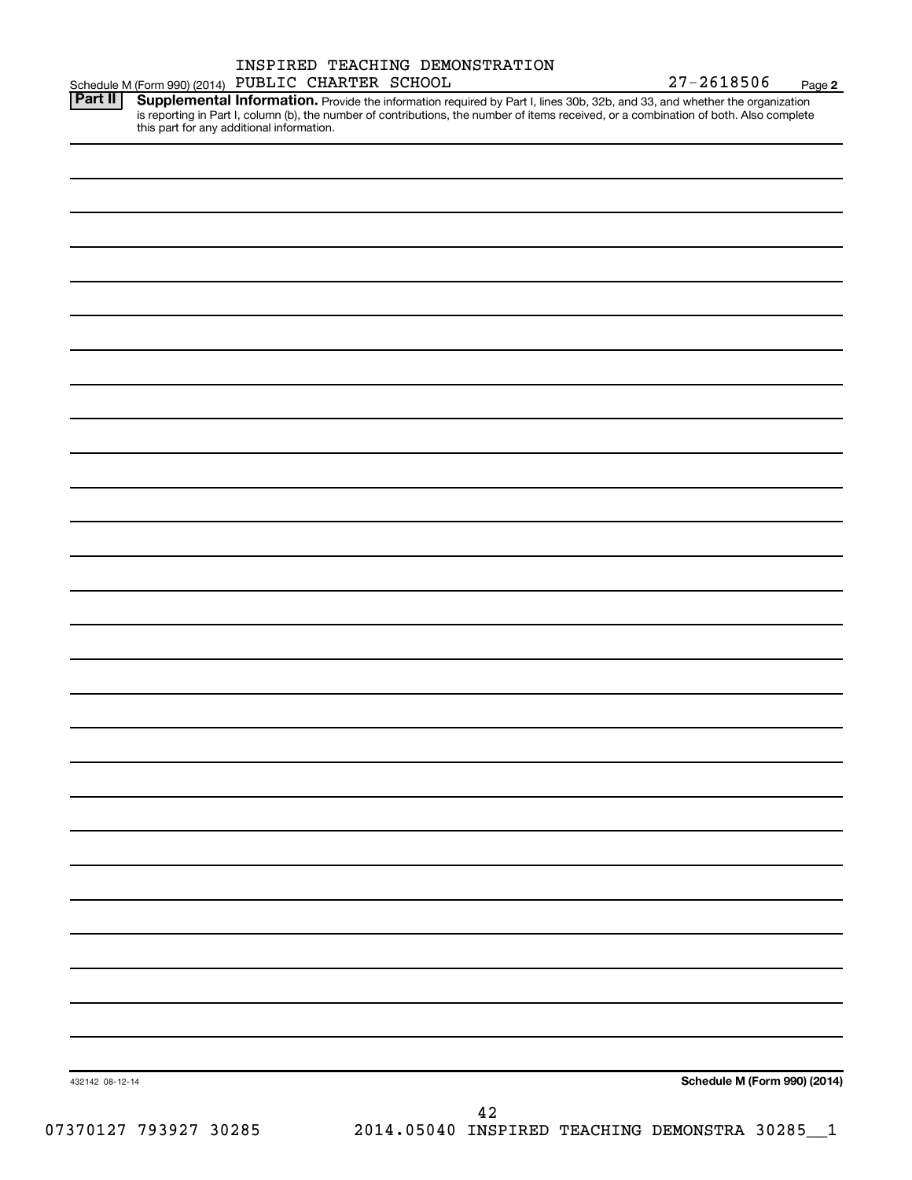INSPIRED TEACHING DEMONSTRATION

Schedule M (Form 990) (2014) PUBLIC CHARTER SCHOOL 27-2618506 Page **2**

**Part II** **Supplemental Information.** Provide the information required by Part I, lines 30b, 32b, and 33, and whether the organization is reporting in Part I, column (b), the number of contributions, the number of items received, or a combination of both. Also complete this part for any additional information.

432142 08-12-14

**Schedule M (Form 990) (2014)**

07370127 793927 30285 2014.05040 INSPIRED TEACHING DEMONSTRA 30285__1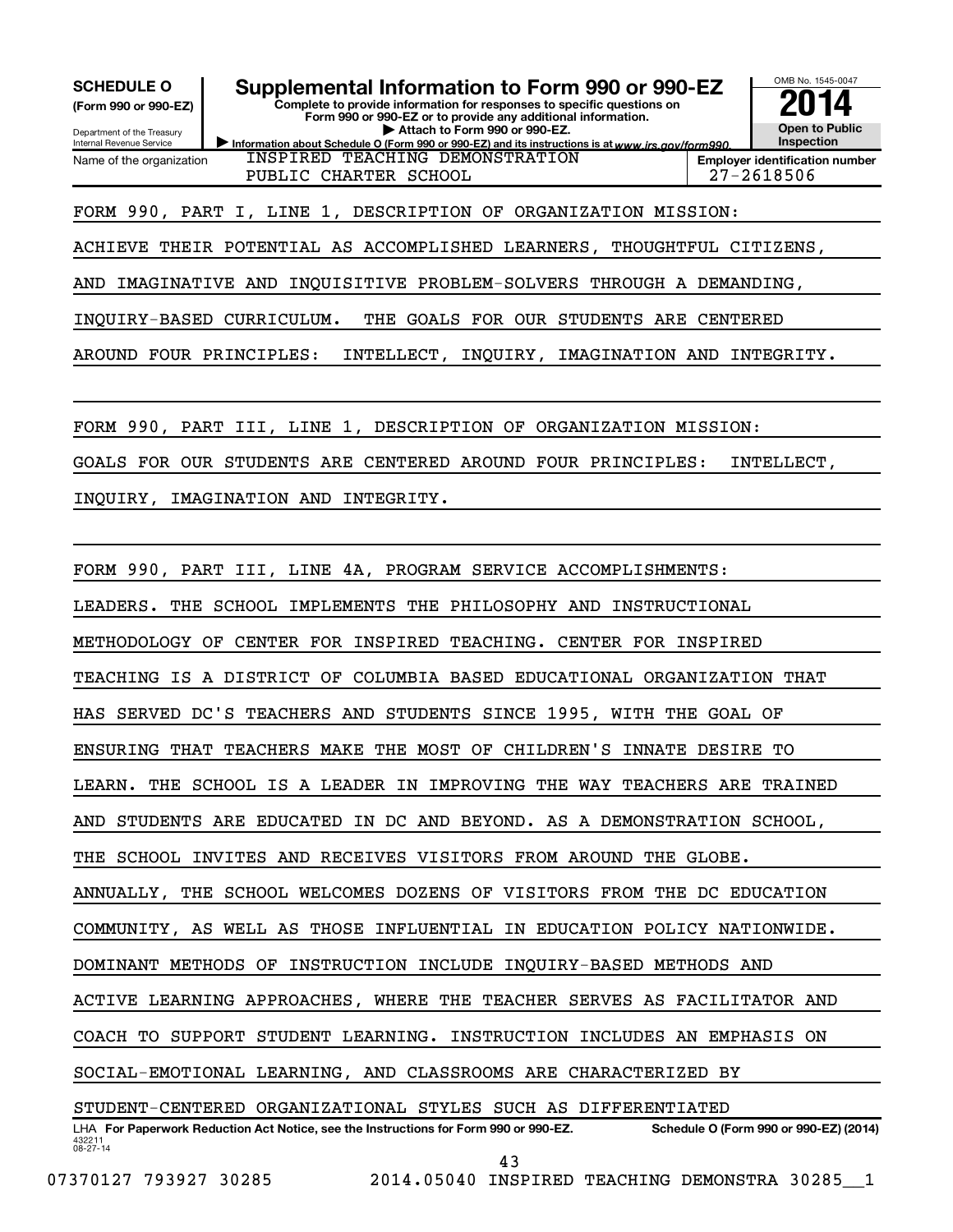**SCHEDULE O**
**(Form 990 or 990-EZ)**

Department of the Treasury
Internal Revenue Service

# Supplemental Information to Form 990 or 990-EZ

**Complete to provide information for responses to specific questions on Form 990 or 990-EZ or to provide any additional information.**
**▶ Attach to Form 990 or 990-EZ.**
**▶ Information about Schedule O (Form 990 or 990-EZ) and its instructions is at www.irs.gov/form990.**

OMB No. 1545-0047

**2014**

**Open to Public Inspection**

| Name of the organization | Employer identification number |
|---|---|
| INSPIRED TEACHING DEMONSTRATION PUBLIC CHARTER SCHOOL | 27-2618506 |

FORM 990, PART I, LINE 1, DESCRIPTION OF ORGANIZATION MISSION:

ACHIEVE THEIR POTENTIAL AS ACCOMPLISHED LEARNERS, THOUGHTFUL CITIZENS, AND IMAGINATIVE AND INQUISITIVE PROBLEM-SOLVERS THROUGH A DEMANDING, INQUIRY-BASED CURRICULUM. THE GOALS FOR OUR STUDENTS ARE CENTERED AROUND FOUR PRINCIPLES: INTELLECT, INQUIRY, IMAGINATION AND INTEGRITY.

FORM 990, PART III, LINE 1, DESCRIPTION OF ORGANIZATION MISSION:

GOALS FOR OUR STUDENTS ARE CENTERED AROUND FOUR PRINCIPLES: INTELLECT, INQUIRY, IMAGINATION AND INTEGRITY.

FORM 990, PART III, LINE 4A, PROGRAM SERVICE ACCOMPLISHMENTS:

LEADERS. THE SCHOOL IMPLEMENTS THE PHILOSOPHY AND INSTRUCTIONAL METHODOLOGY OF CENTER FOR INSPIRED TEACHING. CENTER FOR INSPIRED TEACHING IS A DISTRICT OF COLUMBIA BASED EDUCATIONAL ORGANIZATION THAT HAS SERVED DC'S TEACHERS AND STUDENTS SINCE 1995, WITH THE GOAL OF ENSURING THAT TEACHERS MAKE THE MOST OF CHILDREN'S INNATE DESIRE TO LEARN. THE SCHOOL IS A LEADER IN IMPROVING THE WAY TEACHERS ARE TRAINED AND STUDENTS ARE EDUCATED IN DC AND BEYOND. AS A DEMONSTRATION SCHOOL, THE SCHOOL INVITES AND RECEIVES VISITORS FROM AROUND THE GLOBE. ANNUALLY, THE SCHOOL WELCOMES DOZENS OF VISITORS FROM THE DC EDUCATION COMMUNITY, AS WELL AS THOSE INFLUENTIAL IN EDUCATION POLICY NATIONWIDE. DOMINANT METHODS OF INSTRUCTION INCLUDE INQUIRY-BASED METHODS AND ACTIVE LEARNING APPROACHES, WHERE THE TEACHER SERVES AS FACILITATOR AND COACH TO SUPPORT STUDENT LEARNING. INSTRUCTION INCLUDES AN EMPHASIS ON SOCIAL-EMOTIONAL LEARNING, AND CLASSROOMS ARE CHARACTERIZED BY STUDENT-CENTERED ORGANIZATIONAL STYLES SUCH AS DIFFERENTIATED

LHA **For Paperwork Reduction Act Notice, see the Instructions for Form 990 or 990-EZ.** **Schedule O (Form 990 or 990-EZ) (2014)**

432211
08-27-14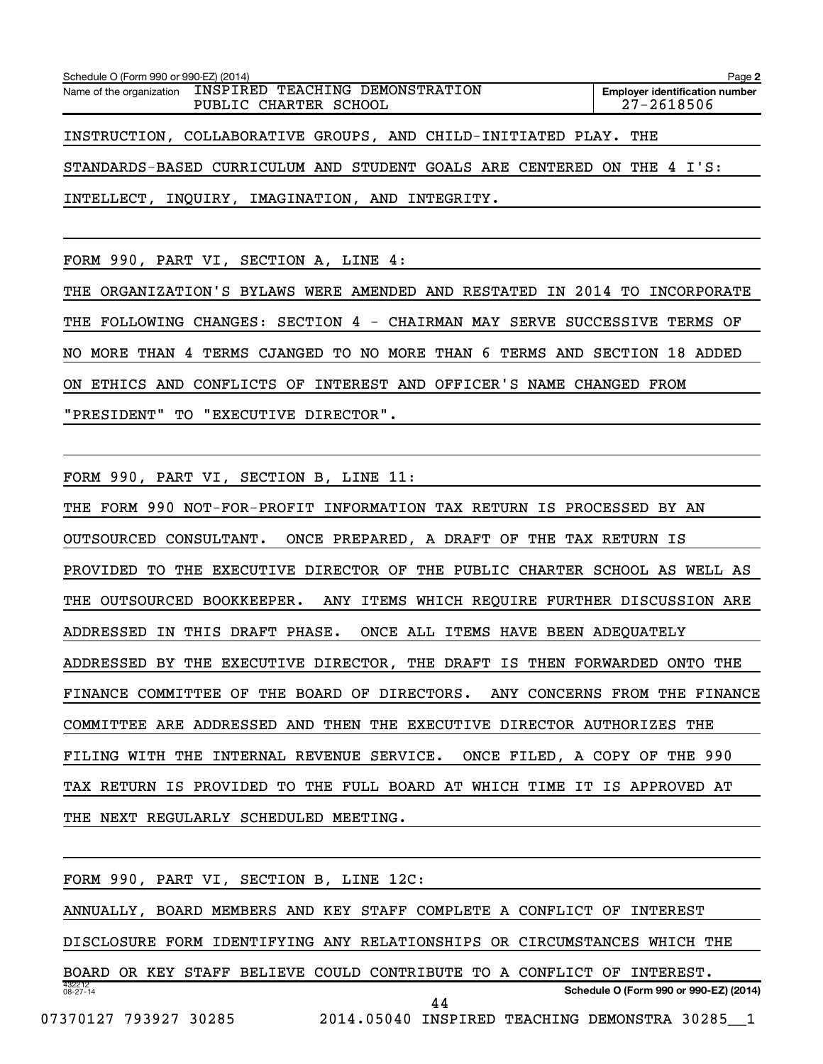Schedule O (Form 990 or 990-EZ) (2014) Page **2**

| Name of the organization | Employer identification number |
|---|---|
| INSPIRED TEACHING DEMONSTRATION PUBLIC CHARTER SCHOOL | 27-2618506 |

INSTRUCTION, COLLABORATIVE GROUPS, AND CHILD-INITIATED PLAY. THE STANDARDS-BASED CURRICULUM AND STUDENT GOALS ARE CENTERED ON THE 4 I'S: INTELLECT, INQUIRY, IMAGINATION, AND INTEGRITY.

FORM 990, PART VI, SECTION A, LINE 4:

THE ORGANIZATION'S BYLAWS WERE AMENDED AND RESTATED IN 2014 TO INCORPORATE THE FOLLOWING CHANGES: SECTION 4 - CHAIRMAN MAY SERVE SUCCESSIVE TERMS OF NO MORE THAN 4 TERMS CJANGED TO NO MORE THAN 6 TERMS AND SECTION 18 ADDED ON ETHICS AND CONFLICTS OF INTEREST AND OFFICER'S NAME CHANGED FROM "PRESIDENT" TO "EXECUTIVE DIRECTOR".

FORM 990, PART VI, SECTION B, LINE 11:

THE FORM 990 NOT-FOR-PROFIT INFORMATION TAX RETURN IS PROCESSED BY AN OUTSOURCED CONSULTANT. ONCE PREPARED, A DRAFT OF THE TAX RETURN IS PROVIDED TO THE EXECUTIVE DIRECTOR OF THE PUBLIC CHARTER SCHOOL AS WELL AS THE OUTSOURCED BOOKKEEPER. ANY ITEMS WHICH REQUIRE FURTHER DISCUSSION ARE ADDRESSED IN THIS DRAFT PHASE. ONCE ALL ITEMS HAVE BEEN ADEQUATELY ADDRESSED BY THE EXECUTIVE DIRECTOR, THE DRAFT IS THEN FORWARDED ONTO THE FINANCE COMMITTEE OF THE BOARD OF DIRECTORS. ANY CONCERNS FROM THE FINANCE COMMITTEE ARE ADDRESSED AND THEN THE EXECUTIVE DIRECTOR AUTHORIZES THE FILING WITH THE INTERNAL REVENUE SERVICE. ONCE FILED, A COPY OF THE 990 TAX RETURN IS PROVIDED TO THE FULL BOARD AT WHICH TIME IT IS APPROVED AT THE NEXT REGULARLY SCHEDULED MEETING.

FORM 990, PART VI, SECTION B, LINE 12C:

ANNUALLY, BOARD MEMBERS AND KEY STAFF COMPLETE A CONFLICT OF INTEREST DISCLOSURE FORM IDENTIFYING ANY RELATIONSHIPS OR CIRCUMSTANCES WHICH THE BOARD OR KEY STAFF BELIEVE COULD CONTRIBUTE TO A CONFLICT OF INTEREST.

432212 08-27-14 **Schedule O (Form 990 or 990-EZ) (2014)**

07370127 793927 30285 2014.05040 INSPIRED TEACHING DEMONSTRA 30285__1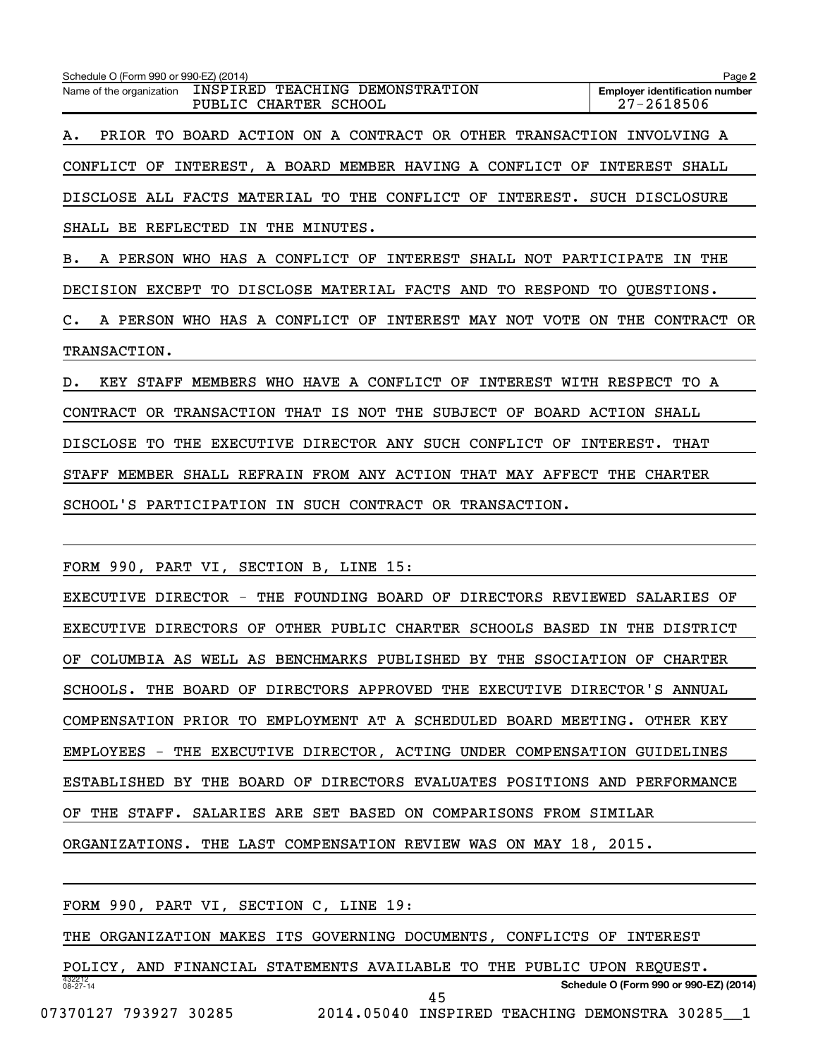A. PRIOR TO BOARD ACTION ON A CONTRACT OR OTHER TRANSACTION INVOLVING A CONFLICT OF INTEREST, A BOARD MEMBER HAVING A CONFLICT OF INTEREST SHALL DISCLOSE ALL FACTS MATERIAL TO THE CONFLICT OF INTEREST. SUCH DISCLOSURE SHALL BE REFLECTED IN THE MINUTES.

B. A PERSON WHO HAS A CONFLICT OF INTEREST SHALL NOT PARTICIPATE IN THE DECISION EXCEPT TO DISCLOSE MATERIAL FACTS AND TO RESPOND TO QUESTIONS.

C. A PERSON WHO HAS A CONFLICT OF INTEREST MAY NOT VOTE ON THE CONTRACT OR TRANSACTION.

D. KEY STAFF MEMBERS WHO HAVE A CONFLICT OF INTEREST WITH RESPECT TO A CONTRACT OR TRANSACTION THAT IS NOT THE SUBJECT OF BOARD ACTION SHALL DISCLOSE TO THE EXECUTIVE DIRECTOR ANY SUCH CONFLICT OF INTEREST. THAT STAFF MEMBER SHALL REFRAIN FROM ANY ACTION THAT MAY AFFECT THE CHARTER SCHOOL'S PARTICIPATION IN SUCH CONTRACT OR TRANSACTION.

FORM 990, PART VI, SECTION B, LINE 15:

EXECUTIVE DIRECTOR - THE FOUNDING BOARD OF DIRECTORS REVIEWED SALARIES OF EXECUTIVE DIRECTORS OF OTHER PUBLIC CHARTER SCHOOLS BASED IN THE DISTRICT OF COLUMBIA AS WELL AS BENCHMARKS PUBLISHED BY THE SSOCIATION OF CHARTER SCHOOLS. THE BOARD OF DIRECTORS APPROVED THE EXECUTIVE DIRECTOR'S ANNUAL COMPENSATION PRIOR TO EMPLOYMENT AT A SCHEDULED BOARD MEETING. OTHER KEY EMPLOYEES - THE EXECUTIVE DIRECTOR, ACTING UNDER COMPENSATION GUIDELINES ESTABLISHED BY THE BOARD OF DIRECTORS EVALUATES POSITIONS AND PERFORMANCE OF THE STAFF. SALARIES ARE SET BASED ON COMPARISONS FROM SIMILAR ORGANIZATIONS. THE LAST COMPENSATION REVIEW WAS ON MAY 18, 2015.

FORM 990, PART VI, SECTION C, LINE 19:

THE ORGANIZATION MAKES ITS GOVERNING DOCUMENTS, CONFLICTS OF INTEREST POLICY, AND FINANCIAL STATEMENTS AVAILABLE TO THE PUBLIC UPON REQUEST.